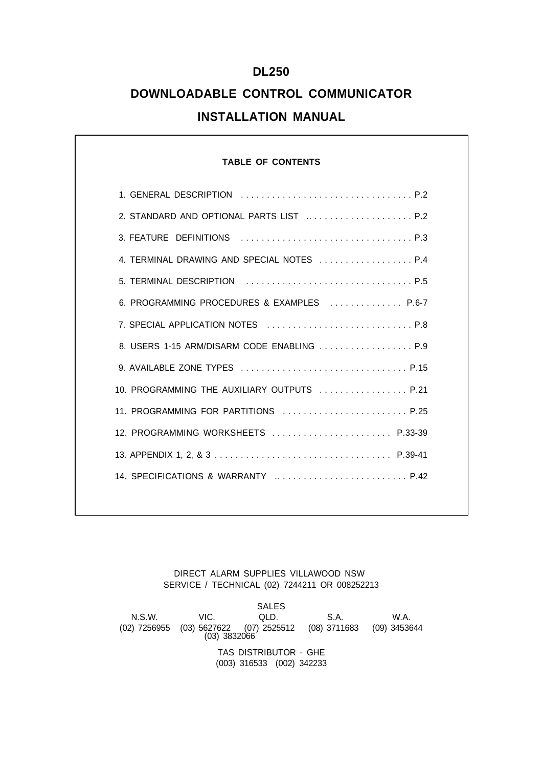# DL250

# DOWNLOADABLE CONTROL COMMUNICATOR

# INSTALLATION MANUAL

**TABLE OF CONTENTS**

| | |
|---|---|
| 1. GENERAL DESCRIPTION | P.2 |
| 2. STANDARD AND OPTIONAL PARTS LIST | P.2 |
| 3. FEATURE DEFINITIONS | P.3 |
| 4. TERMINAL DRAWING AND SPECIAL NOTES | P.4 |
| 5. TERMINAL DESCRIPTION | P.5 |
| 6. PROGRAMMING PROCEDURES & EXAMPLES | P.6-7 |
| 7. SPECIAL APPLICATION NOTES | P.8 |
| 8. USERS 1-15 ARM/DISARM CODE ENABLING | P.9 |
| 9. AVAILABLE ZONE TYPES | P.15 |
| 10. PROGRAMMING THE AUXILIARY OUTPUTS | P.21 |
| 11. PROGRAMMING FOR PARTITIONS | P.25 |
| 12. PROGRAMMING WORKSHEETS | P.33-39 |
| 13. APPENDIX 1, 2, & 3 | P.39-41 |
| 14. SPECIFICATIONS & WARRANTY | P.42 |

DIRECT ALARM SUPPLIES VILLAWOOD NSW
SERVICE / TECHNICAL (02) 7244211 OR 008252213

SALES

| N.S.W. | VIC. | QLD. | S.A. | W.A. |
|---|---|---|---|---|
| (02) 7256955 | (03) 5627622<br>(03) 3832066 | (07) 2525512 | (08) 3711683 | (09) 3453644 |

TAS DISTRIBUTOR - GHE
(003) 316533 (002) 342233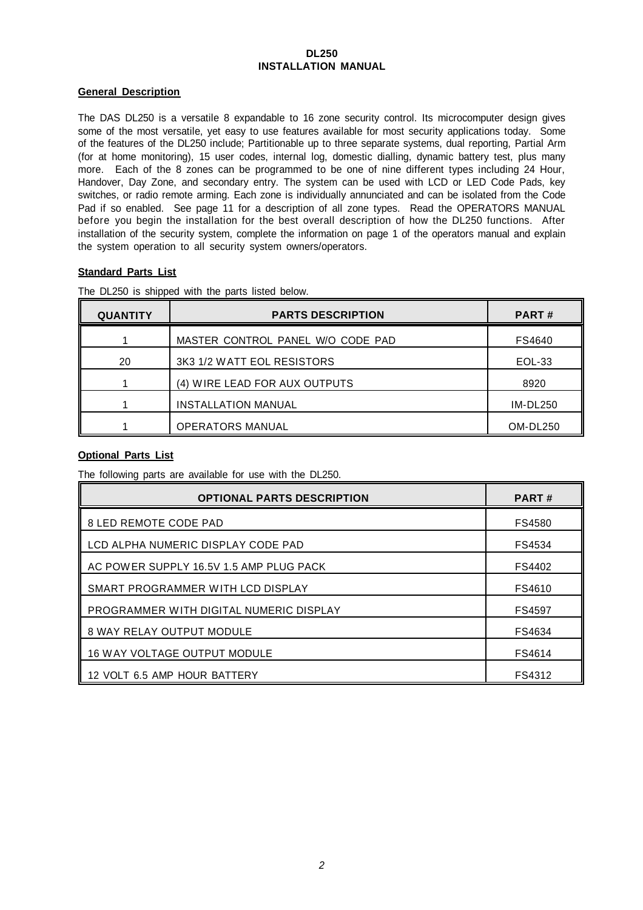# DL250
# INSTALLATION MANUAL

**General Description**

The DAS DL250 is a versatile 8 expandable to 16 zone security control. Its microcomputer design gives some of the most versatile, yet easy to use features available for most security applications today. Some of the features of the DL250 include; Partitionable up to three separate systems, dual reporting, Partial Arm (for at home monitoring), 15 user codes, internal log, domestic dialling, dynamic battery test, plus many more. Each of the 8 zones can be programmed to be one of nine different types including 24 Hour, Handover, Day Zone, and secondary entry. The system can be used with LCD or LED Code Pads, key switches, or radio remote arming. Each zone is individually annunciated and can be isolated from the Code Pad if so enabled. See page 11 for a description of all zone types. Read the OPERATORS MANUAL before you begin the installation for the best overall description of how the DL250 functions. After installation of the security system, complete the information on page 1 of the operators manual and explain the system operation to all security system owners/operators.

**Standard Parts List**

The DL250 is shipped with the parts listed below.

| QUANTITY | PARTS DESCRIPTION | PART # |
|---|---|---|
| 1 | MASTER CONTROL PANEL W/O CODE PAD | FS4640 |
| 20 | 3K3 1/2 WATT EOL RESISTORS | EOL-33 |
| 1 | (4) WIRE LEAD FOR AUX OUTPUTS | 8920 |
| 1 | INSTALLATION MANUAL | IM-DL250 |
| 1 | OPERATORS MANUAL | OM-DL250 |

**Optional Parts List**

The following parts are available for use with the DL250.

| OPTIONAL PARTS DESCRIPTION | PART # |
|---|---|
| 8 LED REMOTE CODE PAD | FS4580 |
| LCD ALPHA NUMERIC DISPLAY CODE PAD | FS4534 |
| AC POWER SUPPLY 16.5V 1.5 AMP PLUG PACK | FS4402 |
| SMART PROGRAMMER WITH LCD DISPLAY | FS4610 |
| PROGRAMMER WITH DIGITAL NUMERIC DISPLAY | FS4597 |
| 8 WAY RELAY OUTPUT MODULE | FS4634 |
| 16 WAY VOLTAGE OUTPUT MODULE | FS4614 |
| 12 VOLT 6.5 AMP HOUR BATTERY | FS4312 |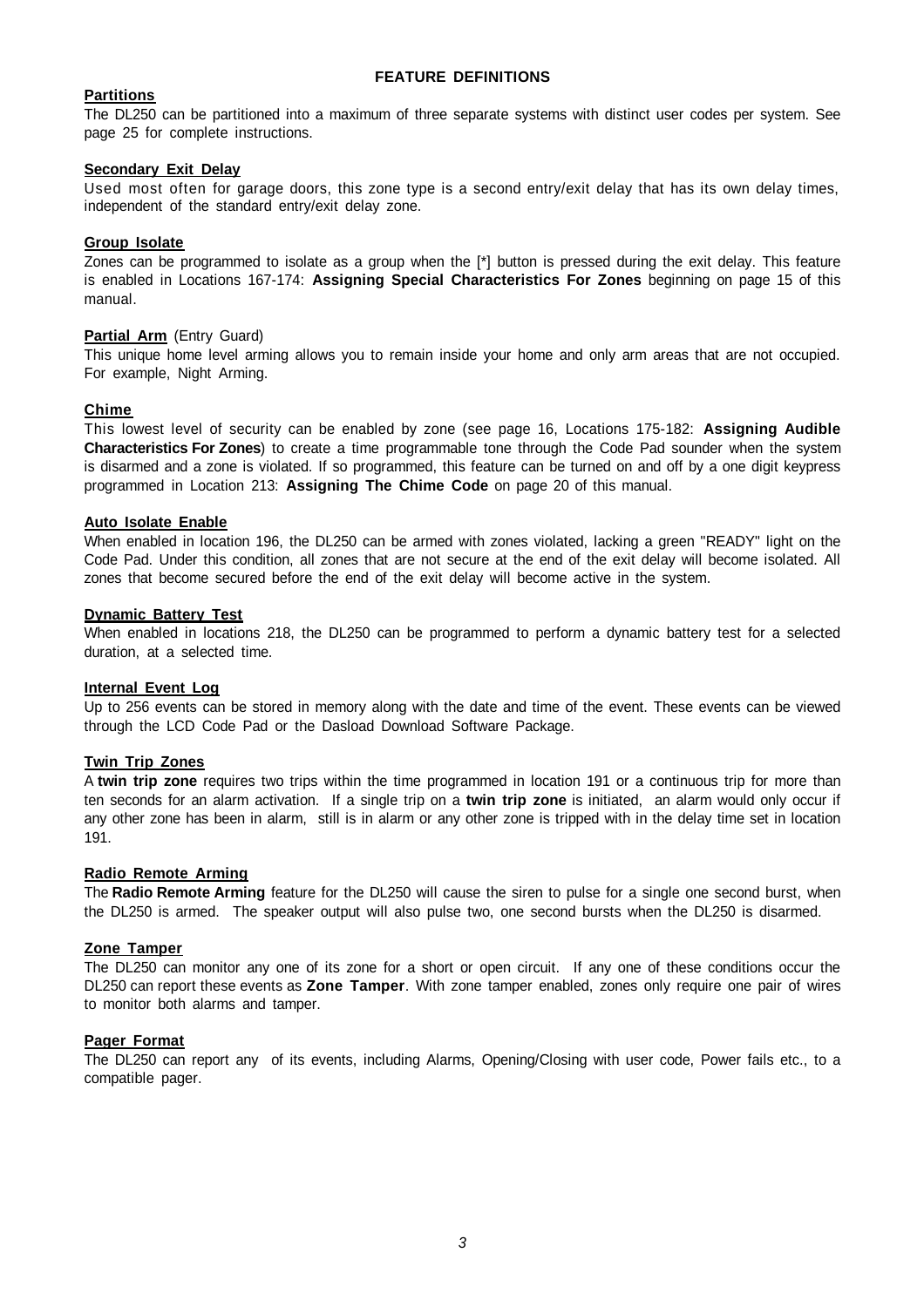# FEATURE DEFINITIONS

## Partitions

The DL250 can be partitioned into a maximum of three separate systems with distinct user codes per system. See page 25 for complete instructions.

## Secondary Exit Delay

Used most often for garage doors, this zone type is a second entry/exit delay that has its own delay times, independent of the standard entry/exit delay zone.

## Group Isolate

Zones can be programmed to isolate as a group when the [*] button is pressed during the exit delay. This feature is enabled in Locations 167-174: **Assigning Special Characteristics For Zones** beginning on page 15 of this manual.

## Partial Arm (Entry Guard)

This unique home level arming allows you to remain inside your home and only arm areas that are not occupied. For example, Night Arming.

## Chime

This lowest level of security can be enabled by zone (see page 16, Locations 175-182: **Assigning Audible Characteristics For Zones**) to create a time programmable tone through the Code Pad sounder when the system is disarmed and a zone is violated. If so programmed, this feature can be turned on and off by a one digit keypress programmed in Location 213: **Assigning The Chime Code** on page 20 of this manual.

## Auto Isolate Enable

When enabled in location 196, the DL250 can be armed with zones violated, lacking a green "READY" light on the Code Pad. Under this condition, all zones that are not secure at the end of the exit delay will become isolated. All zones that become secured before the end of the exit delay will become active in the system.

## Dynamic Battery Test

When enabled in locations 218, the DL250 can be programmed to perform a dynamic battery test for a selected duration, at a selected time.

## Internal Event Log

Up to 256 events can be stored in memory along with the date and time of the event. These events can be viewed through the LCD Code Pad or the Dasload Download Software Package.

## Twin Trip Zones

A **twin trip zone** requires two trips within the time programmed in location 191 or a continuous trip for more than ten seconds for an alarm activation. If a single trip on a **twin trip zone** is initiated, an alarm would only occur if any other zone has been in alarm, still is in alarm or any other zone is tripped with in the delay time set in location 191.

## Radio Remote Arming

The **Radio Remote Arming** feature for the DL250 will cause the siren to pulse for a single one second burst, when the DL250 is armed. The speaker output will also pulse two, one second bursts when the DL250 is disarmed.

## Zone Tamper

The DL250 can monitor any one of its zone for a short or open circuit. If any one of these conditions occur the DL250 can report these events as **Zone Tamper**. With zone tamper enabled, zones only require one pair of wires to monitor both alarms and tamper.

## Pager Format

The DL250 can report any of its events, including Alarms, Opening/Closing with user code, Power fails etc., to a compatible pager.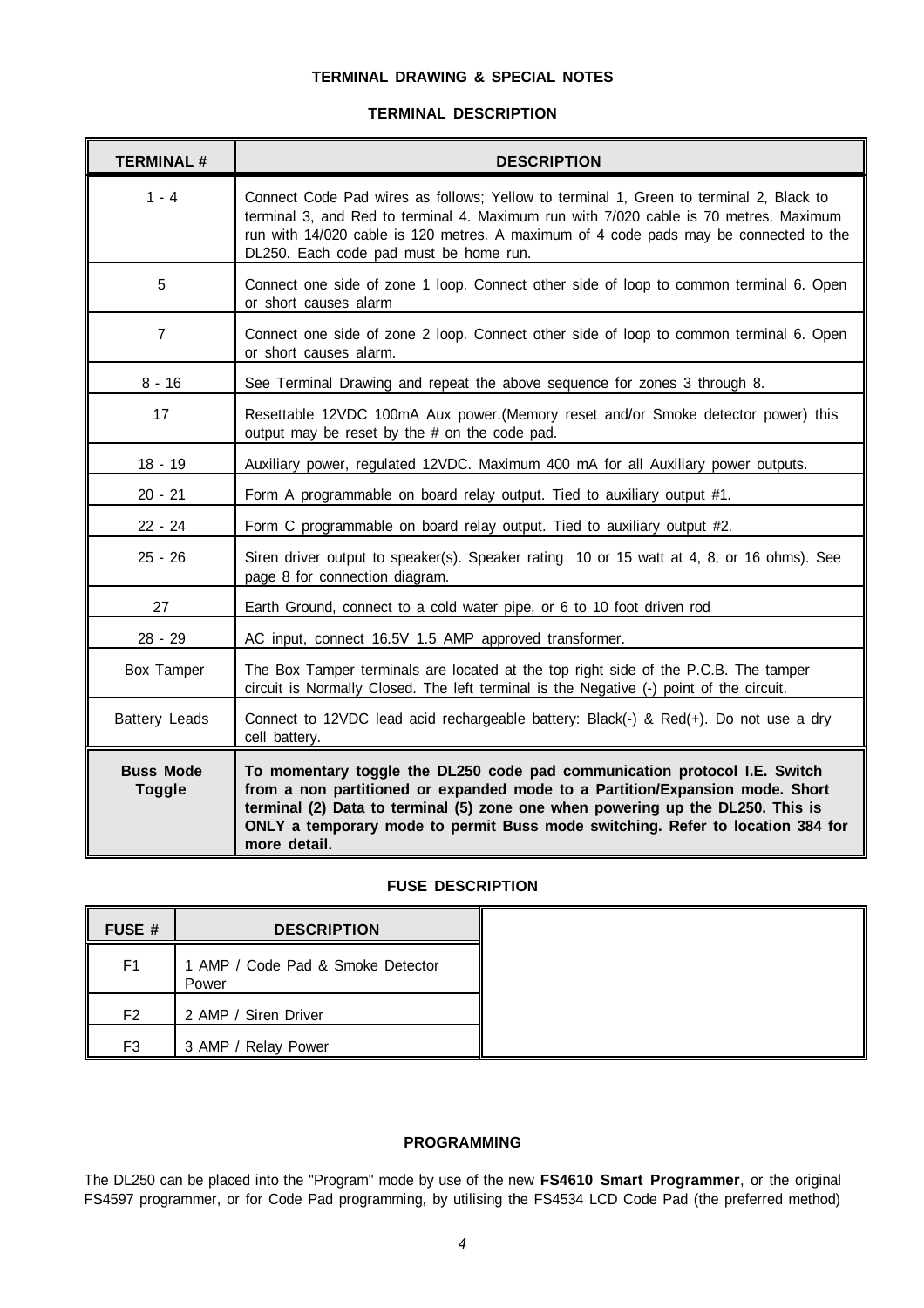## TERMINAL DRAWING & SPECIAL NOTES

### TERMINAL DESCRIPTION

| TERMINAL # | DESCRIPTION |
|---|---|
| 1 - 4 | Connect Code Pad wires as follows; Yellow to terminal 1, Green to terminal 2, Black to terminal 3, and Red to terminal 4. Maximum run with 7/020 cable is 70 metres. Maximum run with 14/020 cable is 120 metres. A maximum of 4 code pads may be connected to the DL250. Each code pad must be home run. |
| 5 | Connect one side of zone 1 loop. Connect other side of loop to common terminal 6. Open or short causes alarm |
| 7 | Connect one side of zone 2 loop. Connect other side of loop to common terminal 6. Open or short causes alarm. |
| 8 - 16 | See Terminal Drawing and repeat the above sequence for zones 3 through 8. |
| 17 | Resettable 12VDC 100mA Aux power.(Memory reset and/or Smoke detector power) this output may be reset by the # on the code pad. |
| 18 - 19 | Auxiliary power, regulated 12VDC. Maximum 400 mA for all Auxiliary power outputs. |
| 20 - 21 | Form A programmable on board relay output. Tied to auxiliary output #1. |
| 22 - 24 | Form C programmable on board relay output. Tied to auxiliary output #2. |
| 25 - 26 | Siren driver output to speaker(s). Speaker rating 10 or 15 watt at 4, 8, or 16 ohms). See page 8 for connection diagram. |
| 27 | Earth Ground, connect to a cold water pipe, or 6 to 10 foot driven rod |
| 28 - 29 | AC input, connect 16.5V 1.5 AMP approved transformer. |
| Box Tamper | The Box Tamper terminals are located at the top right side of the P.C.B. The tamper circuit is Normally Closed. The left terminal is the Negative (-) point of the circuit. |
| Battery Leads | Connect to 12VDC lead acid rechargeable battery: Black(-) & Red(+). Do not use a dry cell battery. |
| **Buss Mode Toggle** | **To momentary toggle the DL250 code pad communication protocol I.E. Switch from a non partitioned or expanded mode to a Partition/Expansion mode. Short terminal (2) Data to terminal (5) zone one when powering up the DL250. This is ONLY a temporary mode to permit Buss mode switching. Refer to location 384 for more detail.** |

### FUSE DESCRIPTION

| FUSE # | DESCRIPTION |
|---|---|
| F1 | 1 AMP / Code Pad & Smoke Detector Power |
| F2 | 2 AMP / Siren Driver |
| F3 | 3 AMP / Relay Power |

### PROGRAMMING

The DL250 can be placed into the "Program" mode by use of the new **FS4610 Smart Programmer**, or the original FS4597 programmer, or for Code Pad programming, by utilising the FS4534 LCD Code Pad (the preferred method)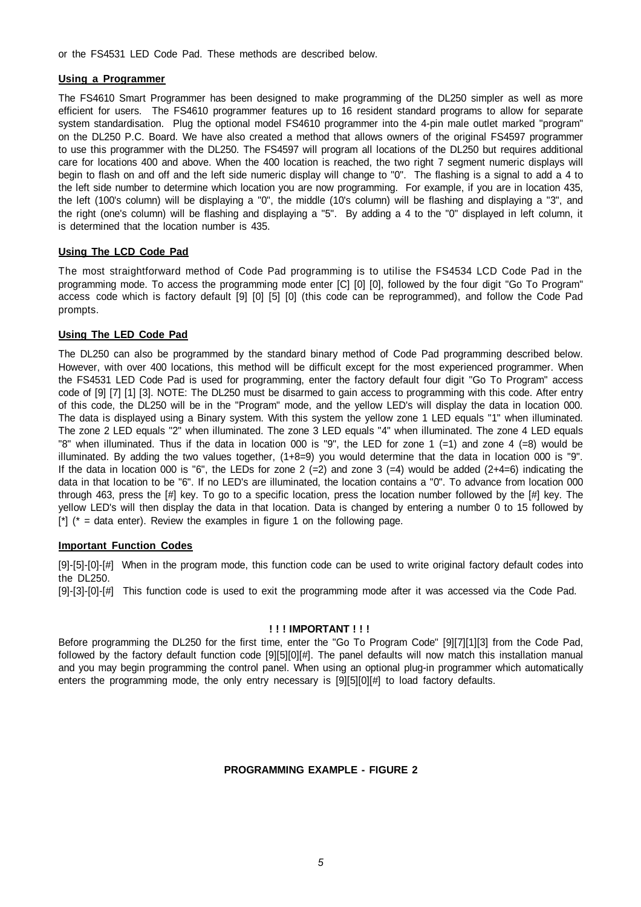or the FS4531 LED Code Pad. These methods are described below.

**Using a Programmer**

The FS4610 Smart Programmer has been designed to make programming of the DL250 simpler as well as more efficient for users. The FS4610 programmer features up to 16 resident standard programs to allow for separate system standardisation. Plug the optional model FS4610 programmer into the 4-pin male outlet marked "program" on the DL250 P.C. Board. We have also created a method that allows owners of the original FS4597 programmer to use this programmer with the DL250. The FS4597 will program all locations of the DL250 but requires additional care for locations 400 and above. When the 400 location is reached, the two right 7 segment numeric displays will begin to flash on and off and the left side numeric display will change to "0". The flashing is a signal to add a 4 to the left side number to determine which location you are now programming. For example, if you are in location 435, the left (100's column) will be displaying a "0", the middle (10's column) will be flashing and displaying a "3", and the right (one's column) will be flashing and displaying a "5". By adding a 4 to the "0" displayed in left column, it is determined that the location number is 435.

**Using The LCD Code Pad**

The most straightforward method of Code Pad programming is to utilise the FS4534 LCD Code Pad in the programming mode. To access the programming mode enter [C] [0] [0], followed by the four digit "Go To Program" access code which is factory default [9] [0] [5] [0] (this code can be reprogrammed), and follow the Code Pad prompts.

**Using The LED Code Pad**

The DL250 can also be programmed by the standard binary method of Code Pad programming described below. However, with over 400 locations, this method will be difficult except for the most experienced programmer. When the FS4531 LED Code Pad is used for programming, enter the factory default four digit "Go To Program" access code of [9] [7] [1] [3]. NOTE: The DL250 must be disarmed to gain access to programming with this code. After entry of this code, the DL250 will be in the "Program" mode, and the yellow LED's will display the data in location 000. The data is displayed using a Binary system. With this system the yellow zone 1 LED equals "1" when illuminated. The zone 2 LED equals "2" when illuminated. The zone 3 LED equals "4" when illuminated. The zone 4 LED equals "8" when illuminated. Thus if the data in location 000 is "9", the LED for zone 1 (=1) and zone 4 (=8) would be illuminated. By adding the two values together, (1+8=9) you would determine that the data in location 000 is "9". If the data in location 000 is "6", the LEDs for zone 2 (=2) and zone 3 (=4) would be added (2+4=6) indicating the data in that location to be "6". If no LED's are illuminated, the location contains a "0". To advance from location 000 through 463, press the [#] key. To go to a specific location, press the location number followed by the [#] key. The yellow LED's will then display the data in that location. Data is changed by entering a number 0 to 15 followed by [*] (* = data enter). Review the examples in figure 1 on the following page.

**Important Function Codes**

[9]-[5]-[0]-[#] When in the program mode, this function code can be used to write original factory default codes into the DL250.
[9]-[3]-[0]-[#] This function code is used to exit the programming mode after it was accessed via the Code Pad.

**! ! ! IMPORTANT ! ! !**

Before programming the DL250 for the first time, enter the "Go To Program Code" [9][7][1][3] from the Code Pad, followed by the factory default function code [9][5][0][#]. The panel defaults will now match this installation manual and you may begin programming the control panel. When using an optional plug-in programmer which automatically enters the programming mode, the only entry necessary is [9][5][0][#] to load factory defaults.

**PROGRAMMING EXAMPLE - FIGURE 2**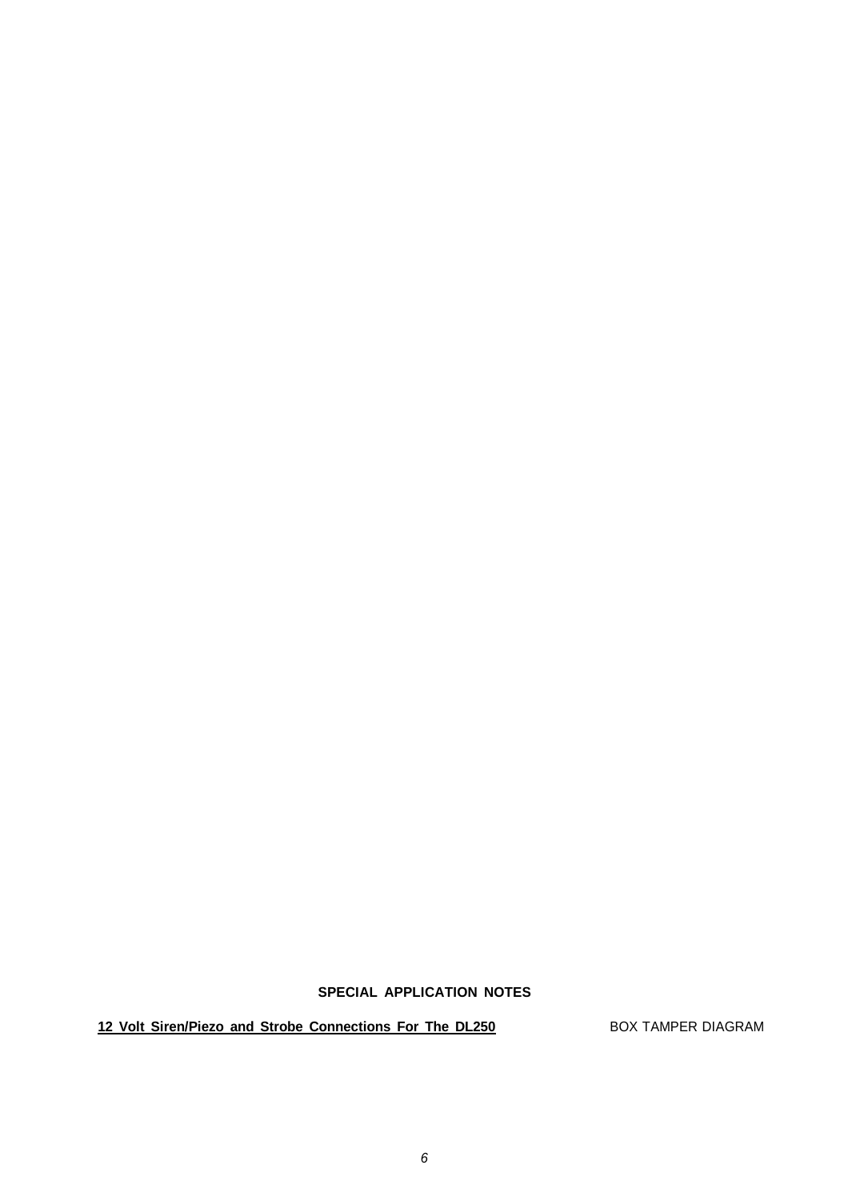## SPECIAL APPLICATION NOTES

**12 Volt Siren/Piezo and Strobe Connections For The DL250**

BOX TAMPER DIAGRAM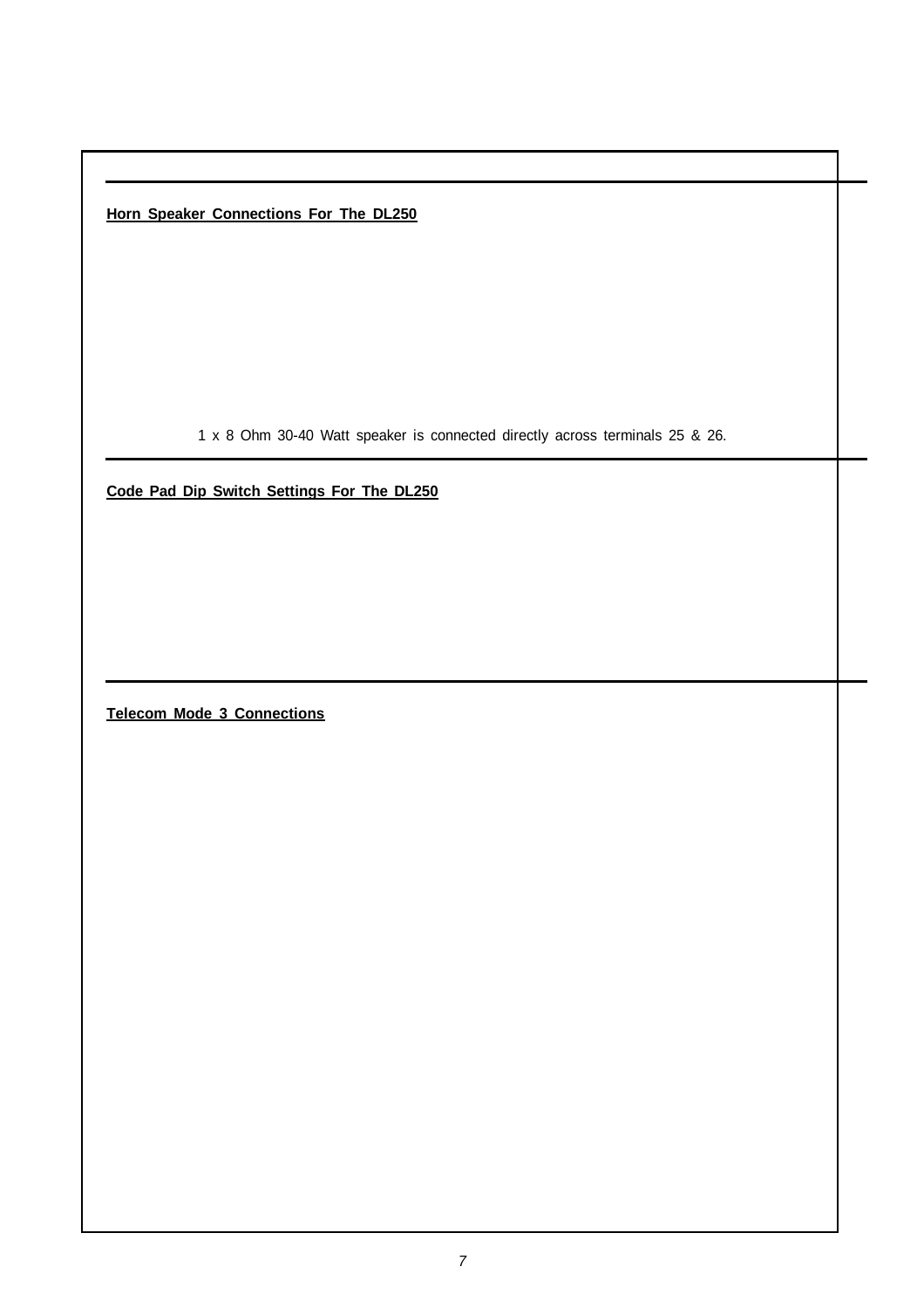**Horn Speaker Connections For The DL250**

1 x 8 Ohm 30-40 Watt speaker is connected directly across terminals 25 & 26.

**Code Pad Dip Switch Settings For The DL250**

**Telecom Mode 3 Connections**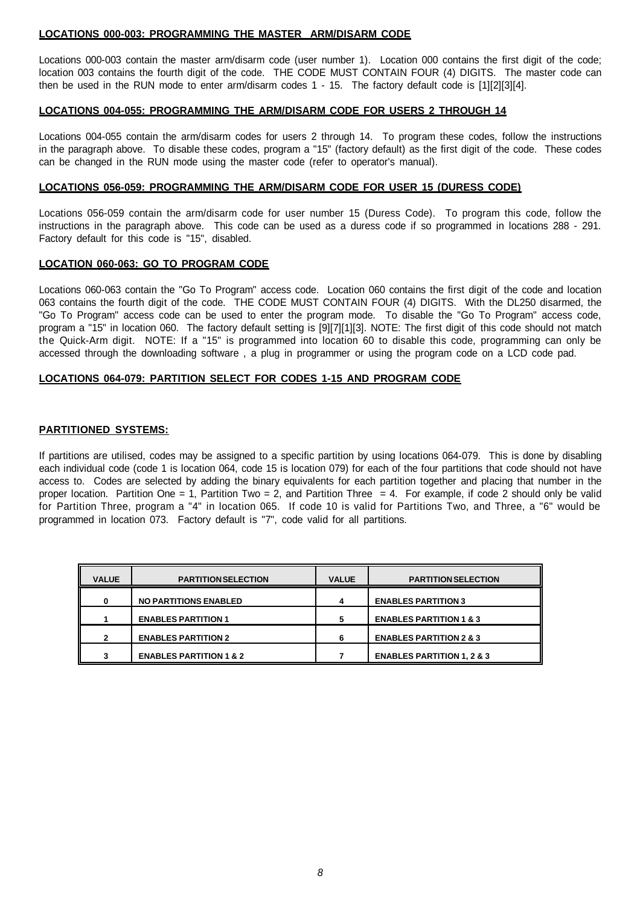### LOCATIONS 000-003: PROGRAMMING THE MASTER ARM/DISARM CODE

Locations 000-003 contain the master arm/disarm code (user number 1). Location 000 contains the first digit of the code; location 003 contains the fourth digit of the code. THE CODE MUST CONTAIN FOUR (4) DIGITS. The master code can then be used in the RUN mode to enter arm/disarm codes 1 - 15. The factory default code is [1][2][3][4].

### LOCATIONS 004-055: PROGRAMMING THE ARM/DISARM CODE FOR USERS 2 THROUGH 14

Locations 004-055 contain the arm/disarm codes for users 2 through 14. To program these codes, follow the instructions in the paragraph above. To disable these codes, program a "15" (factory default) as the first digit of the code. These codes can be changed in the RUN mode using the master code (refer to operator's manual).

### LOCATIONS 056-059: PROGRAMMING THE ARM/DISARM CODE FOR USER 15 (DURESS CODE)

Locations 056-059 contain the arm/disarm code for user number 15 (Duress Code). To program this code, follow the instructions in the paragraph above. This code can be used as a duress code if so programmed in locations 288 - 291. Factory default for this code is "15", disabled.

### LOCATION 060-063: GO TO PROGRAM CODE

Locations 060-063 contain the "Go To Program" access code. Location 060 contains the first digit of the code and location 063 contains the fourth digit of the code. THE CODE MUST CONTAIN FOUR (4) DIGITS. With the DL250 disarmed, the "Go To Program" access code can be used to enter the program mode. To disable the "Go To Program" access code, program a "15" in location 060. The factory default setting is [9][7][1][3]. NOTE: The first digit of this code should not match the Quick-Arm digit. NOTE: If a "15" is programmed into location 60 to disable this code, programming can only be accessed through the downloading software , a plug in programmer or using the program code on a LCD code pad.

### LOCATIONS 064-079: PARTITION SELECT FOR CODES 1-15 AND PROGRAM CODE

### PARTITIONED SYSTEMS:

If partitions are utilised, codes may be assigned to a specific partition by using locations 064-079. This is done by disabling each individual code (code 1 is location 064, code 15 is location 079) for each of the four partitions that code should not have access to. Codes are selected by adding the binary equivalents for each partition together and placing that number in the proper location. Partition One = 1, Partition Two = 2, and Partition Three = 4. For example, if code 2 should only be valid for Partition Three, program a "4" in location 065. If code 10 is valid for Partitions Two, and Three, a "6" would be programmed in location 073. Factory default is "7", code valid for all partitions.

| VALUE | PARTITION SELECTION | VALUE | PARTITION SELECTION |
|---|---|---|---|
| 0 | NO PARTITIONS ENABLED | 4 | ENABLES PARTITION 3 |
| 1 | ENABLES PARTITION 1 | 5 | ENABLES PARTITION 1 & 3 |
| 2 | ENABLES PARTITION 2 | 6 | ENABLES PARTITION 2 & 3 |
| 3 | ENABLES PARTITION 1 & 2 | 7 | ENABLES PARTITION 1, 2 & 3 |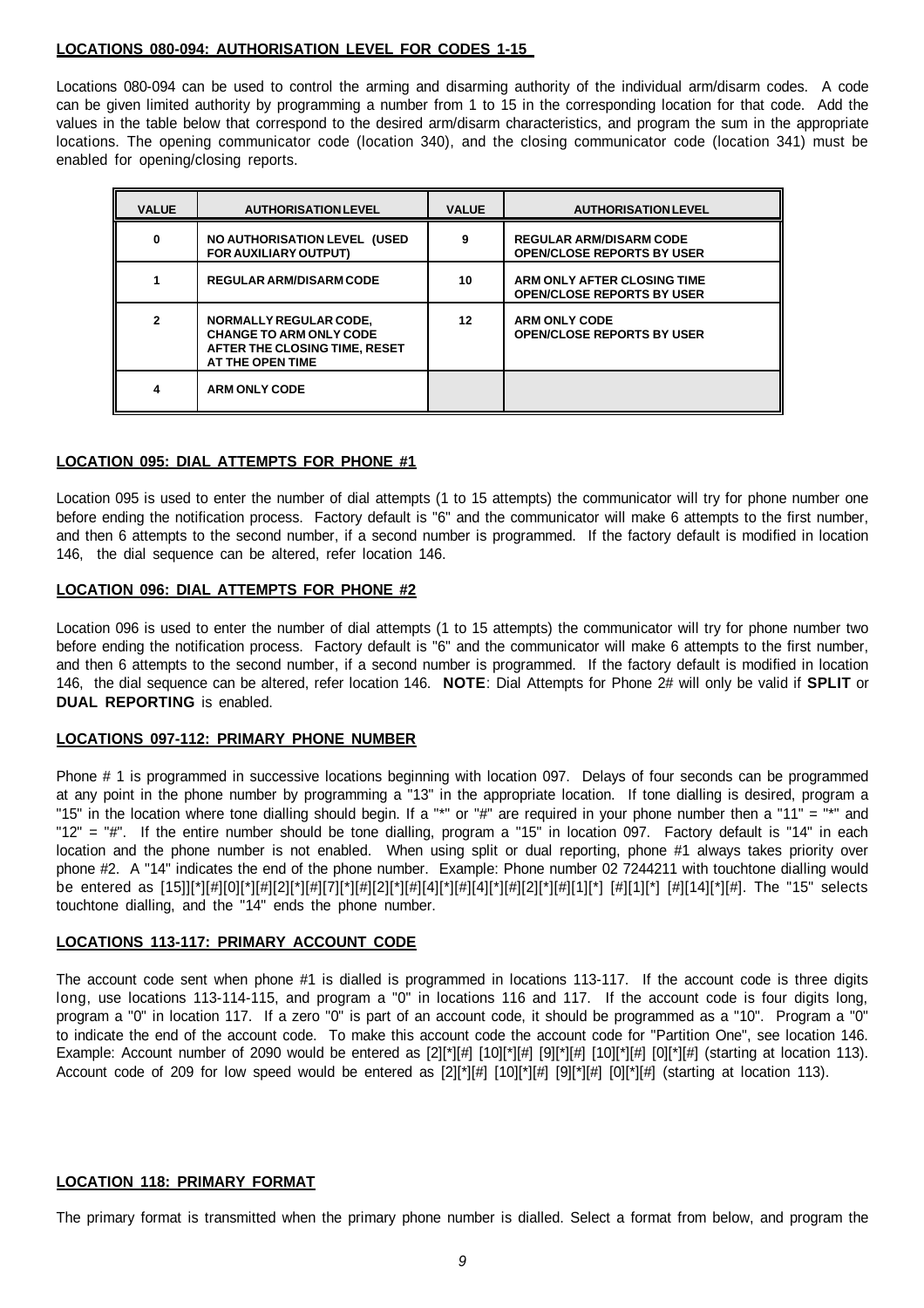**LOCATIONS 080-094: AUTHORISATION LEVEL FOR CODES 1-15**

Locations 080-094 can be used to control the arming and disarming authority of the individual arm/disarm codes. A code can be given limited authority by programming a number from 1 to 15 in the corresponding location for that code. Add the values in the table below that correspond to the desired arm/disarm characteristics, and program the sum in the appropriate locations. The opening communicator code (location 340), and the closing communicator code (location 341) must be enabled for opening/closing reports.

| VALUE | AUTHORISATION LEVEL | VALUE | AUTHORISATION LEVEL |
|---|---|---|---|
| 0 | NO AUTHORISATION LEVEL (USED FOR AUXILIARY OUTPUT) | 9 | REGULAR ARM/DISARM CODE OPEN/CLOSE REPORTS BY USER |
| 1 | REGULAR ARM/DISARM CODE | 10 | ARM ONLY AFTER CLOSING TIME OPEN/CLOSE REPORTS BY USER |
| 2 | NORMALLY REGULAR CODE, CHANGE TO ARM ONLY CODE AFTER THE CLOSING TIME, RESET AT THE OPEN TIME | 12 | ARM ONLY CODE OPEN/CLOSE REPORTS BY USER |
| 4 | ARM ONLY CODE | | |

**LOCATION 095: DIAL ATTEMPTS FOR PHONE #1**

Location 095 is used to enter the number of dial attempts (1 to 15 attempts) the communicator will try for phone number one before ending the notification process. Factory default is "6" and the communicator will make 6 attempts to the first number, and then 6 attempts to the second number, if a second number is programmed. If the factory default is modified in location 146, the dial sequence can be altered, refer location 146.

**LOCATION 096: DIAL ATTEMPTS FOR PHONE #2**

Location 096 is used to enter the number of dial attempts (1 to 15 attempts) the communicator will try for phone number two before ending the notification process. Factory default is "6" and the communicator will make 6 attempts to the first number, and then 6 attempts to the second number, if a second number is programmed. If the factory default is modified in location 146, the dial sequence can be altered, refer location 146. **NOTE**: Dial Attempts for Phone 2# will only be valid if **SPLIT** or **DUAL REPORTING** is enabled.

**LOCATIONS 097-112: PRIMARY PHONE NUMBER**

Phone # 1 is programmed in successive locations beginning with location 097. Delays of four seconds can be programmed at any point in the phone number by programming a "13" in the appropriate location. If tone dialling is desired, program a "15" in the location where tone dialling should begin. If a "*" or "#" are required in your phone number then a "11" = "*" and "12" = "#". If the entire number should be tone dialling, program a "15" in location 097. Factory default is "14" in each location and the phone number is not enabled. When using split or dual reporting, phone #1 always takes priority over phone #2. A "14" indicates the end of the phone number. Example: Phone number 02 7244211 with touchtone dialling would be entered as [15]][*][#][0][*][#][2][*][#][7][*][#][2][*][#][4][*][#][4][*][#][2][*][#][1][*] [#][1][*] [#][14][*][#]. The "15" selects touchtone dialling, and the "14" ends the phone number.

**LOCATIONS 113-117: PRIMARY ACCOUNT CODE**

The account code sent when phone #1 is dialled is programmed in locations 113-117. If the account code is three digits long, use locations 113-114-115, and program a "0" in locations 116 and 117. If the account code is four digits long, program a "0" in location 117. If a zero "0" is part of an account code, it should be programmed as a "10". Program a "0" to indicate the end of the account code. To make this account code the account code for "Partition One", see location 146. Example: Account number of 2090 would be entered as [2][*][#] [10][*][#] [9][*][#] [10][*][#] [0][*][#] (starting at location 113). Account code of 209 for low speed would be entered as [2][*][#] [10][*][#] [9][*][#] [0][*][#] (starting at location 113).

**LOCATION 118: PRIMARY FORMAT**

The primary format is transmitted when the primary phone number is dialled. Select a format from below, and program the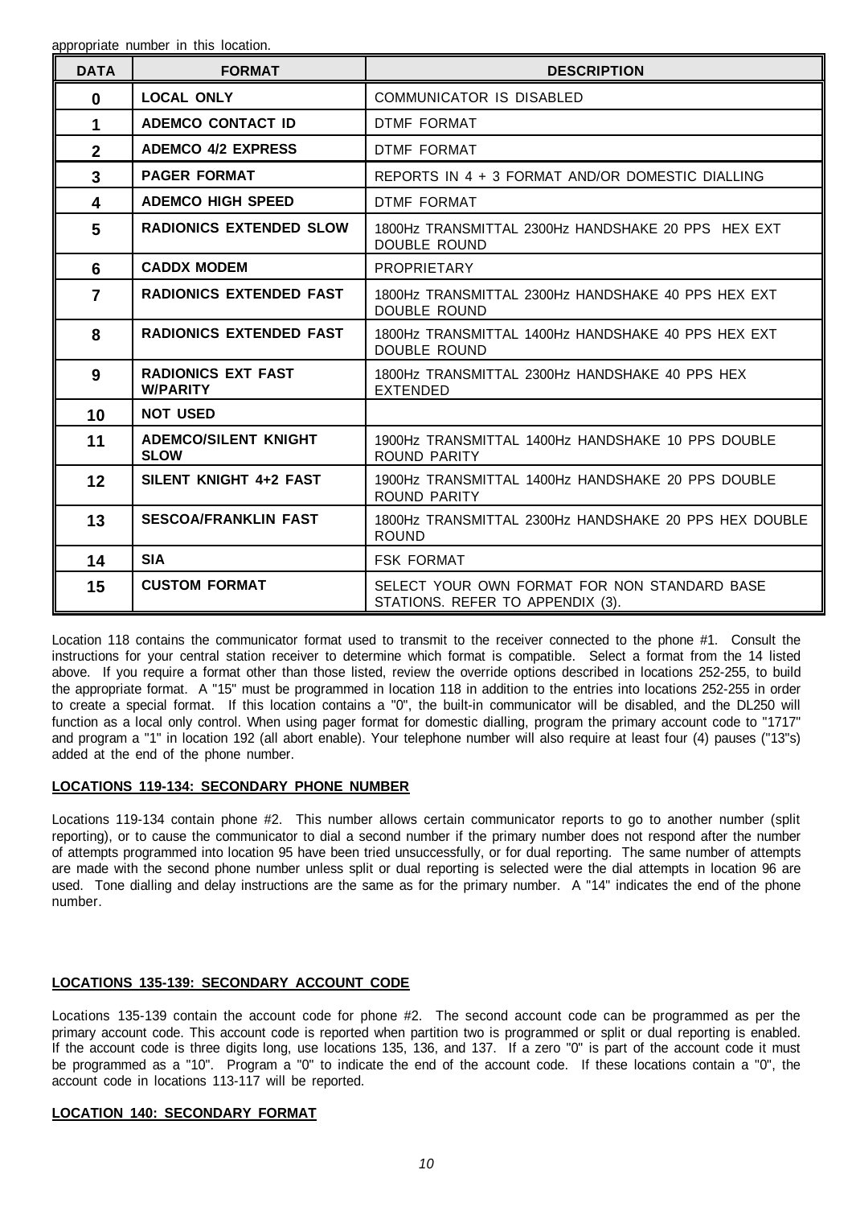appropriate number in this location.

| DATA | FORMAT | DESCRIPTION |
|---|---|---|
| **0** | **LOCAL ONLY** | COMMUNICATOR IS DISABLED |
| **1** | **ADEMCO CONTACT ID** | DTMF FORMAT |
| **2** | **ADEMCO 4/2 EXPRESS** | DTMF FORMAT |
| **3** | **PAGER FORMAT** | REPORTS IN 4 + 3 FORMAT AND/OR DOMESTIC DIALLING |
| **4** | **ADEMCO HIGH SPEED** | DTMF FORMAT |
| **5** | **RADIONICS EXTENDED SLOW** | 1800Hz TRANSMITTAL 2300Hz HANDSHAKE 20 PPS HEX EXT DOUBLE ROUND |
| **6** | **CADDX MODEM** | PROPRIETARY |
| **7** | **RADIONICS EXTENDED FAST** | 1800Hz TRANSMITTAL 2300Hz HANDSHAKE 40 PPS HEX EXT DOUBLE ROUND |
| **8** | **RADIONICS EXTENDED FAST** | 1800Hz TRANSMITTAL 1400Hz HANDSHAKE 40 PPS HEX EXT DOUBLE ROUND |
| **9** | **RADIONICS EXT FAST W/PARITY** | 1800Hz TRANSMITTAL 2300Hz HANDSHAKE 40 PPS HEX EXTENDED |
| **10** | **NOT USED** | |
| **11** | **ADEMCO/SILENT KNIGHT SLOW** | 1900Hz TRANSMITTAL 1400Hz HANDSHAKE 10 PPS DOUBLE ROUND PARITY |
| **12** | **SILENT KNIGHT 4+2 FAST** | 1900Hz TRANSMITTAL 1400Hz HANDSHAKE 20 PPS DOUBLE ROUND PARITY |
| **13** | **SESCOA/FRANKLIN FAST** | 1800Hz TRANSMITTAL 2300Hz HANDSHAKE 20 PPS HEX DOUBLE ROUND |
| **14** | **SIA** | FSK FORMAT |
| **15** | **CUSTOM FORMAT** | SELECT YOUR OWN FORMAT FOR NON STANDARD BASE STATIONS. REFER TO APPENDIX (3). |

Location 118 contains the communicator format used to transmit to the receiver connected to the phone #1. Consult the instructions for your central station receiver to determine which format is compatible. Select a format from the 14 listed above. If you require a format other than those listed, review the override options described in locations 252-255, to build the appropriate format. A "15" must be programmed in location 118 in addition to the entries into locations 252-255 in order to create a special format. If this location contains a "0", the built-in communicator will be disabled, and the DL250 will function as a local only control. When using pager format for domestic dialling, program the primary account code to "1717" and program a "1" in location 192 (all abort enable). Your telephone number will also require at least four (4) pauses ("13"s) added at the end of the phone number.

**LOCATIONS 119-134: SECONDARY PHONE NUMBER**

Locations 119-134 contain phone #2. This number allows certain communicator reports to go to another number (split reporting), or to cause the communicator to dial a second number if the primary number does not respond after the number of attempts programmed into location 95 have been tried unsuccessfully, or for dual reporting. The same number of attempts are made with the second phone number unless split or dual reporting is selected were the dial attempts in location 96 are used. Tone dialling and delay instructions are the same as for the primary number. A "14" indicates the end of the phone number.

**LOCATIONS 135-139: SECONDARY ACCOUNT CODE**

Locations 135-139 contain the account code for phone #2. The second account code can be programmed as per the primary account code. This account code is reported when partition two is programmed or split or dual reporting is enabled. If the account code is three digits long, use locations 135, 136, and 137. If a zero "0" is part of the account code it must be programmed as a "10". Program a "0" to indicate the end of the account code. If these locations contain a "0", the account code in locations 113-117 will be reported.

**LOCATION 140: SECONDARY FORMAT**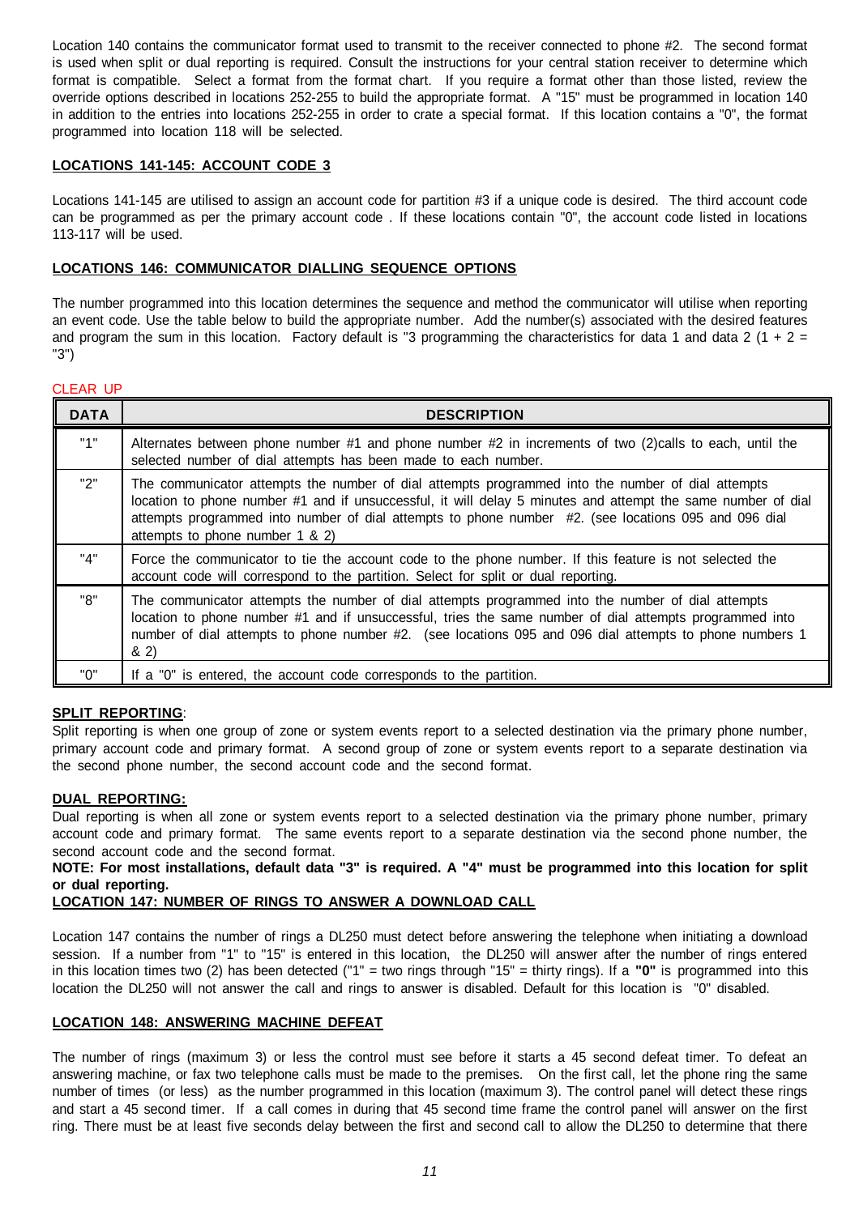Location 140 contains the communicator format used to transmit to the receiver connected to phone #2. The second format is used when split or dual reporting is required. Consult the instructions for your central station receiver to determine which format is compatible. Select a format from the format chart. If you require a format other than those listed, review the override options described in locations 252-255 to build the appropriate format. A "15" must be programmed in location 140 in addition to the entries into locations 252-255 in order to crate a special format. If this location contains a "0", the format programmed into location 118 will be selected.

## LOCATIONS 141-145: ACCOUNT CODE 3

Locations 141-145 are utilised to assign an account code for partition #3 if a unique code is desired. The third account code can be programmed as per the primary account code . If these locations contain "0", the account code listed in locations 113-117 will be used.

## LOCATIONS 146: COMMUNICATOR DIALLING SEQUENCE OPTIONS

The number programmed into this location determines the sequence and method the communicator will utilise when reporting an event code. Use the table below to build the appropriate number. Add the number(s) associated with the desired features and program the sum in this location. Factory default is "3 programming the characteristics for data 1 and data 2 (1 + 2 = "3")

CLEAR UP

| DATA | DESCRIPTION |
|---|---|
| "1" | Alternates between phone number #1 and phone number #2 in increments of two (2)calls to each, until the selected number of dial attempts has been made to each number. |
| "2" | The communicator attempts the number of dial attempts programmed into the number of dial attempts location to phone number #1 and if unsuccessful, it will delay 5 minutes and attempt the same number of dial attempts programmed into number of dial attempts to phone number #2. (see locations 095 and 096 dial attempts to phone number 1 & 2) |
| "4" | Force the communicator to tie the account code to the phone number. If this feature is not selected the account code will correspond to the partition. Select for split or dual reporting. |
| "8" | The communicator attempts the number of dial attempts programmed into the number of dial attempts location to phone number #1 and if unsuccessful, tries the same number of dial attempts programmed into number of dial attempts to phone number #2. (see locations 095 and 096 dial attempts to phone numbers 1 & 2) |
| "0" | If a "0" is entered, the account code corresponds to the partition. |

**SPLIT REPORTING**:
Split reporting is when one group of zone or system events report to a selected destination via the primary phone number, primary account code and primary format. A second group of zone or system events report to a separate destination via the second phone number, the second account code and the second format.

**DUAL REPORTING:**
Dual reporting is when all zone or system events report to a selected destination via the primary phone number, primary account code and primary format. The same events report to a separate destination via the second phone number, the second account code and the second format.

**NOTE: For most installations, default data "3" is required. A "4" must be programmed into this location for split or dual reporting.**

## LOCATION 147: NUMBER OF RINGS TO ANSWER A DOWNLOAD CALL

Location 147 contains the number of rings a DL250 must detect before answering the telephone when initiating a download session. If a number from "1" to "15" is entered in this location, the DL250 will answer after the number of rings entered in this location times two (2) has been detected ("1" = two rings through "15" = thirty rings). If a **"0"** is programmed into this location the DL250 will not answer the call and rings to answer is disabled. Default for this location is "0" disabled.

## LOCATION 148: ANSWERING MACHINE DEFEAT

The number of rings (maximum 3) or less the control must see before it starts a 45 second defeat timer. To defeat an answering machine, or fax two telephone calls must be made to the premises. On the first call, let the phone ring the same number of times (or less) as the number programmed in this location (maximum 3). The control panel will detect these rings and start a 45 second timer. If a call comes in during that 45 second time frame the control panel will answer on the first ring. There must be at least five seconds delay between the first and second call to allow the DL250 to determine that there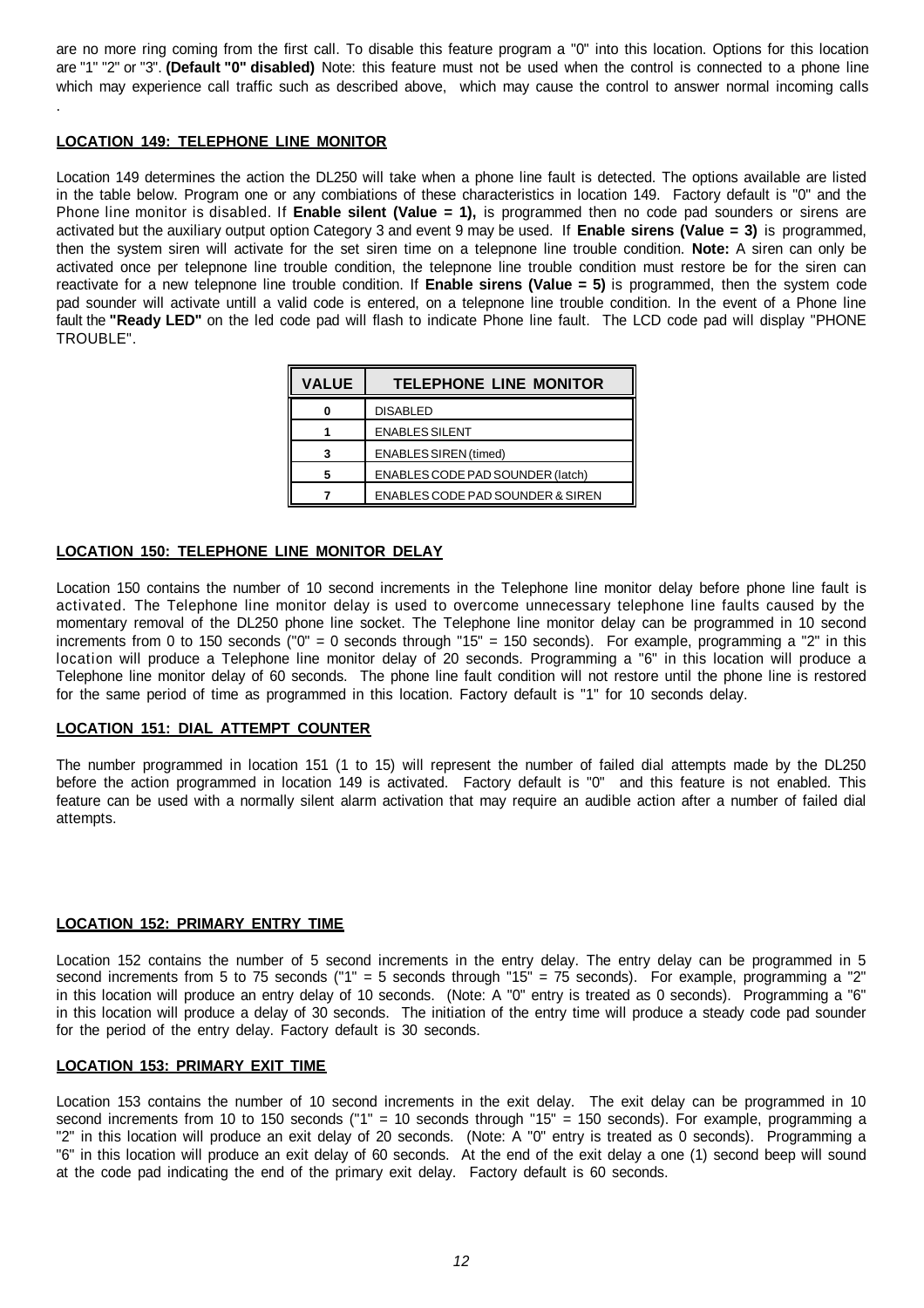are no more ring coming from the first call. To disable this feature program a "0" into this location. Options for this location are "1" "2" or "3". **(Default "0" disabled)** Note: this feature must not be used when the control is connected to a phone line which may experience call traffic such as described above, which may cause the control to answer normal incoming calls .

**LOCATION 149: TELEPHONE LINE MONITOR**

Location 149 determines the action the DL250 will take when a phone line fault is detected. The options available are listed in the table below. Program one or any combiations of these characteristics in location 149. Factory default is "0" and the Phone line monitor is disabled. If **Enable silent (Value = 1),** is programmed then no code pad sounders or sirens are activated but the auxiliary output option Category 3 and event 9 may be used. If **Enable sirens (Value = 3)** is programmed, then the system siren will activate for the set siren time on a telepnone line trouble condition. **Note:** A siren can only be activated once per telepnone line trouble condition, the telepnone line trouble condition must restore be for the siren can reactivate for a new telepnone line trouble condition. If **Enable sirens (Value = 5)** is programmed, then the system code pad sounder will activate untill a valid code is entered, on a telepnone line trouble condition. In the event of a Phone line fault the **"Ready LED"** on the led code pad will flash to indicate Phone line fault. The LCD code pad will display "PHONE TROUBLE".

| VALUE | TELEPHONE LINE MONITOR |
|---|---|
| 0 | DISABLED |
| 1 | ENABLES SILENT |
| 3 | ENABLES SIREN (timed) |
| 5 | ENABLES CODE PAD SOUNDER (latch) |
| 7 | ENABLES CODE PAD SOUNDER & SIREN |

**LOCATION 150: TELEPHONE LINE MONITOR DELAY**

Location 150 contains the number of 10 second increments in the Telephone line monitor delay before phone line fault is activated. The Telephone line monitor delay is used to overcome unnecessary telephone line faults caused by the momentary removal of the DL250 phone line socket. The Telephone line monitor delay can be programmed in 10 second increments from 0 to 150 seconds ("0" = 0 seconds through "15" = 150 seconds). For example, programming a "2" in this location will produce a Telephone line monitor delay of 20 seconds. Programming a "6" in this location will produce a Telephone line monitor delay of 60 seconds. The phone line fault condition will not restore until the phone line is restored for the same period of time as programmed in this location. Factory default is "1" for 10 seconds delay.

**LOCATION 151: DIAL ATTEMPT COUNTER**

The number programmed in location 151 (1 to 15) will represent the number of failed dial attempts made by the DL250 before the action programmed in location 149 is activated. Factory default is "0" and this feature is not enabled. This feature can be used with a normally silent alarm activation that may require an audible action after a number of failed dial attempts.

**LOCATION 152: PRIMARY ENTRY TIME**

Location 152 contains the number of 5 second increments in the entry delay. The entry delay can be programmed in 5 second increments from 5 to 75 seconds ("1" = 5 seconds through "15" = 75 seconds). For example, programming a "2" in this location will produce an entry delay of 10 seconds. (Note: A "0" entry is treated as 0 seconds). Programming a "6" in this location will produce a delay of 30 seconds. The initiation of the entry time will produce a steady code pad sounder for the period of the entry delay. Factory default is 30 seconds.

**LOCATION 153: PRIMARY EXIT TIME**

Location 153 contains the number of 10 second increments in the exit delay. The exit delay can be programmed in 10 second increments from 10 to 150 seconds ("1" = 10 seconds through "15" = 150 seconds). For example, programming a "2" in this location will produce an exit delay of 20 seconds. (Note: A "0" entry is treated as 0 seconds). Programming a "6" in this location will produce an exit delay of 60 seconds. At the end of the exit delay a one (1) second beep will sound at the code pad indicating the end of the primary exit delay. Factory default is 60 seconds.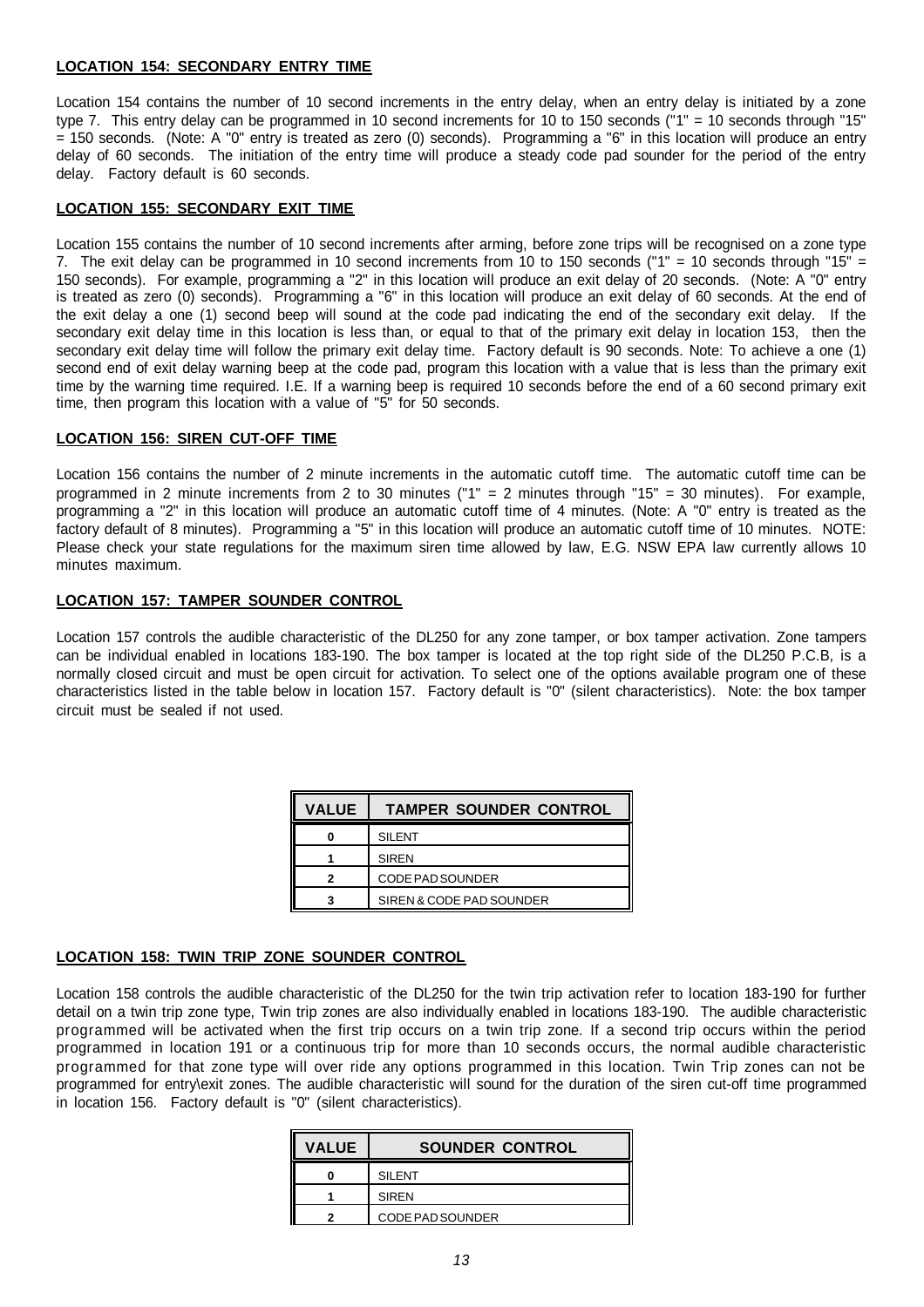#### LOCATION 154: SECONDARY ENTRY TIME

Location 154 contains the number of 10 second increments in the entry delay, when an entry delay is initiated by a zone type 7. This entry delay can be programmed in 10 second increments for 10 to 150 seconds ("1" = 10 seconds through "15" = 150 seconds. (Note: A "0" entry is treated as zero (0) seconds). Programming a "6" in this location will produce an entry delay of 60 seconds. The initiation of the entry time will produce a steady code pad sounder for the period of the entry delay. Factory default is 60 seconds.

#### LOCATION 155: SECONDARY EXIT TIME

Location 155 contains the number of 10 second increments after arming, before zone trips will be recognised on a zone type 7. The exit delay can be programmed in 10 second increments from 10 to 150 seconds ("1" = 10 seconds through "15" = 150 seconds). For example, programming a "2" in this location will produce an exit delay of 20 seconds. (Note: A "0" entry is treated as zero (0) seconds). Programming a "6" in this location will produce an exit delay of 60 seconds. At the end of the exit delay a one (1) second beep will sound at the code pad indicating the end of the secondary exit delay. If the secondary exit delay time in this location is less than, or equal to that of the primary exit delay in location 153, then the secondary exit delay time will follow the primary exit delay time. Factory default is 90 seconds. Note: To achieve a one (1) second end of exit delay warning beep at the code pad, program this location with a value that is less than the primary exit time by the warning time required. I.E. If a warning beep is required 10 seconds before the end of a 60 second primary exit time, then program this location with a value of "5" for 50 seconds.

#### LOCATION 156: SIREN CUT-OFF TIME

Location 156 contains the number of 2 minute increments in the automatic cutoff time. The automatic cutoff time can be programmed in 2 minute increments from 2 to 30 minutes ("1" = 2 minutes through "15" = 30 minutes). For example, programming a "2" in this location will produce an automatic cutoff time of 4 minutes. (Note: A "0" entry is treated as the factory default of 8 minutes). Programming a "5" in this location will produce an automatic cutoff time of 10 minutes. NOTE: Please check your state regulations for the maximum siren time allowed by law, E.G. NSW EPA law currently allows 10 minutes maximum.

#### LOCATION 157: TAMPER SOUNDER CONTROL

Location 157 controls the audible characteristic of the DL250 for any zone tamper, or box tamper activation. Zone tampers can be individual enabled in locations 183-190. The box tamper is located at the top right side of the DL250 P.C.B, is a normally closed circuit and must be open circuit for activation. To select one of the options available program one of these characteristics listed in the table below in location 157. Factory default is "0" (silent characteristics). Note: the box tamper circuit must be sealed if not used.

| VALUE | TAMPER SOUNDER CONTROL |
|---|---|
| 0 | SILENT |
| 1 | SIREN |
| 2 | CODE PAD SOUNDER |
| 3 | SIREN & CODE PAD SOUNDER |

#### LOCATION 158: TWIN TRIP ZONE SOUNDER CONTROL

Location 158 controls the audible characteristic of the DL250 for the twin trip activation refer to location 183-190 for further detail on a twin trip zone type, Twin trip zones are also individually enabled in locations 183-190. The audible characteristic programmed will be activated when the first trip occurs on a twin trip zone. If a second trip occurs within the period programmed in location 191 or a continuous trip for more than 10 seconds occurs, the normal audible characteristic programmed for that zone type will over ride any options programmed in this location. Twin Trip zones can not be programmed for entry\exit zones. The audible characteristic will sound for the duration of the siren cut-off time programmed in location 156. Factory default is "0" (silent characteristics).

| VALUE | SOUNDER CONTROL |
|---|---|
| 0 | SILENT |
| 1 | SIREN |
| 2 | CODE PAD SOUNDER |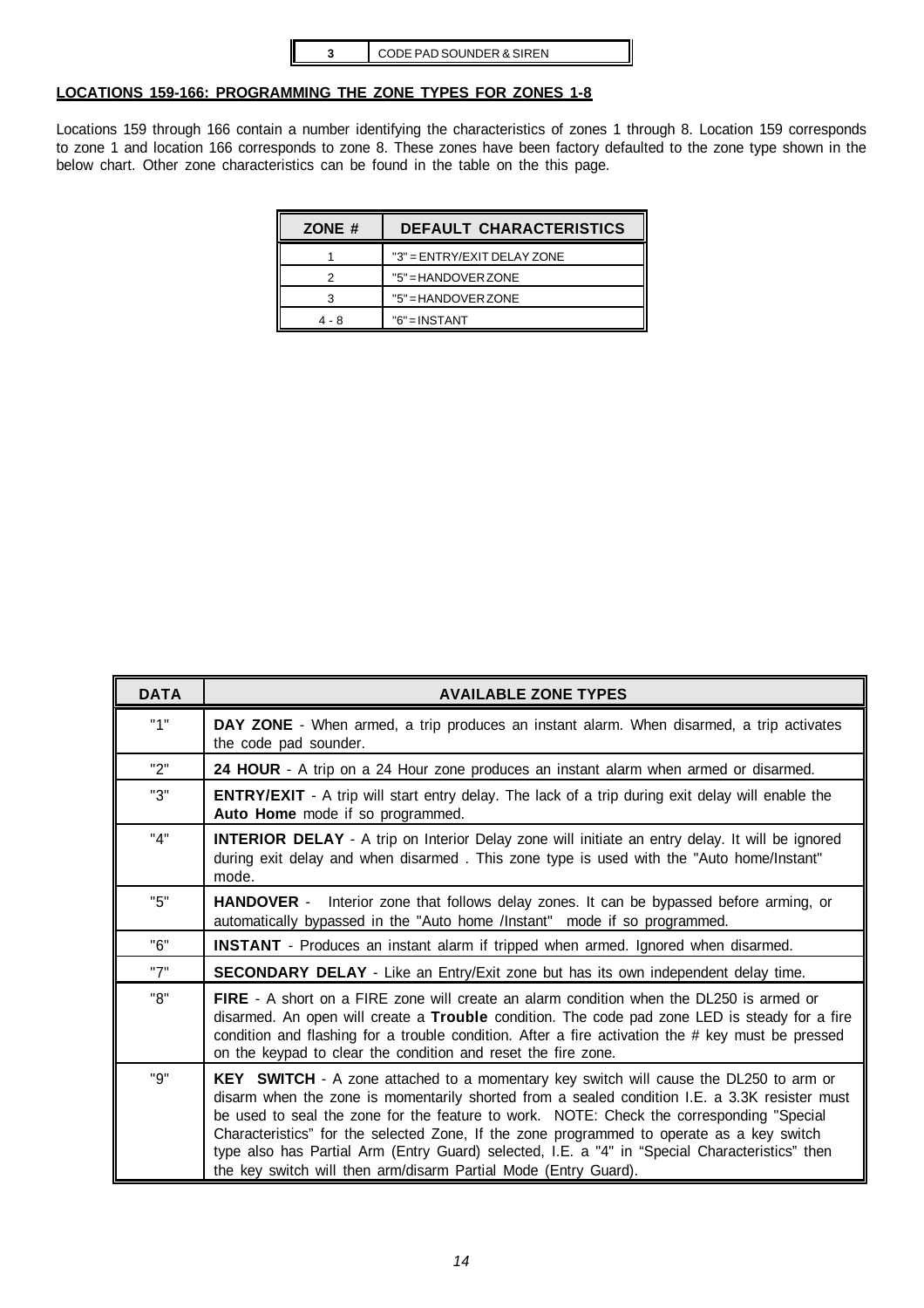| 3 | CODE PAD SOUNDER & SIREN |
|---|---|

## LOCATIONS 159-166: PROGRAMMING THE ZONE TYPES FOR ZONES 1-8

Locations 159 through 166 contain a number identifying the characteristics of zones 1 through 8. Location 159 corresponds to zone 1 and location 166 corresponds to zone 8. These zones have been factory defaulted to the zone type shown in the below chart. Other zone characteristics can be found in the table on the this page.

| ZONE # | DEFAULT CHARACTERISTICS |
|---|---|
| 1 | "3" = ENTRY/EXIT DELAY ZONE |
| 2 | "5" = HANDOVER ZONE |
| 3 | "5" = HANDOVER ZONE |
| 4 - 8 | "6" = INSTANT |

| DATA | AVAILABLE ZONE TYPES |
|---|---|
| "1" | **DAY ZONE** - When armed, a trip produces an instant alarm. When disarmed, a trip activates the code pad sounder. |
| "2" | **24 HOUR** - A trip on a 24 Hour zone produces an instant alarm when armed or disarmed. |
| "3" | **ENTRY/EXIT** - A trip will start entry delay. The lack of a trip during exit delay will enable the **Auto Home** mode if so programmed. |
| "4" | **INTERIOR DELAY** - A trip on Interior Delay zone will initiate an entry delay. It will be ignored during exit delay and when disarmed . This zone type is used with the "Auto home/Instant" mode. |
| "5" | **HANDOVER** - Interior zone that follows delay zones. It can be bypassed before arming, or automatically bypassed in the "Auto home /Instant" mode if so programmed. |
| "6" | **INSTANT** - Produces an instant alarm if tripped when armed. Ignored when disarmed. |
| "7" | **SECONDARY DELAY** - Like an Entry/Exit zone but has its own independent delay time. |
| "8" | **FIRE** - A short on a FIRE zone will create an alarm condition when the DL250 is armed or disarmed. An open will create a **Trouble** condition. The code pad zone LED is steady for a fire condition and flashing for a trouble condition. After a fire activation the # key must be pressed on the keypad to clear the condition and reset the fire zone. |
| "9" | **KEY SWITCH** - A zone attached to a momentary key switch will cause the DL250 to arm or disarm when the zone is momentarily shorted from a sealed condition I.E. a 3.3K resister must be used to seal the zone for the feature to work. NOTE: Check the corresponding "Special Characteristics" for the selected Zone, If the zone programmed to operate as a key switch type also has Partial Arm (Entry Guard) selected, I.E. a "4" in "Special Characteristics" then the key switch will then arm/disarm Partial Mode (Entry Guard). |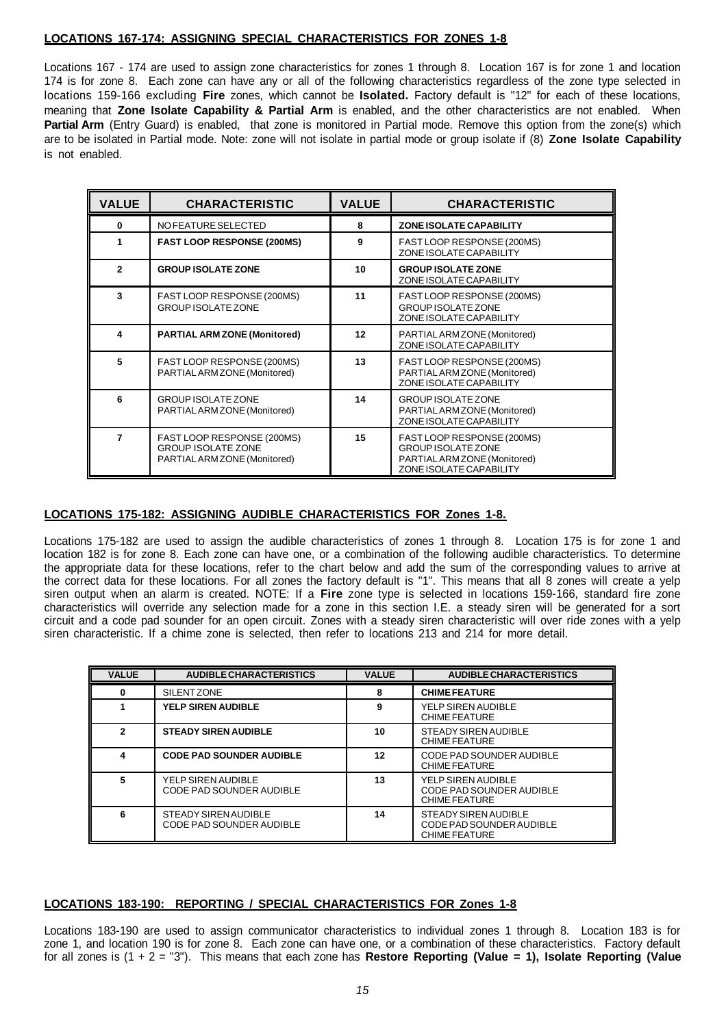**LOCATIONS 167-174: ASSIGNING SPECIAL CHARACTERISTICS FOR ZONES 1-8**

Locations 167 - 174 are used to assign zone characteristics for zones 1 through 8. Location 167 is for zone 1 and location 174 is for zone 8. Each zone can have any or all of the following characteristics regardless of the zone type selected in locations 159-166 excluding **Fire** zones, which cannot be **Isolated.** Factory default is "12" for each of these locations, meaning that **Zone Isolate Capability & Partial Arm** is enabled, and the other characteristics are not enabled. When **Partial Arm** (Entry Guard) is enabled, that zone is monitored in Partial mode. Remove this option from the zone(s) which are to be isolated in Partial mode. Note: zone will not isolate in partial mode or group isolate if (8) **Zone Isolate Capability** is not enabled.

| VALUE | CHARACTERISTIC | VALUE | CHARACTERISTIC |
|---|---|---|---|
| 0 | NO FEATURE SELECTED | 8 | **ZONE ISOLATE CAPABILITY** |
| 1 | **FAST LOOP RESPONSE (200MS)** | 9 | FAST LOOP RESPONSE (200MS) ZONE ISOLATE CAPABILITY |
| 2 | **GROUP ISOLATE ZONE** | 10 | **GROUP ISOLATE ZONE** ZONE ISOLATE CAPABILITY |
| 3 | FAST LOOP RESPONSE (200MS) GROUP ISOLATE ZONE | 11 | FAST LOOP RESPONSE (200MS) GROUP ISOLATE ZONE ZONE ISOLATE CAPABILITY |
| 4 | **PARTIAL ARM ZONE (Monitored)** | 12 | PARTIAL ARM ZONE (Monitored) ZONE ISOLATE CAPABILITY |
| 5 | FAST LOOP RESPONSE (200MS) PARTIAL ARM ZONE (Monitored) | 13 | FAST LOOP RESPONSE (200MS) PARTIAL ARM ZONE (Monitored) ZONE ISOLATE CAPABILITY |
| 6 | GROUP ISOLATE ZONE PARTIAL ARM ZONE (Monitored) | 14 | GROUP ISOLATE ZONE PARTIAL ARM ZONE (Monitored) ZONE ISOLATE CAPABILITY |
| 7 | FAST LOOP RESPONSE (200MS) GROUP ISOLATE ZONE PARTIAL ARM ZONE (Monitored) | 15 | FAST LOOP RESPONSE (200MS) GROUP ISOLATE ZONE PARTIAL ARM ZONE (Monitored) ZONE ISOLATE CAPABILITY |

**LOCATIONS 175-182: ASSIGNING AUDIBLE CHARACTERISTICS FOR Zones 1-8.**

Locations 175-182 are used to assign the audible characteristics of zones 1 through 8. Location 175 is for zone 1 and location 182 is for zone 8. Each zone can have one, or a combination of the following audible characteristics. To determine the appropriate data for these locations, refer to the chart below and add the sum of the corresponding values to arrive at the correct data for these locations. For all zones the factory default is "1". This means that all 8 zones will create a yelp siren output when an alarm is created. NOTE: If a **Fire** zone type is selected in locations 159-166, standard fire zone characteristics will override any selection made for a zone in this section I.E. a steady siren will be generated for a sort circuit and a code pad sounder for an open circuit. Zones with a steady siren characteristic will over ride zones with a yelp siren characteristic. If a chime zone is selected, then refer to locations 213 and 214 for more detail.

| VALUE | AUDIBLE CHARACTERISTICS | VALUE | AUDIBLE CHARACTERISTICS |
|---|---|---|---|
| 0 | SILENT ZONE | 8 | **CHIME FEATURE** |
| 1 | **YELP SIREN AUDIBLE** | 9 | YELP SIREN AUDIBLE CHIME FEATURE |
| 2 | **STEADY SIREN AUDIBLE** | 10 | STEADY SIREN AUDIBLE CHIME FEATURE |
| 4 | **CODE PAD SOUNDER AUDIBLE** | 12 | CODE PAD SOUNDER AUDIBLE CHIME FEATURE |
| 5 | YELP SIREN AUDIBLE CODE PAD SOUNDER AUDIBLE | 13 | YELP SIREN AUDIBLE CODE PAD SOUNDER AUDIBLE CHIME FEATURE |
| 6 | STEADY SIREN AUDIBLE CODE PAD SOUNDER AUDIBLE | 14 | STEADY SIREN AUDIBLE CODE PAD SOUNDER AUDIBLE CHIME FEATURE |

**LOCATIONS 183-190: REPORTING / SPECIAL CHARACTERISTICS FOR Zones 1-8**

Locations 183-190 are used to assign communicator characteristics to individual zones 1 through 8. Location 183 is for zone 1, and location 190 is for zone 8. Each zone can have one, or a combination of these characteristics. Factory default for all zones is (1 + 2 = "3"). This means that each zone has **Restore Reporting (Value = 1), Isolate Reporting (Value**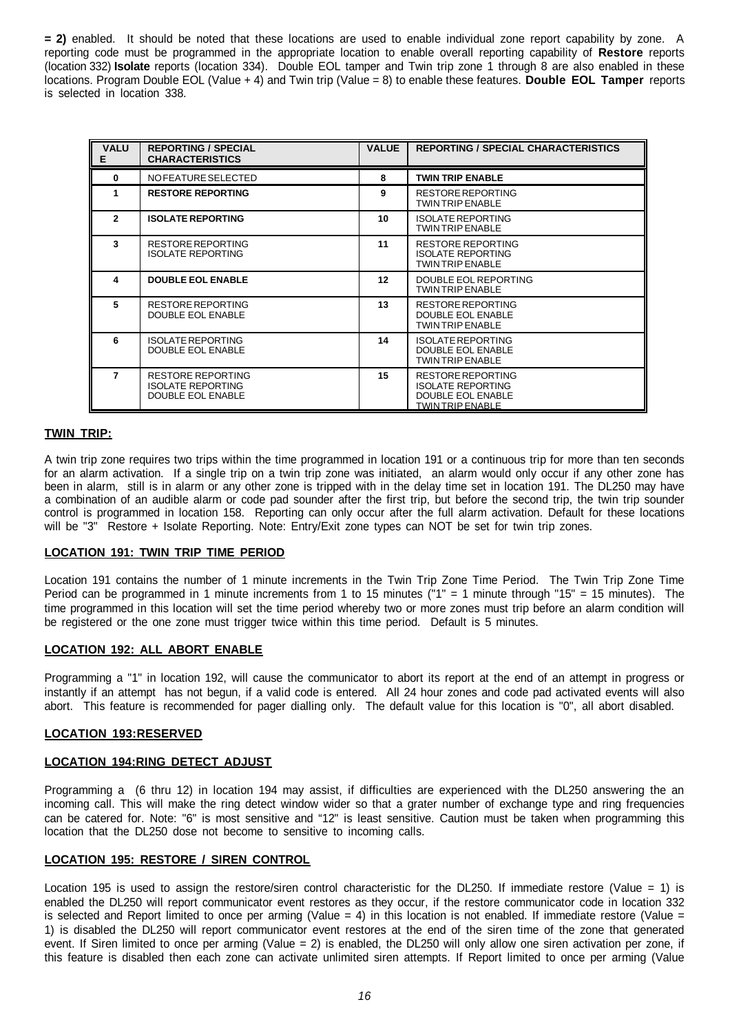**= 2)** enabled. It should be noted that these locations are used to enable individual zone report capability by zone. A reporting code must be programmed in the appropriate location to enable overall reporting capability of **Restore** reports (location 332) **Isolate** reports (location 334). Double EOL tamper and Twin trip zone 1 through 8 are also enabled in these locations. Program Double EOL (Value + 4) and Twin trip (Value = 8) to enable these features. **Double EOL Tamper** reports is selected in location 338.

| VALUE | REPORTING / SPECIAL CHARACTERISTICS | VALUE | REPORTING / SPECIAL CHARACTERISTICS |
|---|---|---|---|
| 0 | NO FEATURE SELECTED | 8 | **TWIN TRIP ENABLE** |
| 1 | **RESTORE REPORTING** | 9 | RESTORE REPORTING<br>TWIN TRIP ENABLE |
| 2 | **ISOLATE REPORTING** | 10 | ISOLATE REPORTING<br>TWIN TRIP ENABLE |
| 3 | RESTORE REPORTING<br>ISOLATE REPORTING | 11 | RESTORE REPORTING<br>ISOLATE REPORTING<br>TWIN TRIP ENABLE |
| 4 | **DOUBLE EOL ENABLE** | 12 | DOUBLE EOL REPORTING<br>TWIN TRIP ENABLE |
| 5 | RESTORE REPORTING<br>DOUBLE EOL ENABLE | 13 | RESTORE REPORTING<br>DOUBLE EOL ENABLE<br>TWIN TRIP ENABLE |
| 6 | ISOLATE REPORTING<br>DOUBLE EOL ENABLE | 14 | ISOLATE REPORTING<br>DOUBLE EOL ENABLE<br>TWIN TRIP ENABLE |
| 7 | RESTORE REPORTING<br>ISOLATE REPORTING<br>DOUBLE EOL ENABLE | 15 | RESTORE REPORTING<br>ISOLATE REPORTING<br>DOUBLE EOL ENABLE<br>TWIN TRIP ENABLE |

## TWIN TRIP:

A twin trip zone requires two trips within the time programmed in location 191 or a continuous trip for more than ten seconds for an alarm activation. If a single trip on a twin trip zone was initiated, an alarm would only occur if any other zone has been in alarm, still is in alarm or any other zone is tripped with in the delay time set in location 191. The DL250 may have a combination of an audible alarm or code pad sounder after the first trip, but before the second trip, the twin trip sounder control is programmed in location 158. Reporting can only occur after the full alarm activation. Default for these locations will be "3" Restore + Isolate Reporting. Note: Entry/Exit zone types can NOT be set for twin trip zones.

## LOCATION 191: TWIN TRIP TIME PERIOD

Location 191 contains the number of 1 minute increments in the Twin Trip Zone Time Period. The Twin Trip Zone Time Period can be programmed in 1 minute increments from 1 to 15 minutes ("1" = 1 minute through "15" = 15 minutes). The time programmed in this location will set the time period whereby two or more zones must trip before an alarm condition will be registered or the one zone must trigger twice within this time period. Default is 5 minutes.

## LOCATION 192: ALL ABORT ENABLE

Programming a "1" in location 192, will cause the communicator to abort its report at the end of an attempt in progress or instantly if an attempt has not begun, if a valid code is entered. All 24 hour zones and code pad activated events will also abort. This feature is recommended for pager dialling only. The default value for this location is "0", all abort disabled.

## LOCATION 193:RESERVED

## LOCATION 194:RING DETECT ADJUST

Programming a (6 thru 12) in location 194 may assist, if difficulties are experienced with the DL250 answering the an incoming call. This will make the ring detect window wider so that a grater number of exchange type and ring frequencies can be catered for. Note: "6" is most sensitive and "12" is least sensitive. Caution must be taken when programming this location that the DL250 dose not become to sensitive to incoming calls.

## LOCATION 195: RESTORE / SIREN CONTROL

Location 195 is used to assign the restore/siren control characteristic for the DL250. If immediate restore (Value = 1) is enabled the DL250 will report communicator event restores as they occur, if the restore communicator code in location 332 is selected and Report limited to once per arming (Value = 4) in this location is not enabled. If immediate restore (Value = 1) is disabled the DL250 will report communicator event restores at the end of the siren time of the zone that generated event. If Siren limited to once per arming (Value = 2) is enabled, the DL250 will only allow one siren activation per zone, if this feature is disabled then each zone can activate unlimited siren attempts. If Report limited to once per arming (Value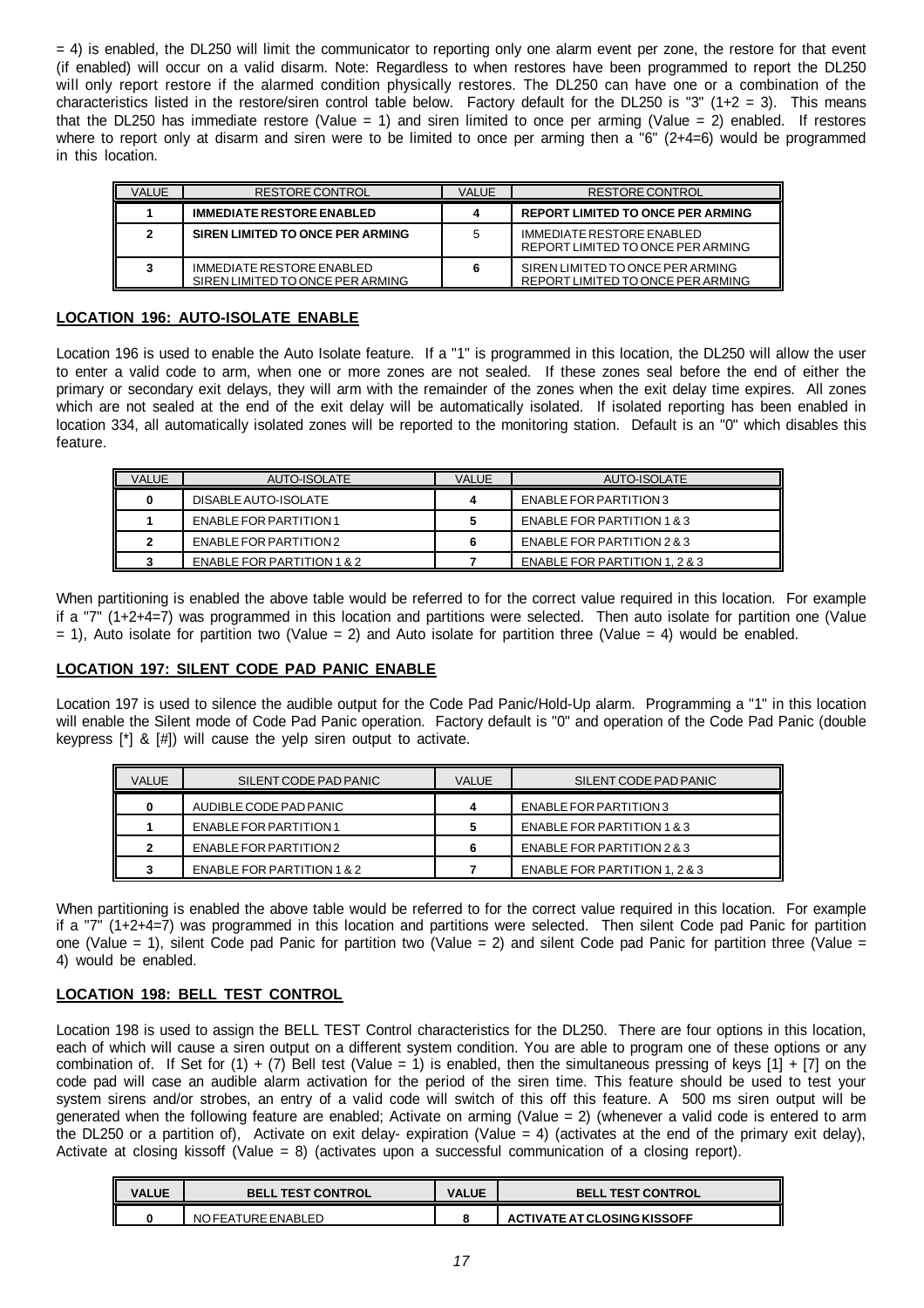= 4) is enabled, the DL250 will limit the communicator to reporting only one alarm event per zone, the restore for that event (if enabled) will occur on a valid disarm. Note: Regardless to when restores have been programmed to report the DL250 will only report restore if the alarmed condition physically restores. The DL250 can have one or a combination of the characteristics listed in the restore/siren control table below. Factory default for the DL250 is "3" (1+2 = 3). This means that the DL250 has immediate restore (Value = 1) and siren limited to once per arming (Value = 2) enabled. If restores where to report only at disarm and siren were to be limited to once per arming then a "6" (2+4=6) would be programmed in this location.

| VALUE | RESTORE CONTROL | VALUE | RESTORE CONTROL |
|---|---|---|---|
| **1** | **IMMEDIATE RESTORE ENABLED** | **4** | **REPORT LIMITED TO ONCE PER ARMING** |
| **2** | **SIREN LIMITED TO ONCE PER ARMING** | 5 | IMMEDIATE RESTORE ENABLED REPORT LIMITED TO ONCE PER ARMING |
| **3** | IMMEDIATE RESTORE ENABLED SIREN LIMITED TO ONCE PER ARMING | **6** | SIREN LIMITED TO ONCE PER ARMING REPORT LIMITED TO ONCE PER ARMING |

## LOCATION 196: AUTO-ISOLATE ENABLE

Location 196 is used to enable the Auto Isolate feature. If a "1" is programmed in this location, the DL250 will allow the user to enter a valid code to arm, when one or more zones are not sealed. If these zones seal before the end of either the primary or secondary exit delays, they will arm with the remainder of the zones when the exit delay time expires. All zones which are not sealed at the end of the exit delay will be automatically isolated. If isolated reporting has been enabled in location 334, all automatically isolated zones will be reported to the monitoring station. Default is an "0" which disables this feature.

| VALUE | AUTO-ISOLATE | VALUE | AUTO-ISOLATE |
|---|---|---|---|
| **0** | DISABLE AUTO-ISOLATE | **4** | ENABLE FOR PARTITION 3 |
| **1** | ENABLE FOR PARTITION 1 | **5** | ENABLE FOR PARTITION 1 & 3 |
| **2** | ENABLE FOR PARTITION 2 | **6** | ENABLE FOR PARTITION 2 & 3 |
| **3** | ENABLE FOR PARTITION 1 & 2 | **7** | ENABLE FOR PARTITION 1, 2 & 3 |

When partitioning is enabled the above table would be referred to for the correct value required in this location. For example if a "7" (1+2+4=7) was programmed in this location and partitions were selected. Then auto isolate for partition one (Value = 1), Auto isolate for partition two (Value = 2) and Auto isolate for partition three (Value = 4) would be enabled.

## LOCATION 197: SILENT CODE PAD PANIC ENABLE

Location 197 is used to silence the audible output for the Code Pad Panic/Hold-Up alarm. Programming a "1" in this location will enable the Silent mode of Code Pad Panic operation. Factory default is "0" and operation of the Code Pad Panic (double keypress [*] & [#]) will cause the yelp siren output to activate.

| VALUE | SILENT CODE PAD PANIC | VALUE | SILENT CODE PAD PANIC |
|---|---|---|---|
| **0** | AUDIBLE CODE PAD PANIC | **4** | ENABLE FOR PARTITION 3 |
| **1** | ENABLE FOR PARTITION 1 | **5** | ENABLE FOR PARTITION 1 & 3 |
| **2** | ENABLE FOR PARTITION 2 | **6** | ENABLE FOR PARTITION 2 & 3 |
| **3** | ENABLE FOR PARTITION 1 & 2 | **7** | ENABLE FOR PARTITION 1, 2 & 3 |

When partitioning is enabled the above table would be referred to for the correct value required in this location. For example if a "7" (1+2+4=7) was programmed in this location and partitions were selected. Then silent Code pad Panic for partition one (Value = 1), silent Code pad Panic for partition two (Value = 2) and silent Code pad Panic for partition three (Value = 4) would be enabled.

## LOCATION 198: BELL TEST CONTROL

Location 198 is used to assign the BELL TEST Control characteristics for the DL250. There are four options in this location, each of which will cause a siren output on a different system condition. You are able to program one of these options or any combination of. If Set for (1) + (7) Bell test (Value = 1) is enabled, then the simultaneous pressing of keys [1] + [7] on the code pad will case an audible alarm activation for the period of the siren time. This feature should be used to test your system sirens and/or strobes, an entry of a valid code will switch of this off this feature. A 500 ms siren output will be generated when the following feature are enabled; Activate on arming (Value = 2) (whenever a valid code is entered to arm the DL250 or a partition of), Activate on exit delay- expiration (Value = 4) (activates at the end of the primary exit delay), Activate at closing kissoff (Value = 8) (activates upon a successful communication of a closing report).

| VALUE | BELL TEST CONTROL | VALUE | BELL TEST CONTROL |
|---|---|---|---|
| **0** | NO FEATURE ENABLED | **8** | **ACTIVATE AT CLOSING KISSOFF** |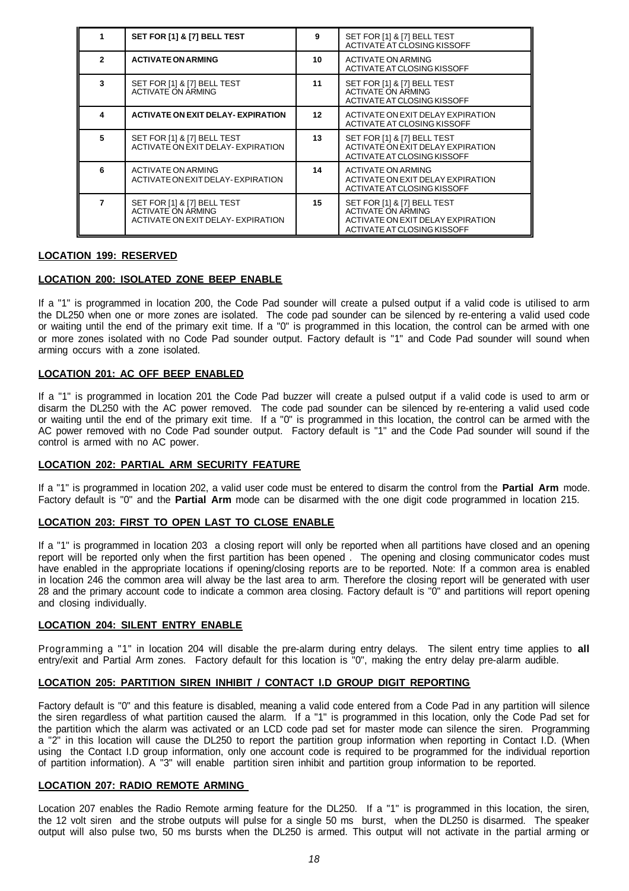| | | | |
|---|---|---|---|
| **1** | **SET FOR [1] & [7] BELL TEST** | **9** | SET FOR [1] & [7] BELL TEST<br>ACTIVATE AT CLOSING KISSOFF |
| **2** | **ACTIVATE ON ARMING** | **10** | ACTIVATE ON ARMING<br>ACTIVATE AT CLOSING KISSOFF |
| **3** | SET FOR [1] & [7] BELL TEST<br>ACTIVATE ON ARMING | **11** | SET FOR [1] & [7] BELL TEST<br>ACTIVATE ON ARMING<br>ACTIVATE AT CLOSING KISSOFF |
| **4** | **ACTIVATE ON EXIT DELAY- EXPIRATION** | **12** | ACTIVATE ON EXIT DELAY EXPIRATION<br>ACTIVATE AT CLOSING KISSOFF |
| **5** | SET FOR [1] & [7] BELL TEST<br>ACTIVATE ON EXIT DELAY- EXPIRATION | **13** | SET FOR [1] & [7] BELL TEST<br>ACTIVATE ON EXIT DELAY EXPIRATION<br>ACTIVATE AT CLOSING KISSOFF |
| **6** | ACTIVATE ON ARMING<br>ACTIVATE ON EXIT DELAY- EXPIRATION | **14** | ACTIVATE ON ARMING<br>ACTIVATE ON EXIT DELAY EXPIRATION<br>ACTIVATE AT CLOSING KISSOFF |
| **7** | SET FOR [1] & [7] BELL TEST<br>ACTIVATE ON ARMING<br>ACTIVATE ON EXIT DELAY- EXPIRATION | **15** | SET FOR [1] & [7] BELL TEST<br>ACTIVATE ON ARMING<br>ACTIVATE ON EXIT DELAY EXPIRATION<br>ACTIVATE AT CLOSING KISSOFF |

### LOCATION 199: RESERVED

### LOCATION 200: ISOLATED ZONE BEEP ENABLE

If a "1" is programmed in location 200, the Code Pad sounder will create a pulsed output if a valid code is utilised to arm the DL250 when one or more zones are isolated. The code pad sounder can be silenced by re-entering a valid used code or waiting until the end of the primary exit time. If a "0" is programmed in this location, the control can be armed with one or more zones isolated with no Code Pad sounder output. Factory default is "1" and Code Pad sounder will sound when arming occurs with a zone isolated.

### LOCATION 201: AC OFF BEEP ENABLED

If a "1" is programmed in location 201 the Code Pad buzzer will create a pulsed output if a valid code is used to arm or disarm the DL250 with the AC power removed. The code pad sounder can be silenced by re-entering a valid used code or waiting until the end of the primary exit time. If a "0" is programmed in this location, the control can be armed with the AC power removed with no Code Pad sounder output. Factory default is "1" and the Code Pad sounder will sound if the control is armed with no AC power.

### LOCATION 202: PARTIAL ARM SECURITY FEATURE

If a "1" is programmed in location 202, a valid user code must be entered to disarm the control from the **Partial Arm** mode. Factory default is "0" and the **Partial Arm** mode can be disarmed with the one digit code programmed in location 215.

### LOCATION 203: FIRST TO OPEN LAST TO CLOSE ENABLE

If a "1" is programmed in location 203 a closing report will only be reported when all partitions have closed and an opening report will be reported only when the first partition has been opened . The opening and closing communicator codes must have enabled in the appropriate locations if opening/closing reports are to be reported. Note: If a common area is enabled in location 246 the common area will alway be the last area to arm. Therefore the closing report will be generated with user 28 and the primary account code to indicate a common area closing. Factory default is "0" and partitions will report opening and closing individually.

### LOCATION 204: SILENT ENTRY ENABLE

Programming a "1" in location 204 will disable the pre-alarm during entry delays. The silent entry time applies to **all** entry/exit and Partial Arm zones. Factory default for this location is "0", making the entry delay pre-alarm audible.

### LOCATION 205: PARTITION SIREN INHIBIT / CONTACT I.D GROUP DIGIT REPORTING

Factory default is "0" and this feature is disabled, meaning a valid code entered from a Code Pad in any partition will silence the siren regardless of what partition caused the alarm. If a "1" is programmed in this location, only the Code Pad set for the partition which the alarm was activated or an LCD code pad set for master mode can silence the siren. Programming a "2" in this location will cause the DL250 to report the partition group information when reporting in Contact I.D. (When using the Contact I.D group information, only one account code is required to be programmed for the individual reportion of partition information). A "3" will enable partition siren inhibit and partition group information to be reported.

### LOCATION 207: RADIO REMOTE ARMING

Location 207 enables the Radio Remote arming feature for the DL250. If a "1" is programmed in this location, the siren, the 12 volt siren and the strobe outputs will pulse for a single 50 ms burst, when the DL250 is disarmed. The speaker output will also pulse two, 50 ms bursts when the DL250 is armed. This output will not activate in the partial arming or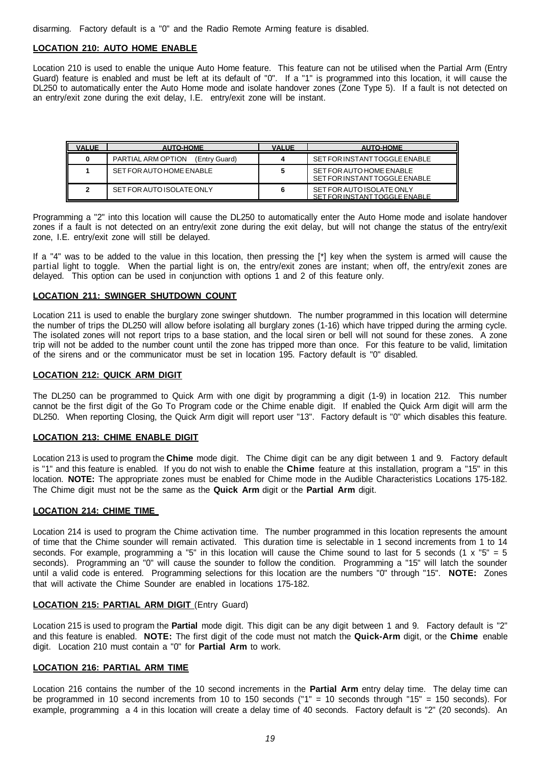disarming. Factory default is a "0" and the Radio Remote Arming feature is disabled.

**LOCATION 210: AUTO HOME ENABLE**

Location 210 is used to enable the unique Auto Home feature. This feature can not be utilised when the Partial Arm (Entry Guard) feature is enabled and must be left at its default of "0". If a "1" is programmed into this location, it will cause the DL250 to automatically enter the Auto Home mode and isolate handover zones (Zone Type 5). If a fault is not detected on an entry/exit zone during the exit delay, I.E. entry/exit zone will be instant.

| VALUE | AUTO-HOME | VALUE | AUTO-HOME |
|---|---|---|---|
| 0 | PARTIAL ARM OPTION (Entry Guard) | 4 | SET FOR INSTANT TOGGLE ENABLE |
| 1 | SET FOR AUTO HOME ENABLE | 5 | SET FOR AUTO HOME ENABLE SET FOR INSTANT TOGGLE ENABLE |
| 2 | SET FOR AUTO ISOLATE ONLY | 6 | SET FOR AUTO ISOLATE ONLY SET FOR INSTANT TOGGLE ENABLE |

Programming a "2" into this location will cause the DL250 to automatically enter the Auto Home mode and isolate handover zones if a fault is not detected on an entry/exit zone during the exit delay, but will not change the status of the entry/exit zone, I.E. entry/exit zone will still be delayed.

If a "4" was to be added to the value in this location, then pressing the [*] key when the system is armed will cause the partial light to toggle. When the partial light is on, the entry/exit zones are instant; when off, the entry/exit zones are delayed. This option can be used in conjunction with options 1 and 2 of this feature only.

**LOCATION 211: SWINGER SHUTDOWN COUNT**

Location 211 is used to enable the burglary zone swinger shutdown. The number programmed in this location will determine the number of trips the DL250 will allow before isolating all burglary zones (1-16) which have tripped during the arming cycle. The isolated zones will not report trips to a base station, and the local siren or bell will not sound for these zones. A zone trip will not be added to the number count until the zone has tripped more than once. For this feature to be valid, limitation of the sirens and or the communicator must be set in location 195. Factory default is "0" disabled.

**LOCATION 212: QUICK ARM DIGIT**

The DL250 can be programmed to Quick Arm with one digit by programming a digit (1-9) in location 212. This number cannot be the first digit of the Go To Program code or the Chime enable digit. If enabled the Quick Arm digit will arm the DL250. When reporting Closing, the Quick Arm digit will report user "13". Factory default is "0" which disables this feature.

**LOCATION 213: CHIME ENABLE DIGIT**

Location 213 is used to program the **Chime** mode digit. The Chime digit can be any digit between 1 and 9. Factory default is "1" and this feature is enabled. If you do not wish to enable the **Chime** feature at this installation, program a "15" in this location. **NOTE:** The appropriate zones must be enabled for Chime mode in the Audible Characteristics Locations 175-182. The Chime digit must not be the same as the **Quick Arm** digit or the **Partial Arm** digit.

**LOCATION 214: CHIME TIME**

Location 214 is used to program the Chime activation time. The number programmed in this location represents the amount of time that the Chime sounder will remain activated. This duration time is selectable in 1 second increments from 1 to 14 seconds. For example, programming a "5" in this location will cause the Chime sound to last for 5 seconds (1 x "5" = 5 seconds). Programming an "0" will cause the sounder to follow the condition. Programming a "15" will latch the sounder until a valid code is entered. Programming selections for this location are the numbers "0" through "15". **NOTE:** Zones that will activate the Chime Sounder are enabled in locations 175-182.

**LOCATION 215: PARTIAL ARM DIGIT** (Entry Guard)

Location 215 is used to program the **Partial** mode digit. This digit can be any digit between 1 and 9. Factory default is "2" and this feature is enabled. **NOTE:** The first digit of the code must not match the **Quick-Arm** digit, or the **Chime** enable digit. Location 210 must contain a "0" for **Partial Arm** to work.

**LOCATION 216: PARTIAL ARM TIME**

Location 216 contains the number of the 10 second increments in the **Partial Arm** entry delay time. The delay time can be programmed in 10 second increments from 10 to 150 seconds ("1" = 10 seconds through "15" = 150 seconds). For example, programming a 4 in this location will create a delay time of 40 seconds. Factory default is "2" (20 seconds). An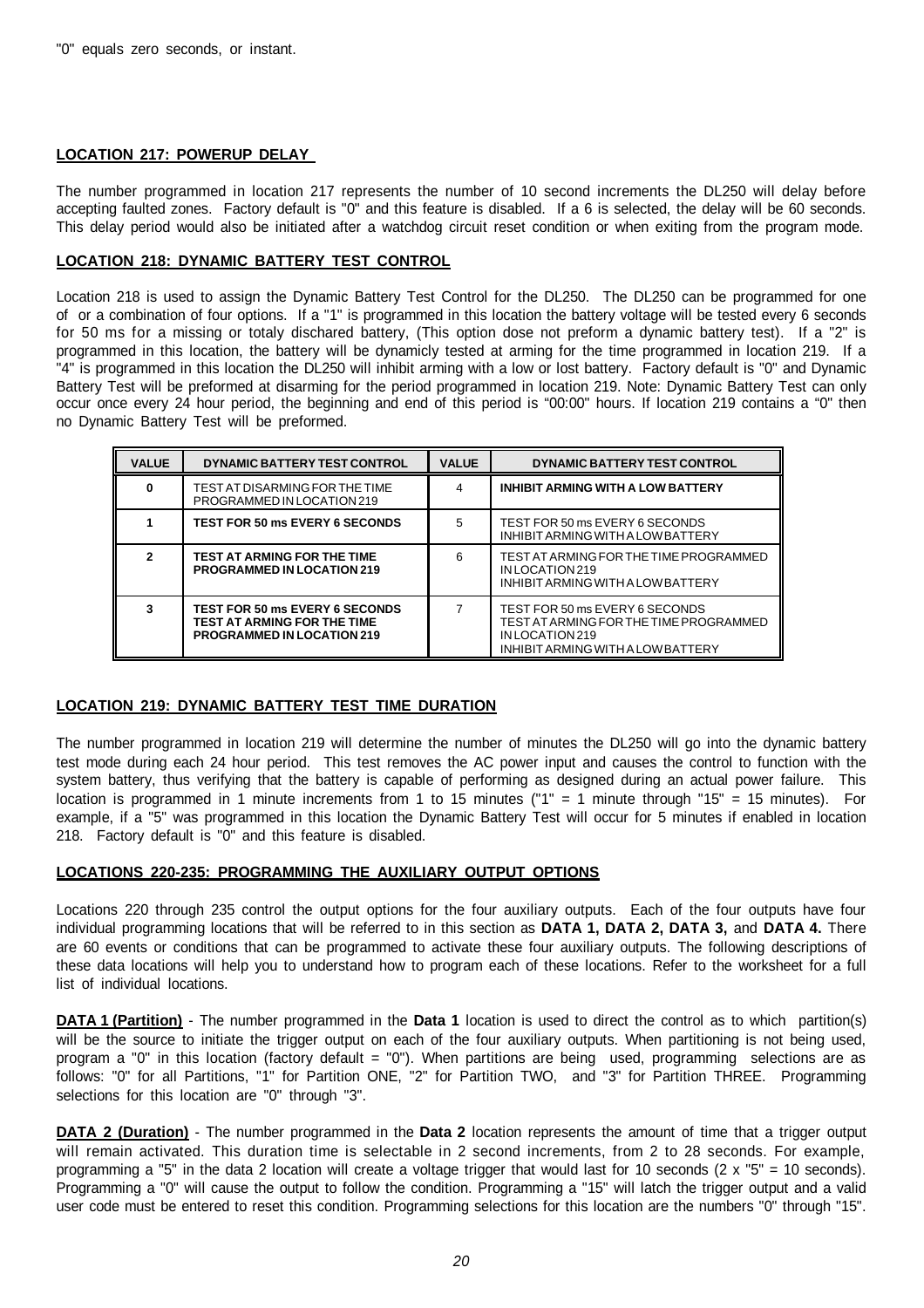"0" equals zero seconds, or instant.

**LOCATION 217: POWERUP DELAY**

The number programmed in location 217 represents the number of 10 second increments the DL250 will delay before accepting faulted zones. Factory default is "0" and this feature is disabled. If a 6 is selected, the delay will be 60 seconds. This delay period would also be initiated after a watchdog circuit reset condition or when exiting from the program mode.

**LOCATION 218: DYNAMIC BATTERY TEST CONTROL**

Location 218 is used to assign the Dynamic Battery Test Control for the DL250. The DL250 can be programmed for one of or a combination of four options. If a "1" is programmed in this location the battery voltage will be tested every 6 seconds for 50 ms for a missing or totaly dischared battery, (This option dose not preform a dynamic battery test). If a "2" is programmed in this location, the battery will be dynamicly tested at arming for the time programmed in location 219. If a "4" is programmed in this location the DL250 will inhibit arming with a low or lost battery. Factory default is "0" and Dynamic Battery Test will be preformed at disarming for the period programmed in location 219. Note: Dynamic Battery Test can only occur once every 24 hour period, the beginning and end of this period is "00:00" hours. If location 219 contains a "0" then no Dynamic Battery Test will be preformed.

| VALUE | DYNAMIC BATTERY TEST CONTROL | VALUE | DYNAMIC BATTERY TEST CONTROL |
|---|---|---|---|
| 0 | TEST AT DISARMING FOR THE TIME PROGRAMMED IN LOCATION 219 | 4 | **INHIBIT ARMING WITH A LOW BATTERY** |
| 1 | **TEST FOR 50 ms EVERY 6 SECONDS** | 5 | TEST FOR 50 ms EVERY 6 SECONDS INHIBIT ARMING WITH A LOW BATTERY |
| 2 | **TEST AT ARMING FOR THE TIME PROGRAMMED IN LOCATION 219** | 6 | TEST AT ARMING FOR THE TIME PROGRAMMED IN LOCATION 219 INHIBIT ARMING WITH A LOW BATTERY |
| 3 | **TEST FOR 50 ms EVERY 6 SECONDS TEST AT ARMING FOR THE TIME PROGRAMMED IN LOCATION 219** | 7 | TEST FOR 50 ms EVERY 6 SECONDS TEST AT ARMING FOR THE TIME PROGRAMMED IN LOCATION 219 INHIBIT ARMING WITH A LOW BATTERY |

**LOCATION 219: DYNAMIC BATTERY TEST TIME DURATION**

The number programmed in location 219 will determine the number of minutes the DL250 will go into the dynamic battery test mode during each 24 hour period. This test removes the AC power input and causes the control to function with the system battery, thus verifying that the battery is capable of performing as designed during an actual power failure. This location is programmed in 1 minute increments from 1 to 15 minutes ("1" = 1 minute through "15" = 15 minutes). For example, if a "5" was programmed in this location the Dynamic Battery Test will occur for 5 minutes if enabled in location 218. Factory default is "0" and this feature is disabled.

**LOCATIONS 220-235: PROGRAMMING THE AUXILIARY OUTPUT OPTIONS**

Locations 220 through 235 control the output options for the four auxiliary outputs. Each of the four outputs have four individual programming locations that will be referred to in this section as **DATA 1, DATA 2, DATA 3,** and **DATA 4.** There are 60 events or conditions that can be programmed to activate these four auxiliary outputs. The following descriptions of these data locations will help you to understand how to program each of these locations. Refer to the worksheet for a full list of individual locations.

**DATA 1 (Partition)** - The number programmed in the **Data 1** location is used to direct the control as to which partition(s) will be the source to initiate the trigger output on each of the four auxiliary outputs. When partitioning is not being used, program a "0" in this location (factory default = "0"). When partitions are being used, programming selections are as follows: "0" for all Partitions, "1" for Partition ONE, "2" for Partition TWO, and "3" for Partition THREE. Programming selections for this location are "0" through "3".

**DATA 2 (Duration)** - The number programmed in the **Data 2** location represents the amount of time that a trigger output will remain activated. This duration time is selectable in 2 second increments, from 2 to 28 seconds. For example, programming a "5" in the data 2 location will create a voltage trigger that would last for 10 seconds (2 x "5" = 10 seconds). Programming a "0" will cause the output to follow the condition. Programming a "15" will latch the trigger output and a valid user code must be entered to reset this condition. Programming selections for this location are the numbers "0" through "15".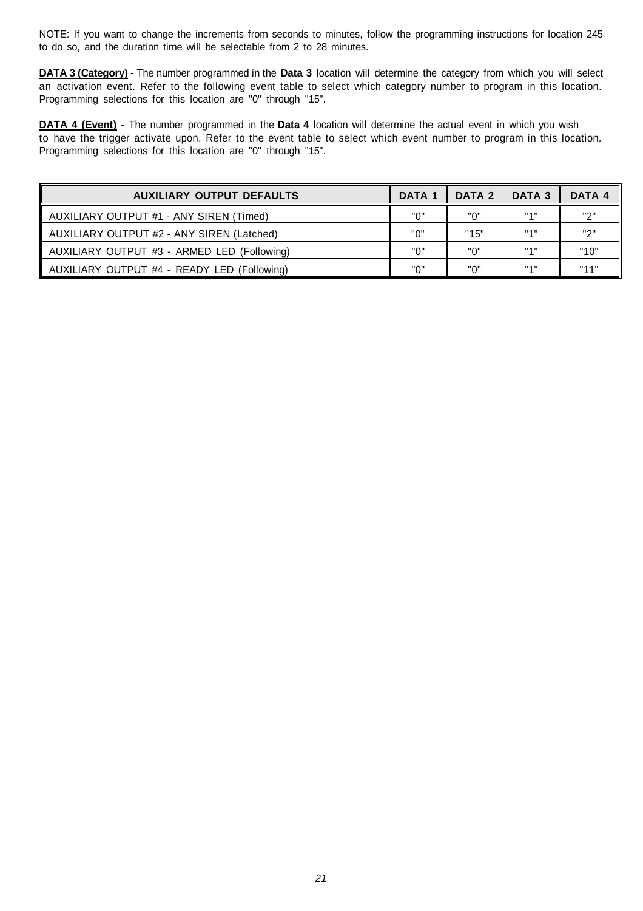NOTE: If you want to change the increments from seconds to minutes, follow the programming instructions for location 245 to do so, and the duration time will be selectable from 2 to 28 minutes.

**DATA 3 (Category)** - The number programmed in the **Data 3** location will determine the category from which you will select an activation event. Refer to the following event table to select which category number to program in this location. Programming selections for this location are "0" through "15".

**DATA 4 (Event)** - The number programmed in the **Data 4** location will determine the actual event in which you wish to have the trigger activate upon. Refer to the event table to select which event number to program in this location. Programming selections for this location are "0" through "15".

| AUXILIARY OUTPUT DEFAULTS | DATA 1 | DATA 2 | DATA 3 | DATA 4 |
|---|---|---|---|---|
| AUXILIARY OUTPUT #1 - ANY SIREN (Timed) | "0" | "0" | "1" | "2" |
| AUXILIARY OUTPUT #2 - ANY SIREN (Latched) | "0" | "15" | "1" | "2" |
| AUXILIARY OUTPUT #3 - ARMED LED (Following) | "0" | "0" | "1" | "10" |
| AUXILIARY OUTPUT #4 - READY LED (Following) | "0" | "0" | "1" | "11" |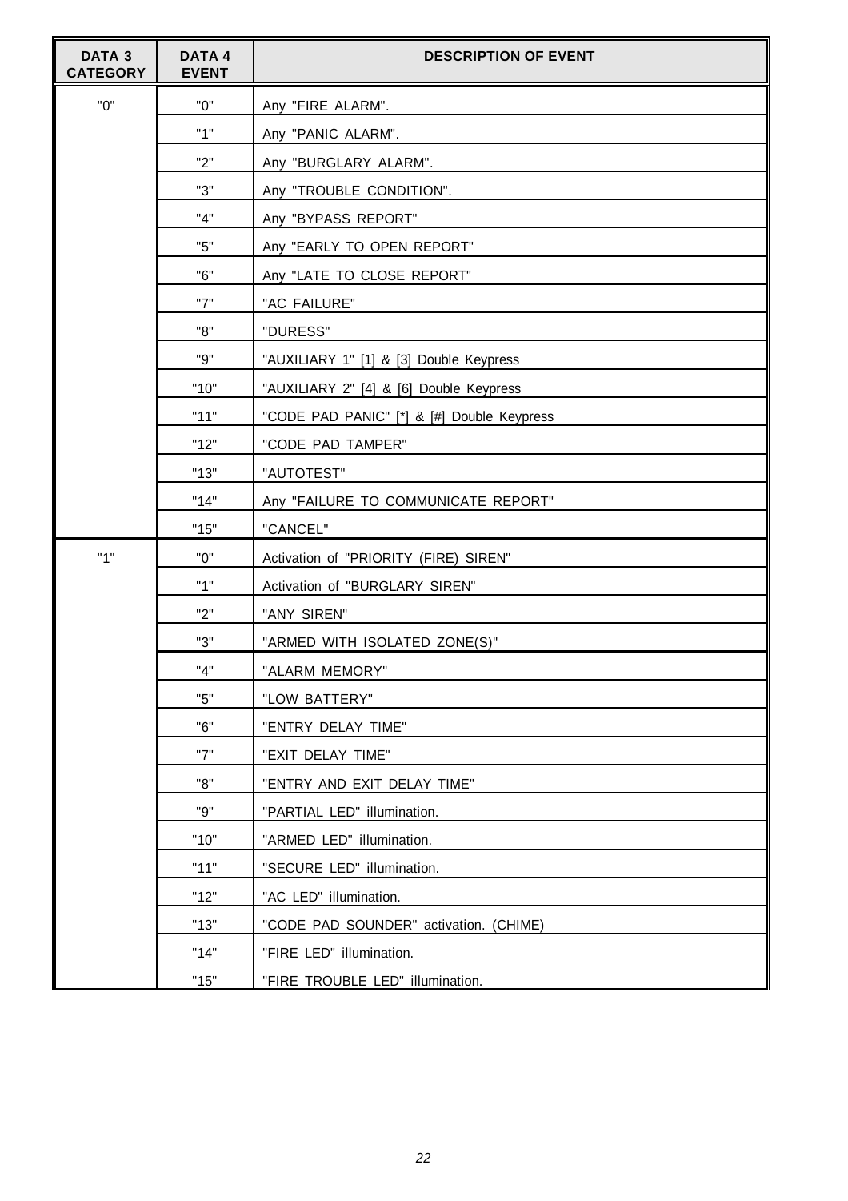| DATA 3 CATEGORY | DATA 4 EVENT | DESCRIPTION OF EVENT |
|---|---|---|
| "0" | "0" | Any "FIRE ALARM". |
| | "1" | Any "PANIC ALARM". |
| | "2" | Any "BURGLARY ALARM". |
| | "3" | Any "TROUBLE CONDITION". |
| | "4" | Any "BYPASS REPORT" |
| | "5" | Any "EARLY TO OPEN REPORT" |
| | "6" | Any "LATE TO CLOSE REPORT" |
| | "7" | "AC FAILURE" |
| | "8" | "DURESS" |
| | "9" | "AUXILIARY 1" [1] & [3] Double Keypress |
| | "10" | "AUXILIARY 2" [4] & [6] Double Keypress |
| | "11" | "CODE PAD PANIC" [*] & [#] Double Keypress |
| | "12" | "CODE PAD TAMPER" |
| | "13" | "AUTOTEST" |
| | "14" | Any "FAILURE TO COMMUNICATE REPORT" |
| | "15" | "CANCEL" |
| "1" | "0" | Activation of "PRIORITY (FIRE) SIREN" |
| | "1" | Activation of "BURGLARY SIREN" |
| | "2" | "ANY SIREN" |
| | "3" | "ARMED WITH ISOLATED ZONE(S)" |
| | "4" | "ALARM MEMORY" |
| | "5" | "LOW BATTERY" |
| | "6" | "ENTRY DELAY TIME" |
| | "7" | "EXIT DELAY TIME" |
| | "8" | "ENTRY AND EXIT DELAY TIME" |
| | "9" | "PARTIAL LED" illumination. |
| | "10" | "ARMED LED" illumination. |
| | "11" | "SECURE LED" illumination. |
| | "12" | "AC LED" illumination. |
| | "13" | "CODE PAD SOUNDER" activation. (CHIME) |
| | "14" | "FIRE LED" illumination. |
| | "15" | "FIRE TROUBLE LED" illumination. |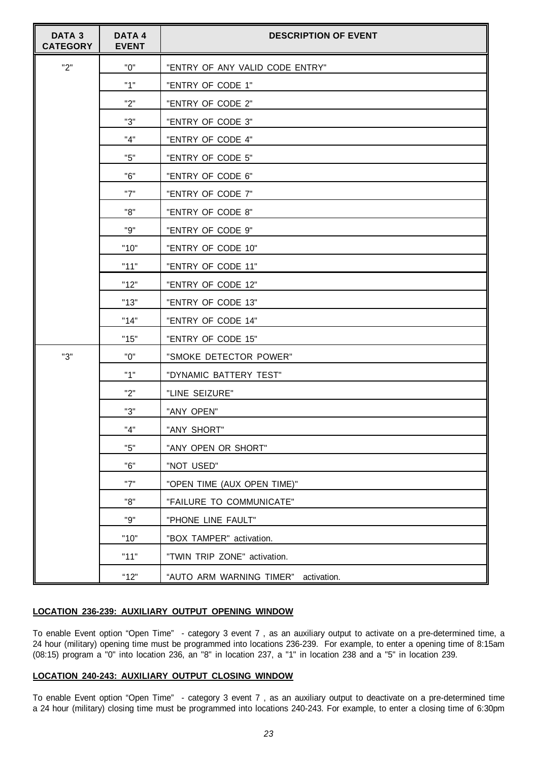| DATA 3 CATEGORY | DATA 4 EVENT | DESCRIPTION OF EVENT |
|---|---|---|
| "2" | "0" | "ENTRY OF ANY VALID CODE ENTRY" |
| | "1" | "ENTRY OF CODE 1" |
| | "2" | "ENTRY OF CODE 2" |
| | "3" | "ENTRY OF CODE 3" |
| | "4" | "ENTRY OF CODE 4" |
| | "5" | "ENTRY OF CODE 5" |
| | "6" | "ENTRY OF CODE 6" |
| | "7" | "ENTRY OF CODE 7" |
| | "8" | "ENTRY OF CODE 8" |
| | "9" | "ENTRY OF CODE 9" |
| | "10" | "ENTRY OF CODE 10" |
| | "11" | "ENTRY OF CODE 11" |
| | "12" | "ENTRY OF CODE 12" |
| | "13" | "ENTRY OF CODE 13" |
| | "14" | "ENTRY OF CODE 14" |
| | "15" | "ENTRY OF CODE 15" |
| "3" | "0" | "SMOKE DETECTOR POWER" |
| | "1" | "DYNAMIC BATTERY TEST" |
| | "2" | "LINE SEIZURE" |
| | "3" | "ANY OPEN" |
| | "4" | "ANY SHORT" |
| | "5" | "ANY OPEN OR SHORT" |
| | "6" | "NOT USED" |
| | "7" | "OPEN TIME (AUX OPEN TIME)" |
| | "8" | "FAILURE TO COMMUNICATE" |
| | "9" | "PHONE LINE FAULT" |
| | "10" | "BOX TAMPER" activation. |
| | "11" | "TWIN TRIP ZONE" activation. |
| | "12" | "AUTO ARM WARNING TIMER" activation. |

**LOCATION 236-239: AUXILIARY OUTPUT OPENING WINDOW**

To enable Event option "Open Time" - category 3 event 7 , as an auxiliary output to activate on a pre-determined time, a 24 hour (military) opening time must be programmed into locations 236-239. For example, to enter a opening time of 8:15am (08:15) program a "0" into location 236, an "8" in location 237, a "1" in location 238 and a "5" in location 239.

**LOCATION 240-243: AUXILIARY OUTPUT CLOSING WINDOW**

To enable Event option "Open Time" - category 3 event 7 , as an auxiliary output to deactivate on a pre-determined time a 24 hour (military) closing time must be programmed into locations 240-243. For example, to enter a closing time of 6:30pm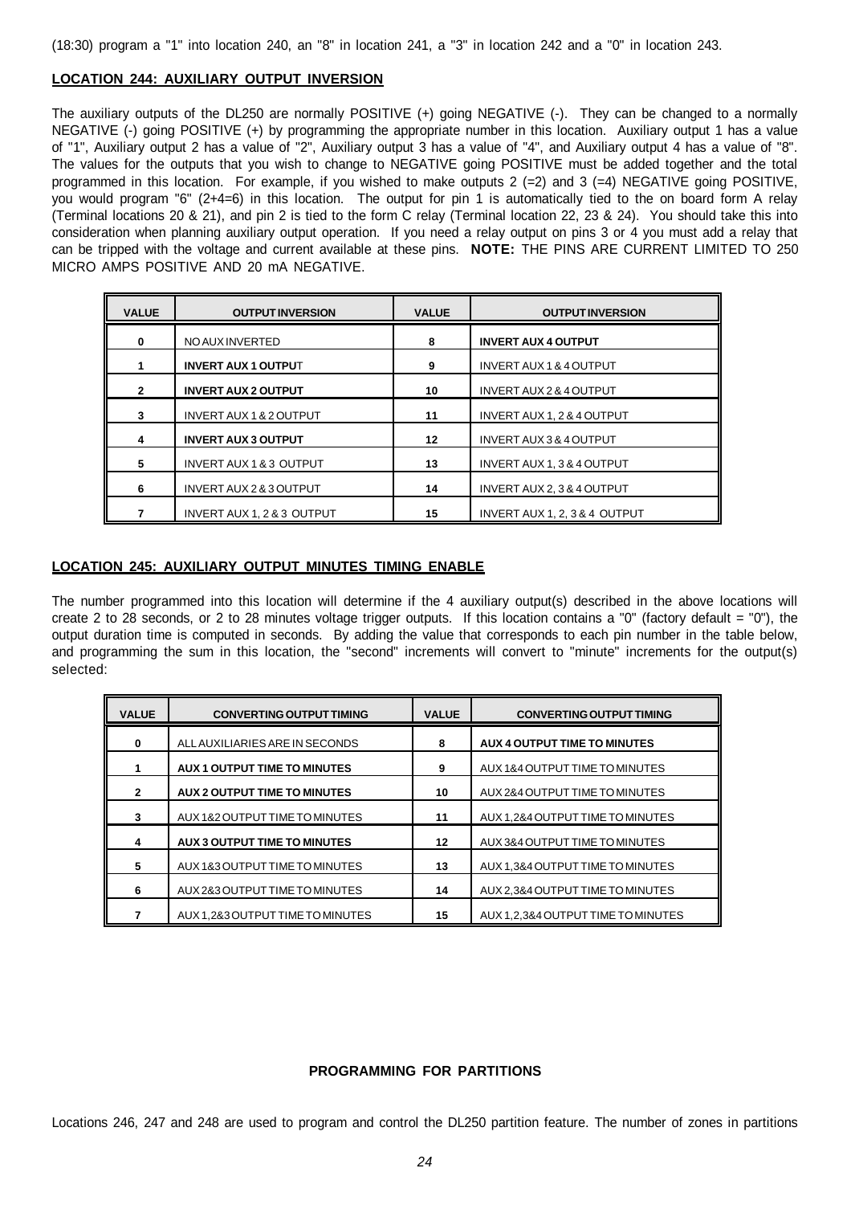(18:30) program a "1" into location 240, an "8" in location 241, a "3" in location 242 and a "0" in location 243.

## LOCATION 244: AUXILIARY OUTPUT INVERSION

The auxiliary outputs of the DL250 are normally POSITIVE (+) going NEGATIVE (-). They can be changed to a normally NEGATIVE (-) going POSITIVE (+) by programming the appropriate number in this location. Auxiliary output 1 has a value of "1", Auxiliary output 2 has a value of "2", Auxiliary output 3 has a value of "4", and Auxiliary output 4 has a value of "8". The values for the outputs that you wish to change to NEGATIVE going POSITIVE must be added together and the total programmed in this location. For example, if you wished to make outputs 2 (=2) and 3 (=4) NEGATIVE going POSITIVE, you would program "6" (2+4=6) in this location. The output for pin 1 is automatically tied to the on board form A relay (Terminal locations 20 & 21), and pin 2 is tied to the form C relay (Terminal location 22, 23 & 24). You should take this into consideration when planning auxiliary output operation. If you need a relay output on pins 3 or 4 you must add a relay that can be tripped with the voltage and current available at these pins. **NOTE:** THE PINS ARE CURRENT LIMITED TO 250 MICRO AMPS POSITIVE AND 20 mA NEGATIVE.

| VALUE | OUTPUT INVERSION | VALUE | OUTPUT INVERSION |
|---|---|---|---|
| 0 | NO AUX INVERTED | 8 | **INVERT AUX 4 OUTPUT** |
| 1 | **INVERT AUX 1 OUTPUT** | 9 | INVERT AUX 1 & 4 OUTPUT |
| 2 | **INVERT AUX 2 OUTPUT** | 10 | INVERT AUX 2 & 4 OUTPUT |
| 3 | INVERT AUX 1 & 2 OUTPUT | 11 | INVERT AUX 1, 2 & 4 OUTPUT |
| 4 | **INVERT AUX 3 OUTPUT** | 12 | INVERT AUX 3 & 4 OUTPUT |
| 5 | INVERT AUX 1 & 3 OUTPUT | 13 | INVERT AUX 1, 3 & 4 OUTPUT |
| 6 | INVERT AUX 2 & 3 OUTPUT | 14 | INVERT AUX 2, 3 & 4 OUTPUT |
| 7 | INVERT AUX 1, 2 & 3 OUTPUT | 15 | INVERT AUX 1, 2, 3 & 4 OUTPUT |

## LOCATION 245: AUXILIARY OUTPUT MINUTES TIMING ENABLE

The number programmed into this location will determine if the 4 auxiliary output(s) described in the above locations will create 2 to 28 seconds, or 2 to 28 minutes voltage trigger outputs. If this location contains a "0" (factory default = "0"), the output duration time is computed in seconds. By adding the value that corresponds to each pin number in the table below, and programming the sum in this location, the "second" increments will convert to "minute" increments for the output(s) selected:

| VALUE | CONVERTING OUTPUT TIMING | VALUE | CONVERTING OUTPUT TIMING |
|---|---|---|---|
| 0 | ALL AUXILIARIES ARE IN SECONDS | 8 | **AUX 4 OUTPUT TIME TO MINUTES** |
| 1 | **AUX 1 OUTPUT TIME TO MINUTES** | 9 | AUX 1&4 OUTPUT TIME TO MINUTES |
| 2 | **AUX 2 OUTPUT TIME TO MINUTES** | 10 | AUX 2&4 OUTPUT TIME TO MINUTES |
| 3 | AUX 1&2 OUTPUT TIME TO MINUTES | 11 | AUX 1,2&4 OUTPUT TIME TO MINUTES |
| 4 | **AUX 3 OUTPUT TIME TO MINUTES** | 12 | AUX 3&4 OUTPUT TIME TO MINUTES |
| 5 | AUX 1&3 OUTPUT TIME TO MINUTES | 13 | AUX 1,3&4 OUTPUT TIME TO MINUTES |
| 6 | AUX 2&3 OUTPUT TIME TO MINUTES | 14 | AUX 2,3&4 OUTPUT TIME TO MINUTES |
| 7 | AUX 1,2&3 OUTPUT TIME TO MINUTES | 15 | AUX 1,2,3&4 OUTPUT TIME TO MINUTES |

## PROGRAMMING FOR PARTITIONS

Locations 246, 247 and 248 are used to program and control the DL250 partition feature. The number of zones in partitions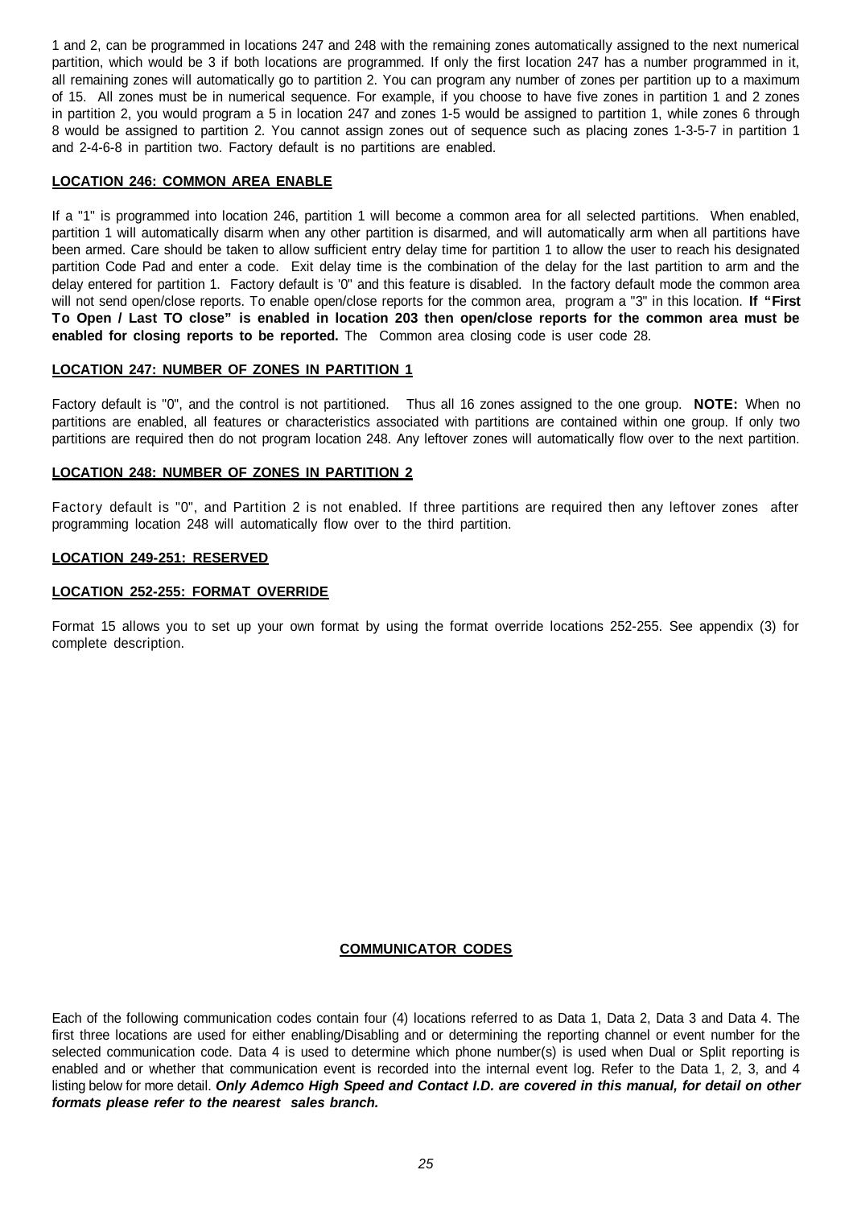1 and 2, can be programmed in locations 247 and 248 with the remaining zones automatically assigned to the next numerical partition, which would be 3 if both locations are programmed. If only the first location 247 has a number programmed in it, all remaining zones will automatically go to partition 2. You can program any number of zones per partition up to a maximum of 15. All zones must be in numerical sequence. For example, if you choose to have five zones in partition 1 and 2 zones in partition 2, you would program a 5 in location 247 and zones 1-5 would be assigned to partition 1, while zones 6 through 8 would be assigned to partition 2. You cannot assign zones out of sequence such as placing zones 1-3-5-7 in partition 1 and 2-4-6-8 in partition two. Factory default is no partitions are enabled.

### LOCATION 246: COMMON AREA ENABLE

If a "1" is programmed into location 246, partition 1 will become a common area for all selected partitions. When enabled, partition 1 will automatically disarm when any other partition is disarmed, and will automatically arm when all partitions have been armed. Care should be taken to allow sufficient entry delay time for partition 1 to allow the user to reach his designated partition Code Pad and enter a code. Exit delay time is the combination of the delay for the last partition to arm and the delay entered for partition 1. Factory default is '0" and this feature is disabled. In the factory default mode the common area will not send open/close reports. To enable open/close reports for the common area, program a "3" in this location. **If "First To Open / Last TO close" is enabled in location 203 then open/close reports for the common area must be enabled for closing reports to be reported.** The Common area closing code is user code 28.

### LOCATION 247: NUMBER OF ZONES IN PARTITION 1

Factory default is "0", and the control is not partitioned. Thus all 16 zones assigned to the one group. **NOTE:** When no partitions are enabled, all features or characteristics associated with partitions are contained within one group. If only two partitions are required then do not program location 248. Any leftover zones will automatically flow over to the next partition.

### LOCATION 248: NUMBER OF ZONES IN PARTITION 2

Factory default is "0", and Partition 2 is not enabled. If three partitions are required then any leftover zones after programming location 248 will automatically flow over to the third partition.

### LOCATION 249-251: RESERVED

### LOCATION 252-255: FORMAT OVERRIDE

Format 15 allows you to set up your own format by using the format override locations 252-255. See appendix (3) for complete description.

## COMMUNICATOR CODES

Each of the following communication codes contain four (4) locations referred to as Data 1, Data 2, Data 3 and Data 4. The first three locations are used for either enabling/Disabling and or determining the reporting channel or event number for the selected communication code. Data 4 is used to determine which phone number(s) is used when Dual or Split reporting is enabled and or whether that communication event is recorded into the internal event log. Refer to the Data 1, 2, 3, and 4 listing below for more detail. ***Only Ademco High Speed and Contact I.D. are covered in this manual, for detail on other formats please refer to the nearest sales branch.***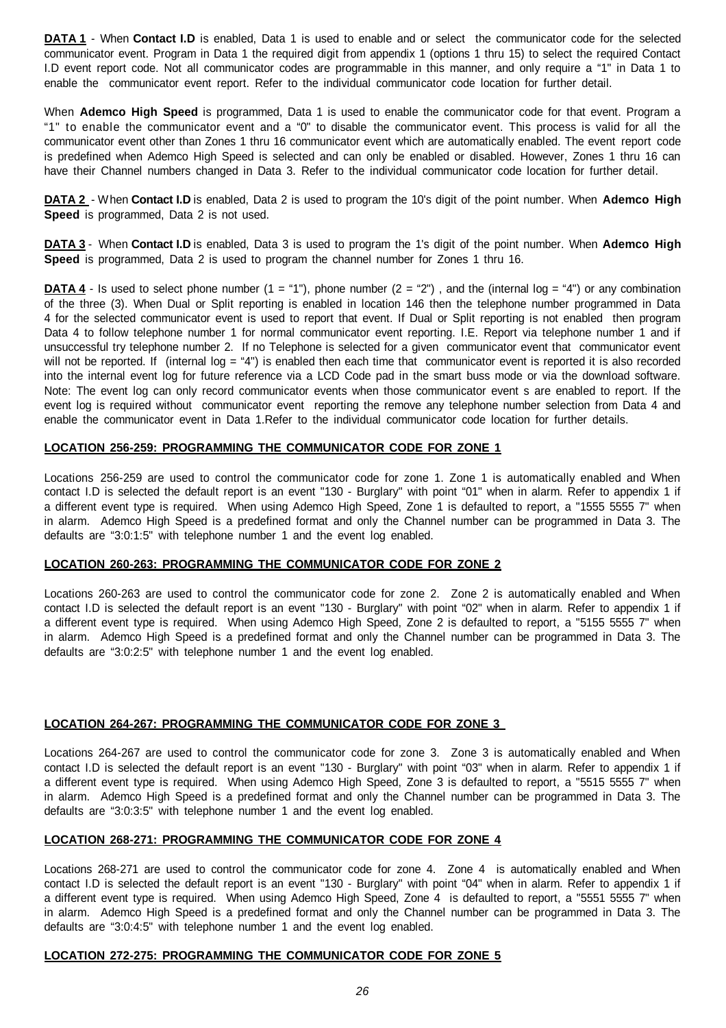**DATA 1** - When **Contact I.D** is enabled, Data 1 is used to enable and or select the communicator code for the selected communicator event. Program in Data 1 the required digit from appendix 1 (options 1 thru 15) to select the required Contact I.D event report code. Not all communicator codes are programmable in this manner, and only require a "1" in Data 1 to enable the communicator event report. Refer to the individual communicator code location for further detail.

When **Ademco High Speed** is programmed, Data 1 is used to enable the communicator code for that event. Program a "1" to enable the communicator event and a "0" to disable the communicator event. This process is valid for all the communicator event other than Zones 1 thru 16 communicator event which are automatically enabled. The event report code is predefined when Ademco High Speed is selected and can only be enabled or disabled. However, Zones 1 thru 16 can have their Channel numbers changed in Data 3. Refer to the individual communicator code location for further detail.

**DATA 2** - When **Contact I.D** is enabled, Data 2 is used to program the 10's digit of the point number. When **Ademco High Speed** is programmed, Data 2 is not used.

**DATA 3** - When **Contact I.D** is enabled, Data 3 is used to program the 1's digit of the point number. When **Ademco High Speed** is programmed, Data 2 is used to program the channel number for Zones 1 thru 16.

**DATA 4** - Is used to select phone number (1 = "1"), phone number (2 = "2") , and the (internal log = "4") or any combination of the three (3). When Dual or Split reporting is enabled in location 146 then the telephone number programmed in Data 4 for the selected communicator event is used to report that event. If Dual or Split reporting is not enabled then program Data 4 to follow telephone number 1 for normal communicator event reporting. I.E. Report via telephone number 1 and if unsuccessful try telephone number 2. If no Telephone is selected for a given communicator event that communicator event will not be reported. If (internal log = "4") is enabled then each time that communicator event is reported it is also recorded into the internal event log for future reference via a LCD Code pad in the smart buss mode or via the download software. Note: The event log can only record communicator events when those communicator event s are enabled to report. If the event log is required without communicator event reporting the remove any telephone number selection from Data 4 and enable the communicator event in Data 1.Refer to the individual communicator code location for further details.

## LOCATION 256-259: PROGRAMMING THE COMMUNICATOR CODE FOR ZONE 1

Locations 256-259 are used to control the communicator code for zone 1. Zone 1 is automatically enabled and When contact I.D is selected the default report is an event "130 - Burglary" with point "01" when in alarm. Refer to appendix 1 if a different event type is required. When using Ademco High Speed, Zone 1 is defaulted to report, a "1555 5555 7" when in alarm. Ademco High Speed is a predefined format and only the Channel number can be programmed in Data 3. The defaults are "3:0:1:5" with telephone number 1 and the event log enabled.

## LOCATION 260-263: PROGRAMMING THE COMMUNICATOR CODE FOR ZONE 2

Locations 260-263 are used to control the communicator code for zone 2. Zone 2 is automatically enabled and When contact I.D is selected the default report is an event "130 - Burglary" with point "02" when in alarm. Refer to appendix 1 if a different event type is required. When using Ademco High Speed, Zone 2 is defaulted to report, a "5155 5555 7" when in alarm. Ademco High Speed is a predefined format and only the Channel number can be programmed in Data 3. The defaults are "3:0:2:5" with telephone number 1 and the event log enabled.

## LOCATION 264-267: PROGRAMMING THE COMMUNICATOR CODE FOR ZONE 3

Locations 264-267 are used to control the communicator code for zone 3. Zone 3 is automatically enabled and When contact I.D is selected the default report is an event "130 - Burglary" with point "03" when in alarm. Refer to appendix 1 if a different event type is required. When using Ademco High Speed, Zone 3 is defaulted to report, a "5515 5555 7" when in alarm. Ademco High Speed is a predefined format and only the Channel number can be programmed in Data 3. The defaults are "3:0:3:5" with telephone number 1 and the event log enabled.

## LOCATION 268-271: PROGRAMMING THE COMMUNICATOR CODE FOR ZONE 4

Locations 268-271 are used to control the communicator code for zone 4. Zone 4 is automatically enabled and When contact I.D is selected the default report is an event "130 - Burglary" with point "04" when in alarm. Refer to appendix 1 if a different event type is required. When using Ademco High Speed, Zone 4 is defaulted to report, a "5551 5555 7" when in alarm. Ademco High Speed is a predefined format and only the Channel number can be programmed in Data 3. The defaults are "3:0:4:5" with telephone number 1 and the event log enabled.

## LOCATION 272-275: PROGRAMMING THE COMMUNICATOR CODE FOR ZONE 5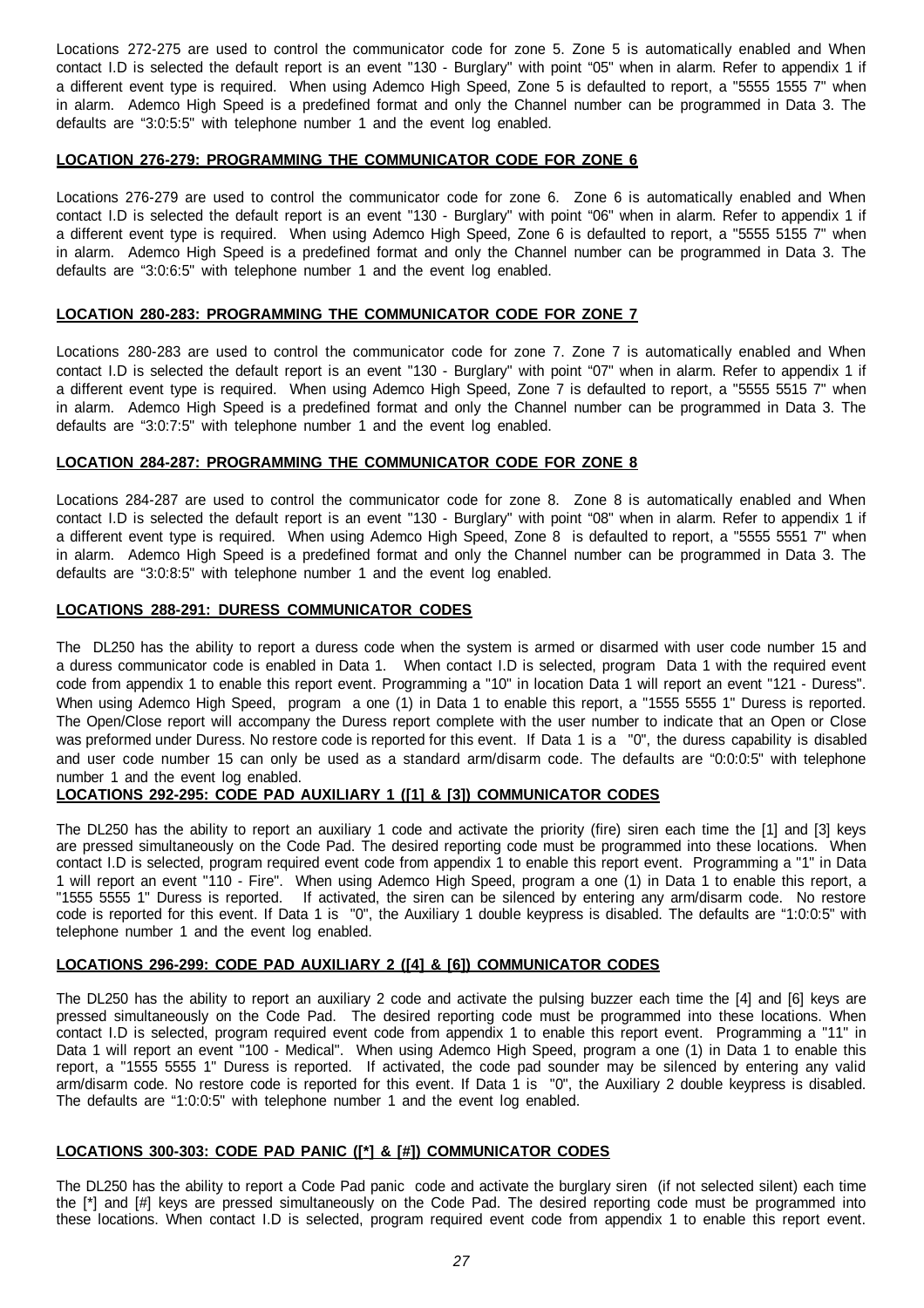Locations 272-275 are used to control the communicator code for zone 5. Zone 5 is automatically enabled and When contact I.D is selected the default report is an event "130 - Burglary" with point "05" when in alarm. Refer to appendix 1 if a different event type is required. When using Ademco High Speed, Zone 5 is defaulted to report, a "5555 1555 7" when in alarm. Ademco High Speed is a predefined format and only the Channel number can be programmed in Data 3. The defaults are "3:0:5:5" with telephone number 1 and the event log enabled.

## LOCATION 276-279: PROGRAMMING THE COMMUNICATOR CODE FOR ZONE 6

Locations 276-279 are used to control the communicator code for zone 6. Zone 6 is automatically enabled and When contact I.D is selected the default report is an event "130 - Burglary" with point "06" when in alarm. Refer to appendix 1 if a different event type is required. When using Ademco High Speed, Zone 6 is defaulted to report, a "5555 5155 7" when in alarm. Ademco High Speed is a predefined format and only the Channel number can be programmed in Data 3. The defaults are "3:0:6:5" with telephone number 1 and the event log enabled.

## LOCATION 280-283: PROGRAMMING THE COMMUNICATOR CODE FOR ZONE 7

Locations 280-283 are used to control the communicator code for zone 7. Zone 7 is automatically enabled and When contact I.D is selected the default report is an event "130 - Burglary" with point "07" when in alarm. Refer to appendix 1 if a different event type is required. When using Ademco High Speed, Zone 7 is defaulted to report, a "5555 5515 7" when in alarm. Ademco High Speed is a predefined format and only the Channel number can be programmed in Data 3. The defaults are "3:0:7:5" with telephone number 1 and the event log enabled.

## LOCATION 284-287: PROGRAMMING THE COMMUNICATOR CODE FOR ZONE 8

Locations 284-287 are used to control the communicator code for zone 8. Zone 8 is automatically enabled and When contact I.D is selected the default report is an event "130 - Burglary" with point "08" when in alarm. Refer to appendix 1 if a different event type is required. When using Ademco High Speed, Zone 8 is defaulted to report, a "5555 5551 7" when in alarm. Ademco High Speed is a predefined format and only the Channel number can be programmed in Data 3. The defaults are "3:0:8:5" with telephone number 1 and the event log enabled.

## LOCATIONS 288-291: DURESS COMMUNICATOR CODES

The DL250 has the ability to report a duress code when the system is armed or disarmed with user code number 15 and a duress communicator code is enabled in Data 1. When contact I.D is selected, program Data 1 with the required event code from appendix 1 to enable this report event. Programming a "10" in location Data 1 will report an event "121 - Duress". When using Ademco High Speed, program a one (1) in Data 1 to enable this report, a "1555 5555 1" Duress is reported. The Open/Close report will accompany the Duress report complete with the user number to indicate that an Open or Close was preformed under Duress. No restore code is reported for this event. If Data 1 is a "0", the duress capability is disabled and user code number 15 can only be used as a standard arm/disarm code. The defaults are "0:0:0:5" with telephone number 1 and the event log enabled.

## LOCATIONS 292-295: CODE PAD AUXILIARY 1 ([1] & [3]) COMMUNICATOR CODES

The DL250 has the ability to report an auxiliary 1 code and activate the priority (fire) siren each time the [1] and [3] keys are pressed simultaneously on the Code Pad. The desired reporting code must be programmed into these locations. When contact I.D is selected, program required event code from appendix 1 to enable this report event. Programming a "1" in Data 1 will report an event "110 - Fire". When using Ademco High Speed, program a one (1) in Data 1 to enable this report, a "1555 5555 1" Duress is reported. If activated, the siren can be silenced by entering any arm/disarm code. No restore code is reported for this event. If Data 1 is "0", the Auxiliary 1 double keypress is disabled. The defaults are "1:0:0:5" with telephone number 1 and the event log enabled.

## LOCATIONS 296-299: CODE PAD AUXILIARY 2 ([4] & [6]) COMMUNICATOR CODES

The DL250 has the ability to report an auxiliary 2 code and activate the pulsing buzzer each time the [4] and [6] keys are pressed simultaneously on the Code Pad. The desired reporting code must be programmed into these locations. When contact I.D is selected, program required event code from appendix 1 to enable this report event. Programming a "11" in Data 1 will report an event "100 - Medical". When using Ademco High Speed, program a one (1) in Data 1 to enable this report, a "1555 5555 1" Duress is reported. If activated, the code pad sounder may be silenced by entering any valid arm/disarm code. No restore code is reported for this event. If Data 1 is "0", the Auxiliary 2 double keypress is disabled. The defaults are "1:0:0:5" with telephone number 1 and the event log enabled.

## LOCATIONS 300-303: CODE PAD PANIC ([*] & [#]) COMMUNICATOR CODES

The DL250 has the ability to report a Code Pad panic code and activate the burglary siren (if not selected silent) each time the [*] and [#] keys are pressed simultaneously on the Code Pad. The desired reporting code must be programmed into these locations. When contact I.D is selected, program required event code from appendix 1 to enable this report event.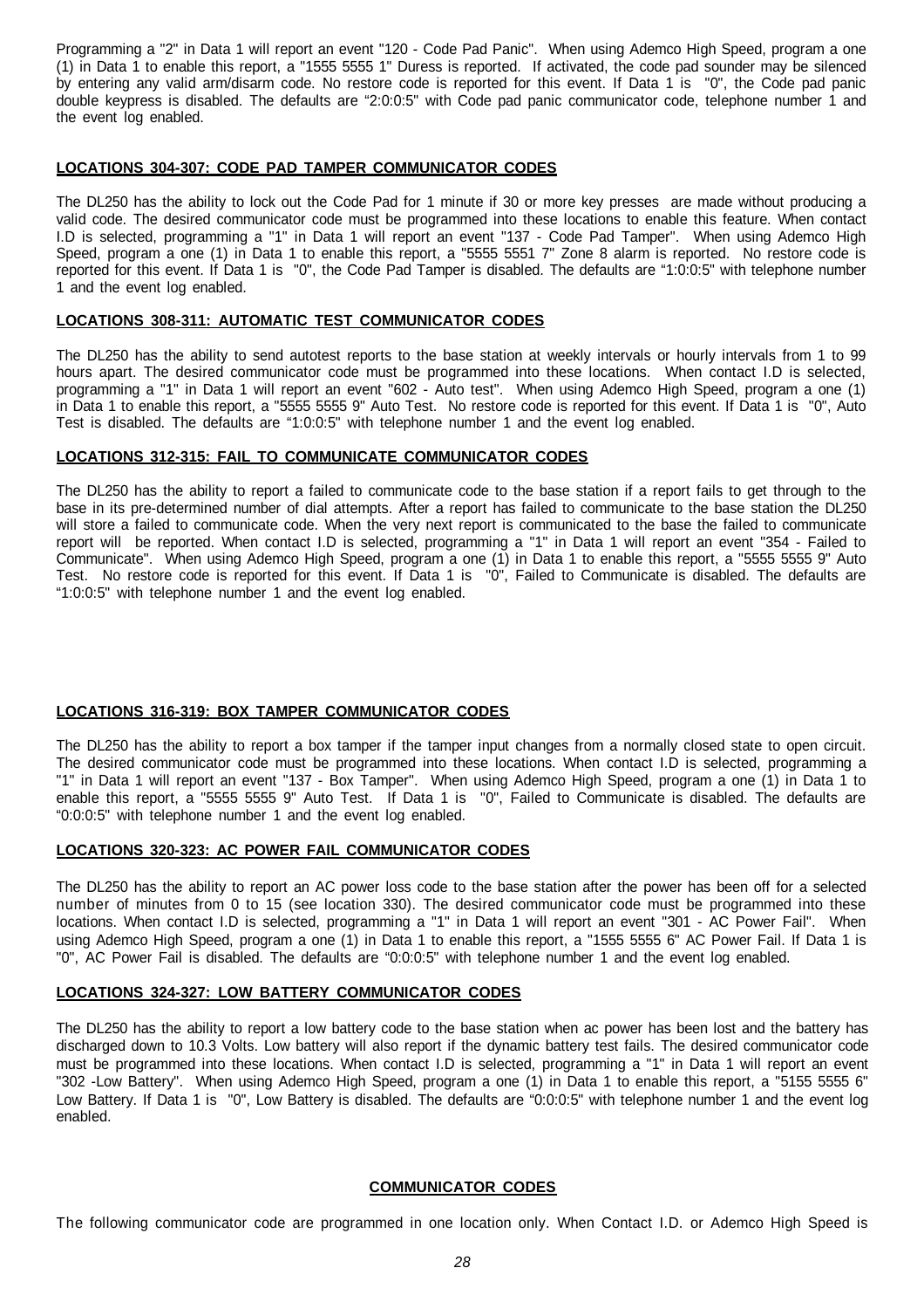Programming a "2" in Data 1 will report an event "120 - Code Pad Panic". When using Ademco High Speed, program a one (1) in Data 1 to enable this report, a "1555 5555 1" Duress is reported. If activated, the code pad sounder may be silenced by entering any valid arm/disarm code. No restore code is reported for this event. If Data 1 is "0", the Code pad panic double keypress is disabled. The defaults are "2:0:0:5" with Code pad panic communicator code, telephone number 1 and the event log enabled.

## LOCATIONS 304-307: CODE PAD TAMPER COMMUNICATOR CODES

The DL250 has the ability to lock out the Code Pad for 1 minute if 30 or more key presses are made without producing a valid code. The desired communicator code must be programmed into these locations to enable this feature. When contact I.D is selected, programming a "1" in Data 1 will report an event "137 - Code Pad Tamper". When using Ademco High Speed, program a one (1) in Data 1 to enable this report, a "5555 5551 7" Zone 8 alarm is reported. No restore code is reported for this event. If Data 1 is "0", the Code Pad Tamper is disabled. The defaults are "1:0:0:5" with telephone number 1 and the event log enabled.

## LOCATIONS 308-311: AUTOMATIC TEST COMMUNICATOR CODES

The DL250 has the ability to send autotest reports to the base station at weekly intervals or hourly intervals from 1 to 99 hours apart. The desired communicator code must be programmed into these locations. When contact I.D is selected, programming a "1" in Data 1 will report an event "602 - Auto test". When using Ademco High Speed, program a one (1) in Data 1 to enable this report, a "5555 5555 9" Auto Test. No restore code is reported for this event. If Data 1 is "0", Auto Test is disabled. The defaults are "1:0:0:5" with telephone number 1 and the event log enabled.

## LOCATIONS 312-315: FAIL TO COMMUNICATE COMMUNICATOR CODES

The DL250 has the ability to report a failed to communicate code to the base station if a report fails to get through to the base in its pre-determined number of dial attempts. After a report has failed to communicate to the base station the DL250 will store a failed to communicate code. When the very next report is communicated to the base the failed to communicate report will be reported. When contact I.D is selected, programming a "1" in Data 1 will report an event "354 - Failed to Communicate". When using Ademco High Speed, program a one (1) in Data 1 to enable this report, a "5555 5555 9" Auto Test. No restore code is reported for this event. If Data 1 is "0", Failed to Communicate is disabled. The defaults are "1:0:0:5" with telephone number 1 and the event log enabled.

## LOCATIONS 316-319: BOX TAMPER COMMUNICATOR CODES

The DL250 has the ability to report a box tamper if the tamper input changes from a normally closed state to open circuit. The desired communicator code must be programmed into these locations. When contact I.D is selected, programming a "1" in Data 1 will report an event "137 - Box Tamper". When using Ademco High Speed, program a one (1) in Data 1 to enable this report, a "5555 5555 9" Auto Test. If Data 1 is "0", Failed to Communicate is disabled. The defaults are "0:0:0:5" with telephone number 1 and the event log enabled.

## LOCATIONS 320-323: AC POWER FAIL COMMUNICATOR CODES

The DL250 has the ability to report an AC power loss code to the base station after the power has been off for a selected number of minutes from 0 to 15 (see location 330). The desired communicator code must be programmed into these locations. When contact I.D is selected, programming a "1" in Data 1 will report an event "301 - AC Power Fail". When using Ademco High Speed, program a one (1) in Data 1 to enable this report, a "1555 5555 6" AC Power Fail. If Data 1 is "0", AC Power Fail is disabled. The defaults are "0:0:0:5" with telephone number 1 and the event log enabled.

## LOCATIONS 324-327: LOW BATTERY COMMUNICATOR CODES

The DL250 has the ability to report a low battery code to the base station when ac power has been lost and the battery has discharged down to 10.3 Volts. Low battery will also report if the dynamic battery test fails. The desired communicator code must be programmed into these locations. When contact I.D is selected, programming a "1" in Data 1 will report an event "302 -Low Battery". When using Ademco High Speed, program a one (1) in Data 1 to enable this report, a "5155 5555 6" Low Battery. If Data 1 is "0", Low Battery is disabled. The defaults are "0:0:0:5" with telephone number 1 and the event log enabled.

## COMMUNICATOR CODES

The following communicator code are programmed in one location only. When Contact I.D. or Ademco High Speed is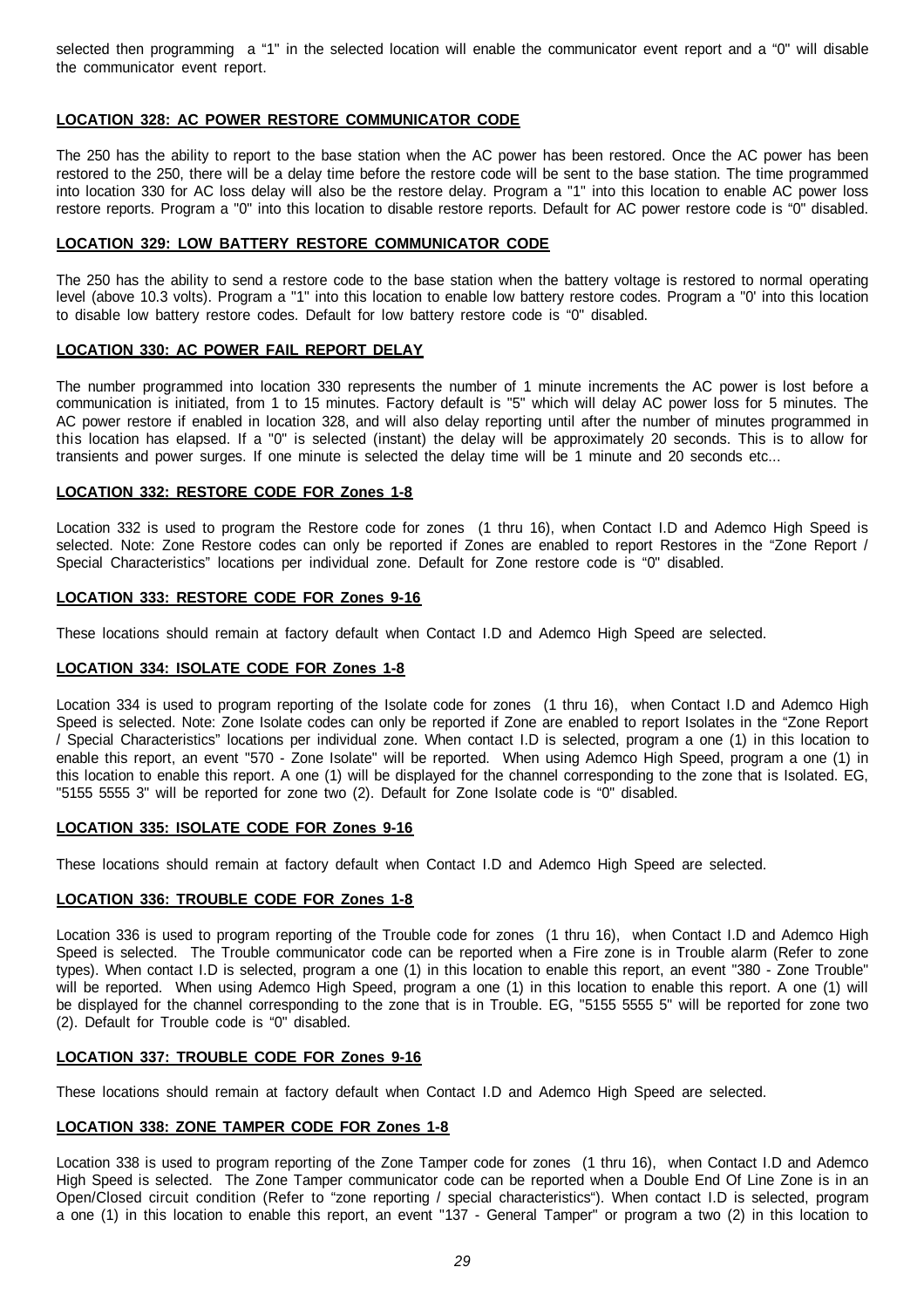selected then programming a "1" in the selected location will enable the communicator event report and a "0" will disable the communicator event report.

### LOCATION 328: AC POWER RESTORE COMMUNICATOR CODE

The 250 has the ability to report to the base station when the AC power has been restored. Once the AC power has been restored to the 250, there will be a delay time before the restore code will be sent to the base station. The time programmed into location 330 for AC loss delay will also be the restore delay. Program a "1" into this location to enable AC power loss restore reports. Program a "0" into this location to disable restore reports. Default for AC power restore code is "0" disabled.

### LOCATION 329: LOW BATTERY RESTORE COMMUNICATOR CODE

The 250 has the ability to send a restore code to the base station when the battery voltage is restored to normal operating level (above 10.3 volts). Program a "1" into this location to enable low battery restore codes. Program a "0' into this location to disable low battery restore codes. Default for low battery restore code is "0" disabled.

### LOCATION 330: AC POWER FAIL REPORT DELAY

The number programmed into location 330 represents the number of 1 minute increments the AC power is lost before a communication is initiated, from 1 to 15 minutes. Factory default is "5" which will delay AC power loss for 5 minutes. The AC power restore if enabled in location 328, and will also delay reporting until after the number of minutes programmed in this location has elapsed. If a "0" is selected (instant) the delay will be approximately 20 seconds. This is to allow for transients and power surges. If one minute is selected the delay time will be 1 minute and 20 seconds etc...

### LOCATION 332: RESTORE CODE FOR Zones 1-8

Location 332 is used to program the Restore code for zones (1 thru 16), when Contact I.D and Ademco High Speed is selected. Note: Zone Restore codes can only be reported if Zones are enabled to report Restores in the "Zone Report / Special Characteristics" locations per individual zone. Default for Zone restore code is "0" disabled.

### LOCATION 333: RESTORE CODE FOR Zones 9-16

These locations should remain at factory default when Contact I.D and Ademco High Speed are selected.

### LOCATION 334: ISOLATE CODE FOR Zones 1-8

Location 334 is used to program reporting of the Isolate code for zones (1 thru 16), when Contact I.D and Ademco High Speed is selected. Note: Zone Isolate codes can only be reported if Zone are enabled to report Isolates in the "Zone Report / Special Characteristics" locations per individual zone. When contact I.D is selected, program a one (1) in this location to enable this report, an event "570 - Zone Isolate" will be reported. When using Ademco High Speed, program a one (1) in this location to enable this report. A one (1) will be displayed for the channel corresponding to the zone that is Isolated. EG, "5155 5555 3" will be reported for zone two (2). Default for Zone Isolate code is "0" disabled.

### LOCATION 335: ISOLATE CODE FOR Zones 9-16

These locations should remain at factory default when Contact I.D and Ademco High Speed are selected.

### LOCATION 336: TROUBLE CODE FOR Zones 1-8

Location 336 is used to program reporting of the Trouble code for zones (1 thru 16), when Contact I.D and Ademco High Speed is selected. The Trouble communicator code can be reported when a Fire zone is in Trouble alarm (Refer to zone types). When contact I.D is selected, program a one (1) in this location to enable this report, an event "380 - Zone Trouble" will be reported. When using Ademco High Speed, program a one (1) in this location to enable this report. A one (1) will be displayed for the channel corresponding to the zone that is in Trouble. EG, "5155 5555 5" will be reported for zone two (2). Default for Trouble code is "0" disabled.

### LOCATION 337: TROUBLE CODE FOR Zones 9-16

These locations should remain at factory default when Contact I.D and Ademco High Speed are selected.

### LOCATION 338: ZONE TAMPER CODE FOR Zones 1-8

Location 338 is used to program reporting of the Zone Tamper code for zones (1 thru 16), when Contact I.D and Ademco High Speed is selected. The Zone Tamper communicator code can be reported when a Double End Of Line Zone is in an Open/Closed circuit condition (Refer to "zone reporting / special characteristics"). When contact I.D is selected, program a one (1) in this location to enable this report, an event "137 - General Tamper" or program a two (2) in this location to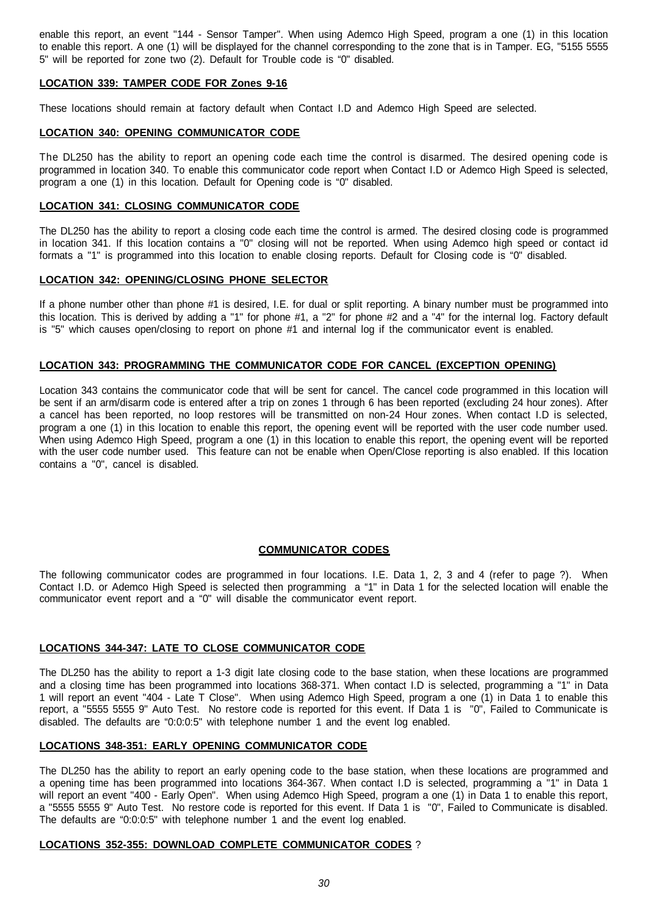enable this report, an event "144 - Sensor Tamper". When using Ademco High Speed, program a one (1) in this location to enable this report. A one (1) will be displayed for the channel corresponding to the zone that is in Tamper. EG, "5155 5555 5" will be reported for zone two (2). Default for Trouble code is "0" disabled.

### LOCATION 339: TAMPER CODE FOR Zones 9-16

These locations should remain at factory default when Contact I.D and Ademco High Speed are selected.

### LOCATION 340: OPENING COMMUNICATOR CODE

The DL250 has the ability to report an opening code each time the control is disarmed. The desired opening code is programmed in location 340. To enable this communicator code report when Contact I.D or Ademco High Speed is selected, program a one (1) in this location. Default for Opening code is "0" disabled.

### LOCATION 341: CLOSING COMMUNICATOR CODE

The DL250 has the ability to report a closing code each time the control is armed. The desired closing code is programmed in location 341. If this location contains a "0" closing will not be reported. When using Ademco high speed or contact id formats a "1" is programmed into this location to enable closing reports. Default for Closing code is "0" disabled.

### LOCATION 342: OPENING/CLOSING PHONE SELECTOR

If a phone number other than phone #1 is desired, I.E. for dual or split reporting. A binary number must be programmed into this location. This is derived by adding a "1" for phone #1, a "2" for phone #2 and a "4" for the internal log. Factory default is "5" which causes open/closing to report on phone #1 and internal log if the communicator event is enabled.

### LOCATION 343: PROGRAMMING THE COMMUNICATOR CODE FOR CANCEL (EXCEPTION OPENING)

Location 343 contains the communicator code that will be sent for cancel. The cancel code programmed in this location will be sent if an arm/disarm code is entered after a trip on zones 1 through 6 has been reported (excluding 24 hour zones). After a cancel has been reported, no loop restores will be transmitted on non-24 Hour zones. When contact I.D is selected, program a one (1) in this location to enable this report, the opening event will be reported with the user code number used. When using Ademco High Speed, program a one (1) in this location to enable this report, the opening event will be reported with the user code number used. This feature can not be enable when Open/Close reporting is also enabled. If this location contains a "0", cancel is disabled.

## COMMUNICATOR CODES

The following communicator codes are programmed in four locations. I.E. Data 1, 2, 3 and 4 (refer to page ?). When Contact I.D. or Ademco High Speed is selected then programming a "1" in Data 1 for the selected location will enable the communicator event report and a "0" will disable the communicator event report.

### LOCATIONS 344-347: LATE TO CLOSE COMMUNICATOR CODE

The DL250 has the ability to report a 1-3 digit late closing code to the base station, when these locations are programmed and a closing time has been programmed into locations 368-371. When contact I.D is selected, programming a "1" in Data 1 will report an event "404 - Late T Close". When using Ademco High Speed, program a one (1) in Data 1 to enable this report, a "5555 5555 9" Auto Test. No restore code is reported for this event. If Data 1 is "0", Failed to Communicate is disabled. The defaults are "0:0:0:5" with telephone number 1 and the event log enabled.

### LOCATIONS 348-351: EARLY OPENING COMMUNICATOR CODE

The DL250 has the ability to report an early opening code to the base station, when these locations are programmed and a opening time has been programmed into locations 364-367. When contact I.D is selected, programming a "1" in Data 1 will report an event "400 - Early Open". When using Ademco High Speed, program a one (1) in Data 1 to enable this report, a "5555 5555 9" Auto Test. No restore code is reported for this event. If Data 1 is "0", Failed to Communicate is disabled. The defaults are "0:0:0:5" with telephone number 1 and the event log enabled.

### LOCATIONS 352-355: DOWNLOAD COMPLETE COMMUNICATOR CODES ?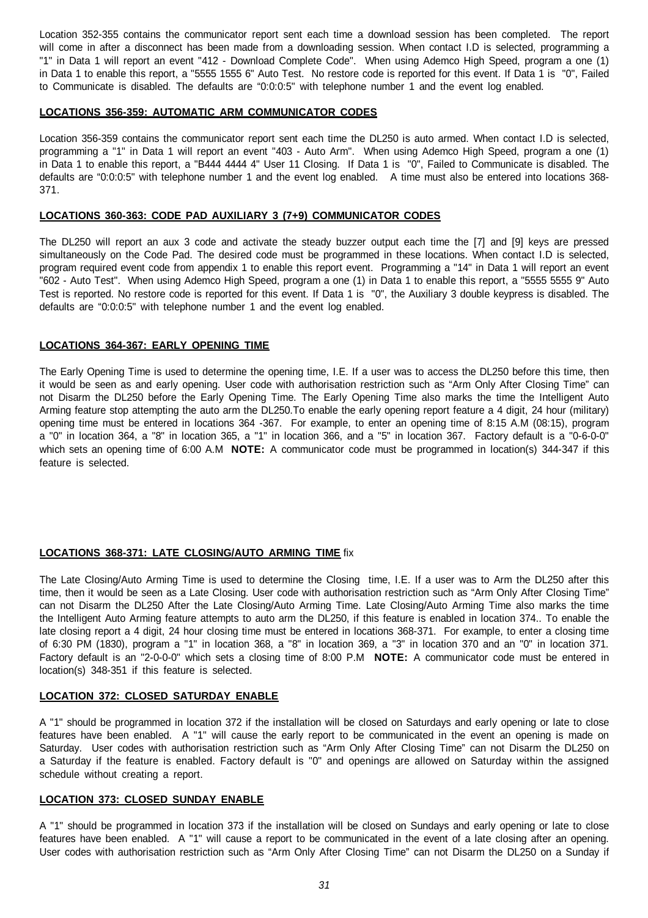Location 352-355 contains the communicator report sent each time a download session has been completed. The report will come in after a disconnect has been made from a downloading session. When contact I.D is selected, programming a "1" in Data 1 will report an event "412 - Download Complete Code". When using Ademco High Speed, program a one (1) in Data 1 to enable this report, a "5555 1555 6" Auto Test. No restore code is reported for this event. If Data 1 is "0", Failed to Communicate is disabled. The defaults are "0:0:0:5" with telephone number 1 and the event log enabled.

## LOCATIONS 356-359: AUTOMATIC ARM COMMUNICATOR CODES

Location 356-359 contains the communicator report sent each time the DL250 is auto armed. When contact I.D is selected, programming a "1" in Data 1 will report an event "403 - Auto Arm". When using Ademco High Speed, program a one (1) in Data 1 to enable this report, a "B444 4444 4" User 11 Closing. If Data 1 is "0", Failed to Communicate is disabled. The defaults are "0:0:0:5" with telephone number 1 and the event log enabled. A time must also be entered into locations 368-371.

## LOCATIONS 360-363: CODE PAD AUXILIARY 3 (7+9) COMMUNICATOR CODES

The DL250 will report an aux 3 code and activate the steady buzzer output each time the [7] and [9] keys are pressed simultaneously on the Code Pad. The desired code must be programmed in these locations. When contact I.D is selected, program required event code from appendix 1 to enable this report event. Programming a "14" in Data 1 will report an event "602 - Auto Test". When using Ademco High Speed, program a one (1) in Data 1 to enable this report, a "5555 5555 9" Auto Test is reported. No restore code is reported for this event. If Data 1 is "0", the Auxiliary 3 double keypress is disabled. The defaults are "0:0:0:5" with telephone number 1 and the event log enabled.

## LOCATIONS 364-367: EARLY OPENING TIME

The Early Opening Time is used to determine the opening time, I.E. If a user was to access the DL250 before this time, then it would be seen as and early opening. User code with authorisation restriction such as "Arm Only After Closing Time" can not Disarm the DL250 before the Early Opening Time. The Early Opening Time also marks the time the Intelligent Auto Arming feature stop attempting the auto arm the DL250.To enable the early opening report feature a 4 digit, 24 hour (military) opening time must be entered in locations 364 -367. For example, to enter an opening time of 8:15 A.M (08:15), program a "0" in location 364, a "8" in location 365, a "1" in location 366, and a "5" in location 367. Factory default is a "0-6-0-0" which sets an opening time of 6:00 A.M **NOTE:** A communicator code must be programmed in location(s) 344-347 if this feature is selected.

## LOCATIONS 368-371: LATE CLOSING/AUTO ARMING TIME fix

The Late Closing/Auto Arming Time is used to determine the Closing time, I.E. If a user was to Arm the DL250 after this time, then it would be seen as a Late Closing. User code with authorisation restriction such as "Arm Only After Closing Time" can not Disarm the DL250 After the Late Closing/Auto Arming Time. Late Closing/Auto Arming Time also marks the time the Intelligent Auto Arming feature attempts to auto arm the DL250, if this feature is enabled in location 374.. To enable the late closing report a 4 digit, 24 hour closing time must be entered in locations 368-371. For example, to enter a closing time of 6:30 PM (1830), program a "1" in location 368, a "8" in location 369, a "3" in location 370 and an "0" in location 371. Factory default is an "2-0-0-0" which sets a closing time of 8:00 P.M **NOTE:** A communicator code must be entered in location(s) 348-351 if this feature is selected.

## LOCATION 372: CLOSED SATURDAY ENABLE

A "1" should be programmed in location 372 if the installation will be closed on Saturdays and early opening or late to close features have been enabled. A "1" will cause the early report to be communicated in the event an opening is made on Saturday. User codes with authorisation restriction such as "Arm Only After Closing Time" can not Disarm the DL250 on a Saturday if the feature is enabled. Factory default is "0" and openings are allowed on Saturday within the assigned schedule without creating a report.

## LOCATION 373: CLOSED SUNDAY ENABLE

A "1" should be programmed in location 373 if the installation will be closed on Sundays and early opening or late to close features have been enabled. A "1" will cause a report to be communicated in the event of a late closing after an opening. User codes with authorisation restriction such as "Arm Only After Closing Time" can not Disarm the DL250 on a Sunday if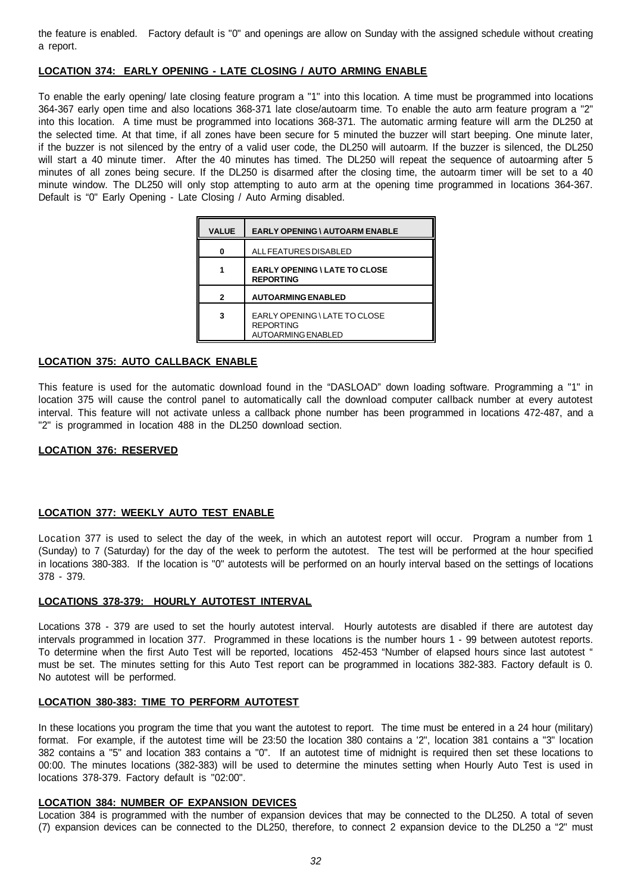the feature is enabled. Factory default is "0" and openings are allow on Sunday with the assigned schedule without creating a report.

### LOCATION 374: EARLY OPENING - LATE CLOSING / AUTO ARMING ENABLE

To enable the early opening/ late closing feature program a "1" into this location. A time must be programmed into locations 364-367 early open time and also locations 368-371 late close/autoarm time. To enable the auto arm feature program a "2" into this location. A time must be programmed into locations 368-371. The automatic arming feature will arm the DL250 at the selected time. At that time, if all zones have been secure for 5 minuted the buzzer will start beeping. One minute later, if the buzzer is not silenced by the entry of a valid user code, the DL250 will autoarm. If the buzzer is silenced, the DL250 will start a 40 minute timer. After the 40 minutes has timed. The DL250 will repeat the sequence of autoarming after 5 minutes of all zones being secure. If the DL250 is disarmed after the closing time, the autoarm timer will be set to a 40 minute window. The DL250 will only stop attempting to auto arm at the opening time programmed in locations 364-367. Default is "0" Early Opening - Late Closing / Auto Arming disabled.

| VALUE | EARLY OPENING \ AUTOARM ENABLE |
|---|---|
| 0 | ALL FEATURES DISABLED |
| 1 | **EARLY OPENING \ LATE TO CLOSE REPORTING** |
| 2 | **AUTOARMING ENABLED** |
| 3 | EARLY OPENING \ LATE TO CLOSE REPORTING AUTOARMING ENABLED |

### LOCATION 375: AUTO CALLBACK ENABLE

This feature is used for the automatic download found in the "DASLOAD" down loading software. Programming a "1" in location 375 will cause the control panel to automatically call the download computer callback number at every autotest interval. This feature will not activate unless a callback phone number has been programmed in locations 472-487, and a "2" is programmed in location 488 in the DL250 download section.

### LOCATION 376: RESERVED

### LOCATION 377: WEEKLY AUTO TEST ENABLE

Location 377 is used to select the day of the week, in which an autotest report will occur. Program a number from 1 (Sunday) to 7 (Saturday) for the day of the week to perform the autotest. The test will be performed at the hour specified in locations 380-383. If the location is "0" autotests will be performed on an hourly interval based on the settings of locations 378 - 379.

### LOCATIONS 378-379: HOURLY AUTOTEST INTERVAL

Locations 378 - 379 are used to set the hourly autotest interval. Hourly autotests are disabled if there are autotest day intervals programmed in location 377. Programmed in these locations is the number hours 1 - 99 between autotest reports. To determine when the first Auto Test will be reported, locations 452-453 "Number of elapsed hours since last autotest " must be set. The minutes setting for this Auto Test report can be programmed in locations 382-383. Factory default is 0. No autotest will be performed.

### LOCATION 380-383: TIME TO PERFORM AUTOTEST

In these locations you program the time that you want the autotest to report. The time must be entered in a 24 hour (military) format. For example, if the autotest time will be 23:50 the location 380 contains a '2", location 381 contains a "3" location 382 contains a "5" and location 383 contains a "0". If an autotest time of midnight is required then set these locations to 00:00. The minutes locations (382-383) will be used to determine the minutes setting when Hourly Auto Test is used in locations 378-379. Factory default is "02:00".

### LOCATION 384: NUMBER OF EXPANSION DEVICES

Location 384 is programmed with the number of expansion devices that may be connected to the DL250. A total of seven (7) expansion devices can be connected to the DL250, therefore, to connect 2 expansion device to the DL250 a "2" must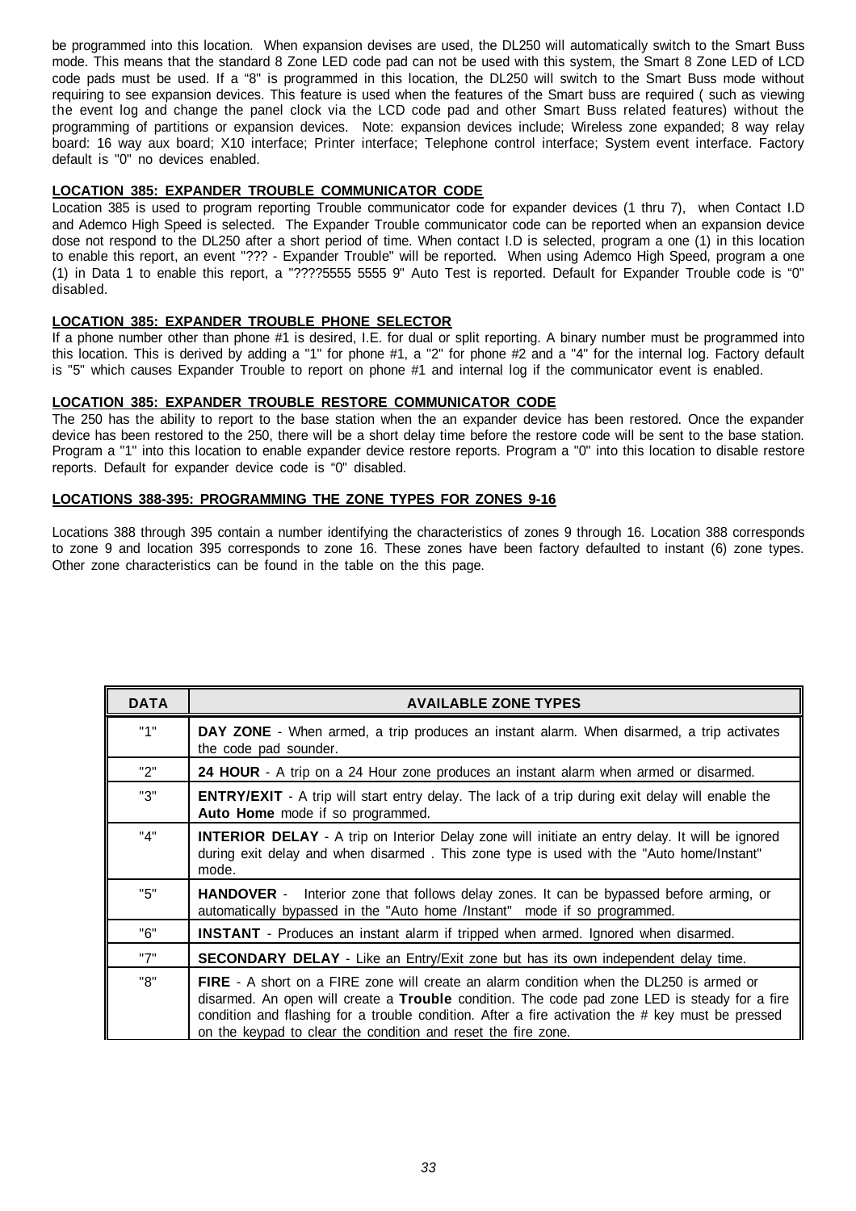be programmed into this location. When expansion devises are used, the DL250 will automatically switch to the Smart Buss mode. This means that the standard 8 Zone LED code pad can not be used with this system, the Smart 8 Zone LED of LCD code pads must be used. If a "8" is programmed in this location, the DL250 will switch to the Smart Buss mode without requiring to see expansion devices. This feature is used when the features of the Smart buss are required ( such as viewing the event log and change the panel clock via the LCD code pad and other Smart Buss related features) without the programming of partitions or expansion devices. Note: expansion devices include; Wireless zone expanded; 8 way relay board: 16 way aux board; X10 interface; Printer interface; Telephone control interface; System event interface. Factory default is "0" no devices enabled.

**LOCATION 385: EXPANDER TROUBLE COMMUNICATOR CODE**

Location 385 is used to program reporting Trouble communicator code for expander devices (1 thru 7), when Contact I.D and Ademco High Speed is selected. The Expander Trouble communicator code can be reported when an expansion device dose not respond to the DL250 after a short period of time. When contact I.D is selected, program a one (1) in this location to enable this report, an event "??? - Expander Trouble" will be reported. When using Ademco High Speed, program a one (1) in Data 1 to enable this report, a "????5555 5555 9" Auto Test is reported. Default for Expander Trouble code is "0" disabled.

**LOCATION 385: EXPANDER TROUBLE PHONE SELECTOR**

If a phone number other than phone #1 is desired, I.E. for dual or split reporting. A binary number must be programmed into this location. This is derived by adding a "1" for phone #1, a "2" for phone #2 and a "4" for the internal log. Factory default is "5" which causes Expander Trouble to report on phone #1 and internal log if the communicator event is enabled.

**LOCATION 385: EXPANDER TROUBLE RESTORE COMMUNICATOR CODE**

The 250 has the ability to report to the base station when the an expander device has been restored. Once the expander device has been restored to the 250, there will be a short delay time before the restore code will be sent to the base station. Program a "1" into this location to enable expander device restore reports. Program a "0" into this location to disable restore reports. Default for expander device code is "0" disabled.

**LOCATIONS 388-395: PROGRAMMING THE ZONE TYPES FOR ZONES 9-16**

Locations 388 through 395 contain a number identifying the characteristics of zones 9 through 16. Location 388 corresponds to zone 9 and location 395 corresponds to zone 16. These zones have been factory defaulted to instant (6) zone types. Other zone characteristics can be found in the table on the this page.

| DATA | AVAILABLE ZONE TYPES |
|---|---|
| "1" | **DAY ZONE** - When armed, a trip produces an instant alarm. When disarmed, a trip activates the code pad sounder. |
| "2" | **24 HOUR** - A trip on a 24 Hour zone produces an instant alarm when armed or disarmed. |
| "3" | **ENTRY/EXIT** - A trip will start entry delay. The lack of a trip during exit delay will enable the **Auto Home** mode if so programmed. |
| "4" | **INTERIOR DELAY** - A trip on Interior Delay zone will initiate an entry delay. It will be ignored during exit delay and when disarmed . This zone type is used with the "Auto home/Instant" mode. |
| "5" | **HANDOVER** - Interior zone that follows delay zones. It can be bypassed before arming, or automatically bypassed in the "Auto home /Instant" mode if so programmed. |
| "6" | **INSTANT** - Produces an instant alarm if tripped when armed. Ignored when disarmed. |
| "7" | **SECONDARY DELAY** - Like an Entry/Exit zone but has its own independent delay time. |
| "8" | **FIRE** - A short on a FIRE zone will create an alarm condition when the DL250 is armed or disarmed. An open will create a **Trouble** condition. The code pad zone LED is steady for a fire condition and flashing for a trouble condition. After a fire activation the # key must be pressed on the keypad to clear the condition and reset the fire zone. |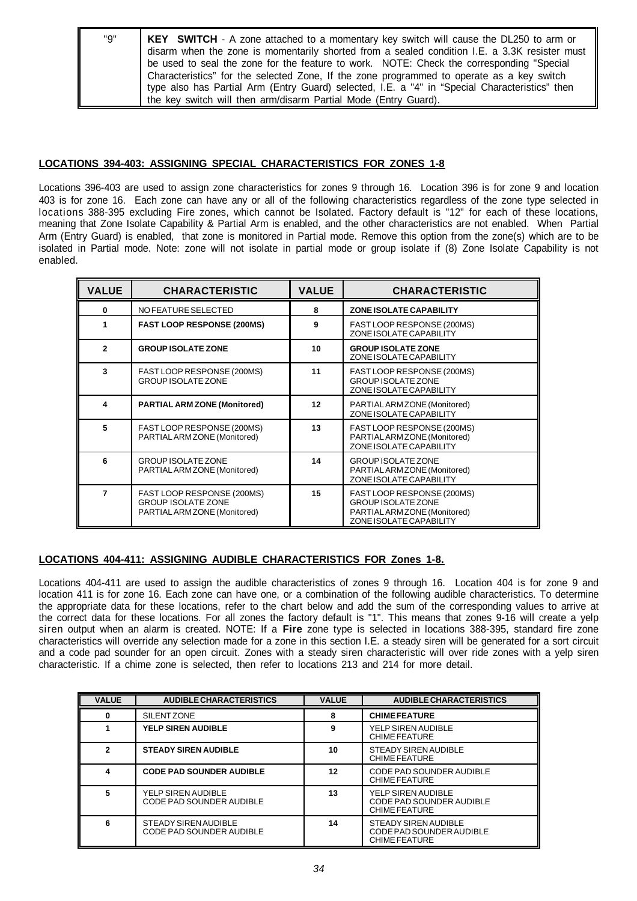| | |
|---|---|
| "9" | **KEY SWITCH** - A zone attached to a momentary key switch will cause the DL250 to arm or disarm when the zone is momentarily shorted from a sealed condition I.E. a 3.3K resister must be used to seal the zone for the feature to work. NOTE: Check the corresponding "Special Characteristics" for the selected Zone, If the zone programmed to operate as a key switch type also has Partial Arm (Entry Guard) selected, I.E. a "4" in "Special Characteristics" then the key switch will then arm/disarm Partial Mode (Entry Guard). |

## LOCATIONS 394-403: ASSIGNING SPECIAL CHARACTERISTICS FOR ZONES 1-8

Locations 396-403 are used to assign zone characteristics for zones 9 through 16. Location 396 is for zone 9 and location 403 is for zone 16. Each zone can have any or all of the following characteristics regardless of the zone type selected in locations 388-395 excluding Fire zones, which cannot be Isolated. Factory default is "12" for each of these locations, meaning that Zone Isolate Capability & Partial Arm is enabled, and the other characteristics are not enabled. When Partial Arm (Entry Guard) is enabled, that zone is monitored in Partial mode. Remove this option from the zone(s) which are to be isolated in Partial mode. Note: zone will not isolate in partial mode or group isolate if (8) Zone Isolate Capability is not enabled.

| VALUE | CHARACTERISTIC | VALUE | CHARACTERISTIC |
|---|---|---|---|
| 0 | NO FEATURE SELECTED | 8 | **ZONE ISOLATE CAPABILITY** |
| 1 | **FAST LOOP RESPONSE (200MS)** | 9 | FAST LOOP RESPONSE (200MS)<br>ZONE ISOLATE CAPABILITY |
| 2 | **GROUP ISOLATE ZONE** | 10 | **GROUP ISOLATE ZONE**<br>ZONE ISOLATE CAPABILITY |
| 3 | FAST LOOP RESPONSE (200MS)<br>GROUP ISOLATE ZONE | 11 | FAST LOOP RESPONSE (200MS)<br>GROUP ISOLATE ZONE<br>ZONE ISOLATE CAPABILITY |
| 4 | **PARTIAL ARM ZONE (Monitored)** | 12 | PARTIAL ARM ZONE (Monitored)<br>ZONE ISOLATE CAPABILITY |
| 5 | FAST LOOP RESPONSE (200MS)<br>PARTIAL ARM ZONE (Monitored) | 13 | FAST LOOP RESPONSE (200MS)<br>PARTIAL ARM ZONE (Monitored)<br>ZONE ISOLATE CAPABILITY |
| 6 | GROUP ISOLATE ZONE<br>PARTIAL ARM ZONE (Monitored) | 14 | GROUP ISOLATE ZONE<br>PARTIAL ARM ZONE (Monitored)<br>ZONE ISOLATE CAPABILITY |
| 7 | FAST LOOP RESPONSE (200MS)<br>GROUP ISOLATE ZONE<br>PARTIAL ARM ZONE (Monitored) | 15 | FAST LOOP RESPONSE (200MS)<br>GROUP ISOLATE ZONE<br>PARTIAL ARM ZONE (Monitored)<br>ZONE ISOLATE CAPABILITY |

## LOCATIONS 404-411: ASSIGNING AUDIBLE CHARACTERISTICS FOR Zones 1-8.

Locations 404-411 are used to assign the audible characteristics of zones 9 through 16. Location 404 is for zone 9 and location 411 is for zone 16. Each zone can have one, or a combination of the following audible characteristics. To determine the appropriate data for these locations, refer to the chart below and add the sum of the corresponding values to arrive at the correct data for these locations. For all zones the factory default is "1". This means that zones 9-16 will create a yelp siren output when an alarm is created. NOTE: If a **Fire** zone type is selected in locations 388-395, standard fire zone characteristics will override any selection made for a zone in this section I.E. a steady siren will be generated for a sort circuit and a code pad sounder for an open circuit. Zones with a steady siren characteristic will over ride zones with a yelp siren characteristic. If a chime zone is selected, then refer to locations 213 and 214 for more detail.

| VALUE | AUDIBLE CHARACTERISTICS | VALUE | AUDIBLE CHARACTERISTICS |
|---|---|---|---|
| 0 | SILENT ZONE | 8 | **CHIME FEATURE** |
| 1 | **YELP SIREN AUDIBLE** | 9 | YELP SIREN AUDIBLE<br>CHIME FEATURE |
| 2 | **STEADY SIREN AUDIBLE** | 10 | STEADY SIREN AUDIBLE<br>CHIME FEATURE |
| 4 | **CODE PAD SOUNDER AUDIBLE** | 12 | CODE PAD SOUNDER AUDIBLE<br>CHIME FEATURE |
| 5 | YELP SIREN AUDIBLE<br>CODE PAD SOUNDER AUDIBLE | 13 | YELP SIREN AUDIBLE<br>CODE PAD SOUNDER AUDIBLE<br>CHIME FEATURE |
| 6 | STEADY SIREN AUDIBLE<br>CODE PAD SOUNDER AUDIBLE | 14 | STEADY SIREN AUDIBLE<br>CODE PAD SOUNDER AUDIBLE<br>CHIME FEATURE |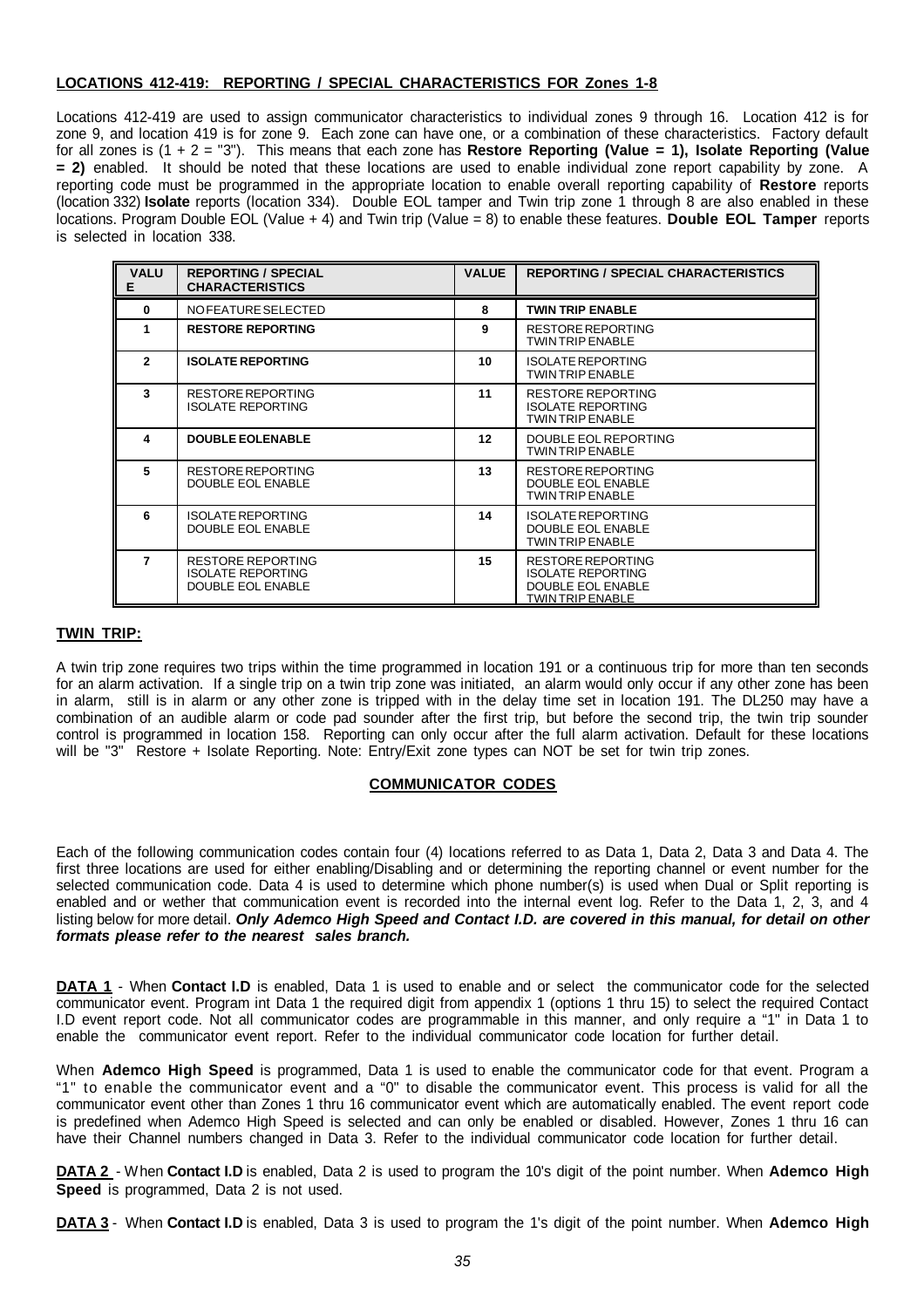**LOCATIONS 412-419: REPORTING / SPECIAL CHARACTERISTICS FOR Zones 1-8**

Locations 412-419 are used to assign communicator characteristics to individual zones 9 through 16. Location 412 is for zone 9, and location 419 is for zone 9. Each zone can have one, or a combination of these characteristics. Factory default for all zones is (1 + 2 = "3"). This means that each zone has **Restore Reporting (Value = 1), Isolate Reporting (Value = 2)** enabled. It should be noted that these locations are used to enable individual zone report capability by zone. A reporting code must be programmed in the appropriate location to enable overall reporting capability of **Restore** reports (location 332) **Isolate** reports (location 334). Double EOL tamper and Twin trip zone 1 through 8 are also enabled in these locations. Program Double EOL (Value + 4) and Twin trip (Value = 8) to enable these features. **Double EOL Tamper** reports is selected in location 338.

| VALUE | REPORTING / SPECIAL CHARACTERISTICS | VALUE | REPORTING / SPECIAL CHARACTERISTICS |
|---|---|---|---|
| 0 | NO FEATURE SELECTED | 8 | **TWIN TRIP ENABLE** |
| 1 | **RESTORE REPORTING** | 9 | RESTORE REPORTING<br>TWIN TRIP ENABLE |
| 2 | **ISOLATE REPORTING** | 10 | ISOLATE REPORTING<br>TWIN TRIP ENABLE |
| 3 | RESTORE REPORTING<br>ISOLATE REPORTING | 11 | RESTORE REPORTING<br>ISOLATE REPORTING<br>TWIN TRIP ENABLE |
| 4 | **DOUBLE EOLENABLE** | 12 | DOUBLE EOL REPORTING<br>TWIN TRIP ENABLE |
| 5 | RESTORE REPORTING<br>DOUBLE EOL ENABLE | 13 | RESTORE REPORTING<br>DOUBLE EOL ENABLE<br>TWIN TRIP ENABLE |
| 6 | ISOLATE REPORTING<br>DOUBLE EOL ENABLE | 14 | ISOLATE REPORTING<br>DOUBLE EOL ENABLE<br>TWIN TRIP ENABLE |
| 7 | RESTORE REPORTING<br>ISOLATE REPORTING<br>DOUBLE EOL ENABLE | 15 | RESTORE REPORTING<br>ISOLATE REPORTING<br>DOUBLE EOL ENABLE<br>TWIN TRIP ENABLE |

**TWIN TRIP:**

A twin trip zone requires two trips within the time programmed in location 191 or a continuous trip for more than ten seconds for an alarm activation. If a single trip on a twin trip zone was initiated, an alarm would only occur if any other zone has been in alarm, still is in alarm or any other zone is tripped with in the delay time set in location 191. The DL250 may have a combination of an audible alarm or code pad sounder after the first trip, but before the second trip, the twin trip sounder control is programmed in location 158. Reporting can only occur after the full alarm activation. Default for these locations will be "3" Restore + Isolate Reporting. Note: Entry/Exit zone types can NOT be set for twin trip zones.

**COMMUNICATOR CODES**

Each of the following communication codes contain four (4) locations referred to as Data 1, Data 2, Data 3 and Data 4. The first three locations are used for either enabling/Disabling and or determining the reporting channel or event number for the selected communication code. Data 4 is used to determine which phone number(s) is used when Dual or Split reporting is enabled and or wether that communication event is recorded into the internal event log. Refer to the Data 1, 2, 3, and 4 listing below for more detail. ***Only Ademco High Speed and Contact I.D. are covered in this manual, for detail on other formats please refer to the nearest sales branch.***

**DATA 1** - When **Contact I.D** is enabled, Data 1 is used to enable and or select the communicator code for the selected communicator event. Program int Data 1 the required digit from appendix 1 (options 1 thru 15) to select the required Contact I.D event report code. Not all communicator codes are programmable in this manner, and only require a "1" in Data 1 to enable the communicator event report. Refer to the individual communicator code location for further detail.

When **Ademco High Speed** is programmed, Data 1 is used to enable the communicator code for that event. Program a "1" to enable the communicator event and a "0" to disable the communicator event. This process is valid for all the communicator event other than Zones 1 thru 16 communicator event which are automatically enabled. The event report code is predefined when Ademco High Speed is selected and can only be enabled or disabled. However, Zones 1 thru 16 can have their Channel numbers changed in Data 3. Refer to the individual communicator code location for further detail.

**DATA 2** - When **Contact I.D** is enabled, Data 2 is used to program the 10's digit of the point number. When **Ademco High Speed** is programmed, Data 2 is not used.

**DATA 3** - When **Contact I.D** is enabled, Data 3 is used to program the 1's digit of the point number. When **Ademco High**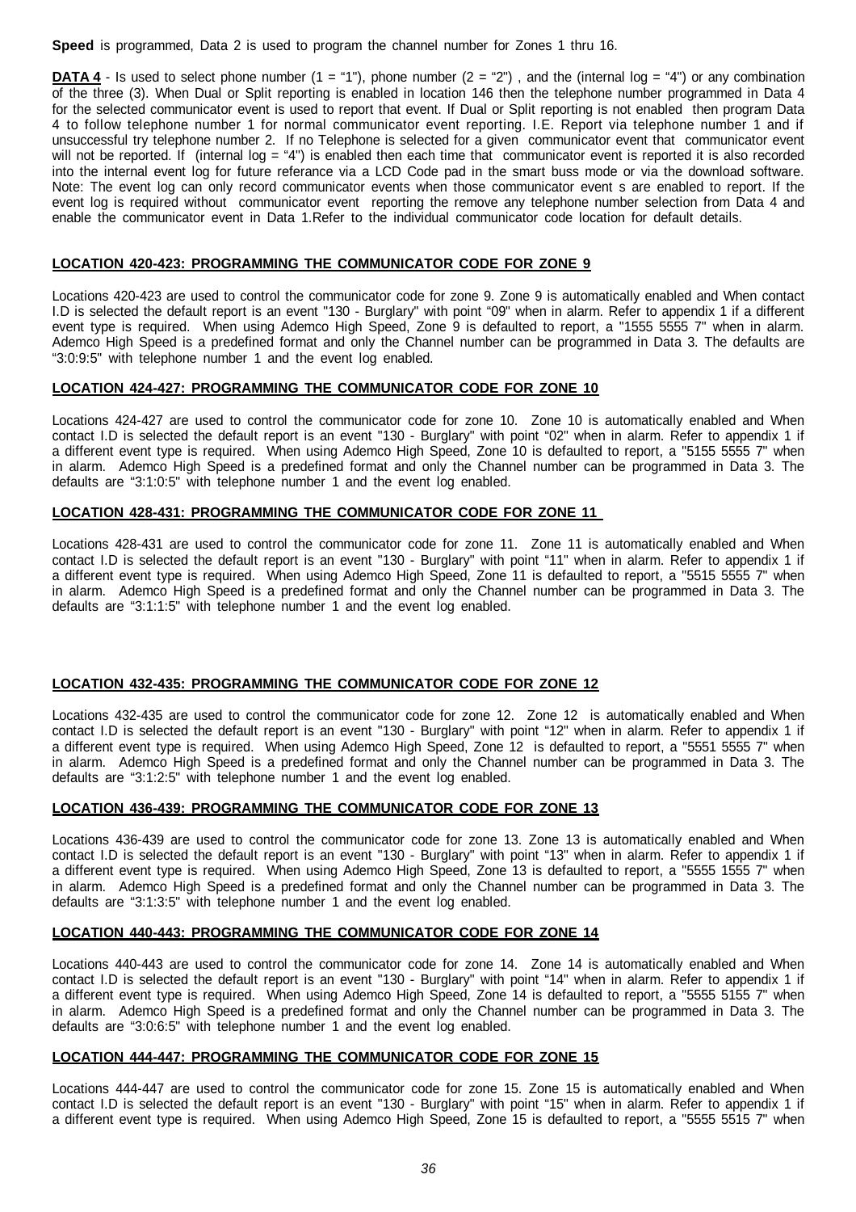**Speed** is programmed, Data 2 is used to program the channel number for Zones 1 thru 16.

**DATA 4** - Is used to select phone number (1 = "1"), phone number (2 = "2") , and the (internal log = "4") or any combination of the three (3). When Dual or Split reporting is enabled in location 146 then the telephone number programmed in Data 4 for the selected communicator event is used to report that event. If Dual or Split reporting is not enabled then program Data 4 to follow telephone number 1 for normal communicator event reporting. I.E. Report via telephone number 1 and if unsuccessful try telephone number 2. If no Telephone is selected for a given communicator event that communicator event will not be reported. If (internal log = "4") is enabled then each time that communicator event is reported it is also recorded into the internal event log for future referance via a LCD Code pad in the smart buss mode or via the download software. Note: The event log can only record communicator events when those communicator event s are enabled to report. If the event log is required without communicator event reporting the remove any telephone number selection from Data 4 and enable the communicator event in Data 1.Refer to the individual communicator code location for default details.

## LOCATION 420-423: PROGRAMMING THE COMMUNICATOR CODE FOR ZONE 9

Locations 420-423 are used to control the communicator code for zone 9. Zone 9 is automatically enabled and When contact I.D is selected the default report is an event "130 - Burglary" with point "09" when in alarm. Refer to appendix 1 if a different event type is required. When using Ademco High Speed, Zone 9 is defaulted to report, a "1555 5555 7" when in alarm. Ademco High Speed is a predefined format and only the Channel number can be programmed in Data 3. The defaults are "3:0:9:5" with telephone number 1 and the event log enabled.

## LOCATION 424-427: PROGRAMMING THE COMMUNICATOR CODE FOR ZONE 10

Locations 424-427 are used to control the communicator code for zone 10. Zone 10 is automatically enabled and When contact I.D is selected the default report is an event "130 - Burglary" with point "10" when in alarm. Refer to appendix 1 if a different event type is required. When using Ademco High Speed, Zone 10 is defaulted to report, a "5155 5555 7" when in alarm. Ademco High Speed is a predefined format and only the Channel number can be programmed in Data 3. The defaults are "3:1:0:5" with telephone number 1 and the event log enabled.

## LOCATION 428-431: PROGRAMMING THE COMMUNICATOR CODE FOR ZONE 11

Locations 428-431 are used to control the communicator code for zone 11. Zone 11 is automatically enabled and When contact I.D is selected the default report is an event "130 - Burglary" with point "11" when in alarm. Refer to appendix 1 if a different event type is required. When using Ademco High Speed, Zone 11 is defaulted to report, a "5515 5555 7" when in alarm. Ademco High Speed is a predefined format and only the Channel number can be programmed in Data 3. The defaults are "3:1:1:5" with telephone number 1 and the event log enabled.

## LOCATION 432-435: PROGRAMMING THE COMMUNICATOR CODE FOR ZONE 12

Locations 432-435 are used to control the communicator code for zone 12. Zone 12 is automatically enabled and When contact I.D is selected the default report is an event "130 - Burglary" with point "12" when in alarm. Refer to appendix 1 if a different event type is required. When using Ademco High Speed, Zone 12 is defaulted to report, a "5551 5555 7" when in alarm. Ademco High Speed is a predefined format and only the Channel number can be programmed in Data 3. The defaults are "3:1:2:5" with telephone number 1 and the event log enabled.

## LOCATION 436-439: PROGRAMMING THE COMMUNICATOR CODE FOR ZONE 13

Locations 436-439 are used to control the communicator code for zone 13. Zone 13 is automatically enabled and When contact I.D is selected the default report is an event "130 - Burglary" with point "13" when in alarm. Refer to appendix 1 if a different event type is required. When using Ademco High Speed, Zone 13 is defaulted to report, a "5555 1555 7" when in alarm. Ademco High Speed is a predefined format and only the Channel number can be programmed in Data 3. The defaults are "3:1:3:5" with telephone number 1 and the event log enabled.

## LOCATION 440-443: PROGRAMMING THE COMMUNICATOR CODE FOR ZONE 14

Locations 440-443 are used to control the communicator code for zone 14. Zone 14 is automatically enabled and When contact I.D is selected the default report is an event "130 - Burglary" with point "14" when in alarm. Refer to appendix 1 if a different event type is required. When using Ademco High Speed, Zone 14 is defaulted to report, a "5555 5155 7" when in alarm. Ademco High Speed is a predefined format and only the Channel number can be programmed in Data 3. The defaults are "3:0:6:5" with telephone number 1 and the event log enabled.

## LOCATION 444-447: PROGRAMMING THE COMMUNICATOR CODE FOR ZONE 15

Locations 444-447 are used to control the communicator code for zone 15. Zone 15 is automatically enabled and When contact I.D is selected the default report is an event "130 - Burglary" with point "15" when in alarm. Refer to appendix 1 if a different event type is required. When using Ademco High Speed, Zone 15 is defaulted to report, a "5555 5515 7" when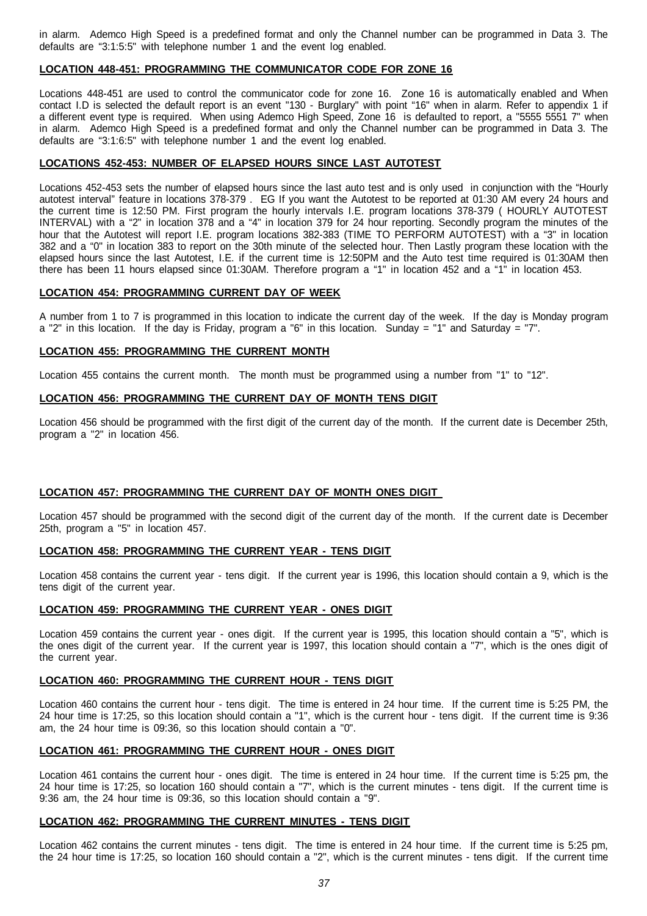in alarm. Ademco High Speed is a predefined format and only the Channel number can be programmed in Data 3. The defaults are "3:1:5:5" with telephone number 1 and the event log enabled.

**LOCATION 448-451: PROGRAMMING THE COMMUNICATOR CODE FOR ZONE 16**

Locations 448-451 are used to control the communicator code for zone 16. Zone 16 is automatically enabled and When contact I.D is selected the default report is an event "130 - Burglary" with point "16" when in alarm. Refer to appendix 1 if a different event type is required. When using Ademco High Speed, Zone 16 is defaulted to report, a "5555 5551 7" when in alarm. Ademco High Speed is a predefined format and only the Channel number can be programmed in Data 3. The defaults are "3:1:6:5" with telephone number 1 and the event log enabled.

**LOCATIONS 452-453: NUMBER OF ELAPSED HOURS SINCE LAST AUTOTEST**

Locations 452-453 sets the number of elapsed hours since the last auto test and is only used in conjunction with the "Hourly autotest interval" feature in locations 378-379 . EG If you want the Autotest to be reported at 01:30 AM every 24 hours and the current time is 12:50 PM. First program the hourly intervals I.E. program locations 378-379 ( HOURLY AUTOTEST INTERVAL) with a "2" in location 378 and a "4" in location 379 for 24 hour reporting. Secondly program the minutes of the hour that the Autotest will report I.E. program locations 382-383 (TIME TO PERFORM AUTOTEST) with a "3" in location 382 and a "0" in location 383 to report on the 30th minute of the selected hour. Then Lastly program these location with the elapsed hours since the last Autotest, I.E. if the current time is 12:50PM and the Auto test time required is 01:30AM then there has been 11 hours elapsed since 01:30AM. Therefore program a "1" in location 452 and a "1" in location 453.

**LOCATION 454: PROGRAMMING CURRENT DAY OF WEEK**

A number from 1 to 7 is programmed in this location to indicate the current day of the week. If the day is Monday program a "2" in this location. If the day is Friday, program a "6" in this location. Sunday = "1" and Saturday = "7".

**LOCATION 455: PROGRAMMING THE CURRENT MONTH**

Location 455 contains the current month. The month must be programmed using a number from "1" to "12".

**LOCATION 456: PROGRAMMING THE CURRENT DAY OF MONTH TENS DIGIT**

Location 456 should be programmed with the first digit of the current day of the month. If the current date is December 25th, program a "2" in location 456.

**LOCATION 457: PROGRAMMING THE CURRENT DAY OF MONTH ONES DIGIT**

Location 457 should be programmed with the second digit of the current day of the month. If the current date is December 25th, program a "5" in location 457.

**LOCATION 458: PROGRAMMING THE CURRENT YEAR - TENS DIGIT**

Location 458 contains the current year - tens digit. If the current year is 1996, this location should contain a 9, which is the tens digit of the current year.

**LOCATION 459: PROGRAMMING THE CURRENT YEAR - ONES DIGIT**

Location 459 contains the current year - ones digit. If the current year is 1995, this location should contain a "5", which is the ones digit of the current year. If the current year is 1997, this location should contain a "7", which is the ones digit of the current year.

**LOCATION 460: PROGRAMMING THE CURRENT HOUR - TENS DIGIT**

Location 460 contains the current hour - tens digit. The time is entered in 24 hour time. If the current time is 5:25 PM, the 24 hour time is 17:25, so this location should contain a "1", which is the current hour - tens digit. If the current time is 9:36 am, the 24 hour time is 09:36, so this location should contain a "0".

**LOCATION 461: PROGRAMMING THE CURRENT HOUR - ONES DIGIT**

Location 461 contains the current hour - ones digit. The time is entered in 24 hour time. If the current time is 5:25 pm, the 24 hour time is 17:25, so location 160 should contain a "7", which is the current minutes - tens digit. If the current time is 9:36 am, the 24 hour time is 09:36, so this location should contain a "9".

**LOCATION 462: PROGRAMMING THE CURRENT MINUTES - TENS DIGIT**

Location 462 contains the current minutes - tens digit. The time is entered in 24 hour time. If the current time is 5:25 pm, the 24 hour time is 17:25, so location 160 should contain a "2", which is the current minutes - tens digit. If the current time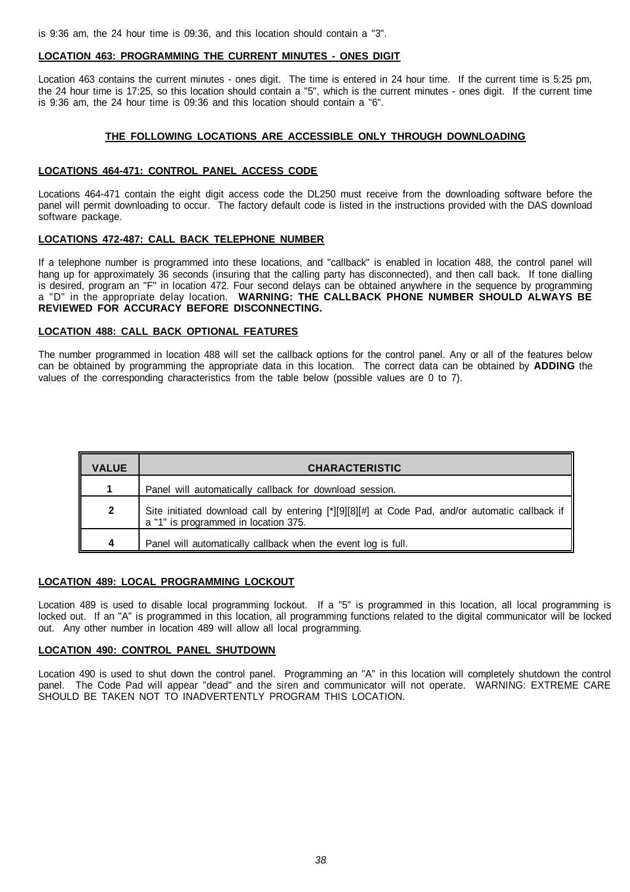is 9:36 am, the 24 hour time is 09:36, and this location should contain a "3".

**LOCATION 463: PROGRAMMING THE CURRENT MINUTES - ONES DIGIT**

Location 463 contains the current minutes - ones digit. The time is entered in 24 hour time. If the current time is 5:25 pm, the 24 hour time is 17:25, so this location should contain a "5", which is the current minutes - ones digit. If the current time is 9:36 am, the 24 hour time is 09:36 and this location should contain a "6".

**THE FOLLOWING LOCATIONS ARE ACCESSIBLE ONLY THROUGH DOWNLOADING**

**LOCATIONS 464-471: CONTROL PANEL ACCESS CODE**

Locations 464-471 contain the eight digit access code the DL250 must receive from the downloading software before the panel will permit downloading to occur. The factory default code is listed in the instructions provided with the DAS download software package.

**LOCATIONS 472-487: CALL BACK TELEPHONE NUMBER**

If a telephone number is programmed into these locations, and "callback" is enabled in location 488, the control panel will hang up for approximately 36 seconds (insuring that the calling party has disconnected), and then call back. If tone dialling is desired, program an "F" in location 472. Four second delays can be obtained anywhere in the sequence by programming a "D" in the appropriate delay location. **WARNING: THE CALLBACK PHONE NUMBER SHOULD ALWAYS BE REVIEWED FOR ACCURACY BEFORE DISCONNECTING.**

**LOCATION 488: CALL BACK OPTIONAL FEATURES**

The number programmed in location 488 will set the callback options for the control panel. Any or all of the features below can be obtained by programming the appropriate data in this location. The correct data can be obtained by **ADDING** the values of the corresponding characteristics from the table below (possible values are 0 to 7).

| VALUE | CHARACTERISTIC |
|---|---|
| 1 | Panel will automatically callback for download session. |
| 2 | Site initiated download call by entering [*][9][8][#] at Code Pad, and/or automatic callback if a "1" is programmed in location 375. |
| 4 | Panel will automatically callback when the event log is full. |

**LOCATION 489: LOCAL PROGRAMMING LOCKOUT**

Location 489 is used to disable local programming lockout. If a "5" is programmed in this location, all local programming is locked out. If an "A" is programmed in this location, all programming functions related to the digital communicator will be locked out. Any other number in location 489 will allow all local programming.

**LOCATION 490: CONTROL PANEL SHUTDOWN**

Location 490 is used to shut down the control panel. Programming an "A" in this location will completely shutdown the control panel. The Code Pad will appear "dead" and the siren and communicator will not operate. WARNING: EXTREME CARE SHOULD BE TAKEN NOT TO INADVERTENTLY PROGRAM THIS LOCATION.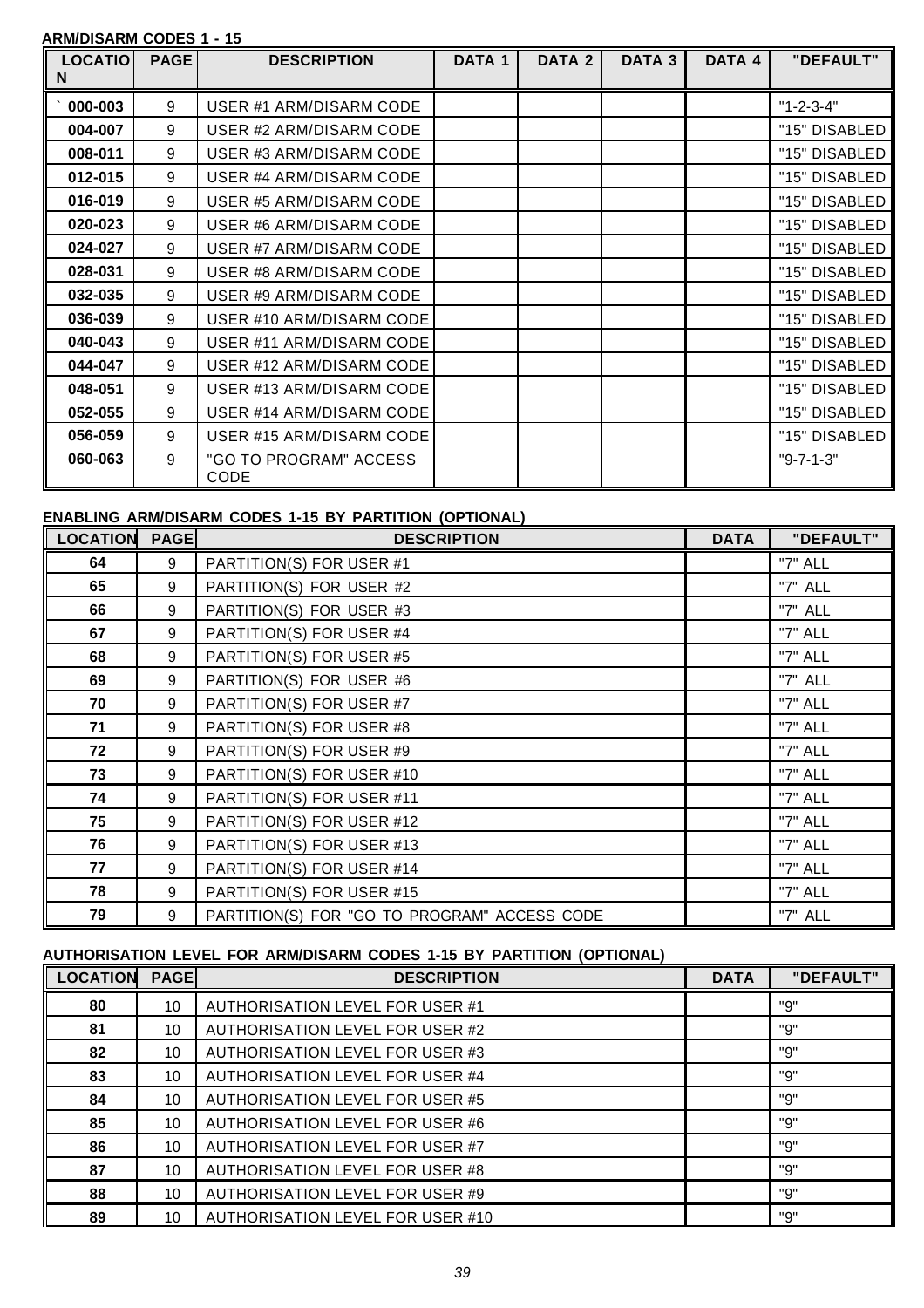**ARM/DISARM CODES 1 - 15**

| LOCATION | PAGE | DESCRIPTION | DATA 1 | DATA 2 | DATA 3 | DATA 4 | "DEFAULT" |
|---|---|---|---|---|---|---|---|
| ` 000-003 | 9 | USER #1 ARM/DISARM CODE | | | | | "1-2-3-4" |
| 004-007 | 9 | USER #2 ARM/DISARM CODE | | | | | "15" DISABLED |
| 008-011 | 9 | USER #3 ARM/DISARM CODE | | | | | "15" DISABLED |
| 012-015 | 9 | USER #4 ARM/DISARM CODE | | | | | "15" DISABLED |
| 016-019 | 9 | USER #5 ARM/DISARM CODE | | | | | "15" DISABLED |
| 020-023 | 9 | USER #6 ARM/DISARM CODE | | | | | "15" DISABLED |
| 024-027 | 9 | USER #7 ARM/DISARM CODE | | | | | "15" DISABLED |
| 028-031 | 9 | USER #8 ARM/DISARM CODE | | | | | "15" DISABLED |
| 032-035 | 9 | USER #9 ARM/DISARM CODE | | | | | "15" DISABLED |
| 036-039 | 9 | USER #10 ARM/DISARM CODE | | | | | "15" DISABLED |
| 040-043 | 9 | USER #11 ARM/DISARM CODE | | | | | "15" DISABLED |
| 044-047 | 9 | USER #12 ARM/DISARM CODE | | | | | "15" DISABLED |
| 048-051 | 9 | USER #13 ARM/DISARM CODE | | | | | "15" DISABLED |
| 052-055 | 9 | USER #14 ARM/DISARM CODE | | | | | "15" DISABLED |
| 056-059 | 9 | USER #15 ARM/DISARM CODE | | | | | "15" DISABLED |
| 060-063 | 9 | "GO TO PROGRAM" ACCESS CODE | | | | | "9-7-1-3" |

**ENABLING ARM/DISARM CODES 1-15 BY PARTITION (OPTIONAL)**

| LOCATION | PAGE | DESCRIPTION | DATA | "DEFAULT" |
|---|---|---|---|---|
| 64 | 9 | PARTITION(S) FOR USER #1 | | "7" ALL |
| 65 | 9 | PARTITION(S) FOR USER #2 | | "7" ALL |
| 66 | 9 | PARTITION(S) FOR USER #3 | | "7" ALL |
| 67 | 9 | PARTITION(S) FOR USER #4 | | "7" ALL |
| 68 | 9 | PARTITION(S) FOR USER #5 | | "7" ALL |
| 69 | 9 | PARTITION(S) FOR USER #6 | | "7" ALL |
| 70 | 9 | PARTITION(S) FOR USER #7 | | "7" ALL |
| 71 | 9 | PARTITION(S) FOR USER #8 | | "7" ALL |
| 72 | 9 | PARTITION(S) FOR USER #9 | | "7" ALL |
| 73 | 9 | PARTITION(S) FOR USER #10 | | "7" ALL |
| 74 | 9 | PARTITION(S) FOR USER #11 | | "7" ALL |
| 75 | 9 | PARTITION(S) FOR USER #12 | | "7" ALL |
| 76 | 9 | PARTITION(S) FOR USER #13 | | "7" ALL |
| 77 | 9 | PARTITION(S) FOR USER #14 | | "7" ALL |
| 78 | 9 | PARTITION(S) FOR USER #15 | | "7" ALL |
| 79 | 9 | PARTITION(S) FOR "GO TO PROGRAM" ACCESS CODE | | "7" ALL |

**AUTHORISATION LEVEL FOR ARM/DISARM CODES 1-15 BY PARTITION (OPTIONAL)**

| LOCATION | PAGE | DESCRIPTION | DATA | "DEFAULT" |
|---|---|---|---|---|
| 80 | 10 | AUTHORISATION LEVEL FOR USER #1 | | "9" |
| 81 | 10 | AUTHORISATION LEVEL FOR USER #2 | | "9" |
| 82 | 10 | AUTHORISATION LEVEL FOR USER #3 | | "9" |
| 83 | 10 | AUTHORISATION LEVEL FOR USER #4 | | "9" |
| 84 | 10 | AUTHORISATION LEVEL FOR USER #5 | | "9" |
| 85 | 10 | AUTHORISATION LEVEL FOR USER #6 | | "9" |
| 86 | 10 | AUTHORISATION LEVEL FOR USER #7 | | "9" |
| 87 | 10 | AUTHORISATION LEVEL FOR USER #8 | | "9" |
| 88 | 10 | AUTHORISATION LEVEL FOR USER #9 | | "9" |
| 89 | 10 | AUTHORISATION LEVEL FOR USER #10 | | "9" |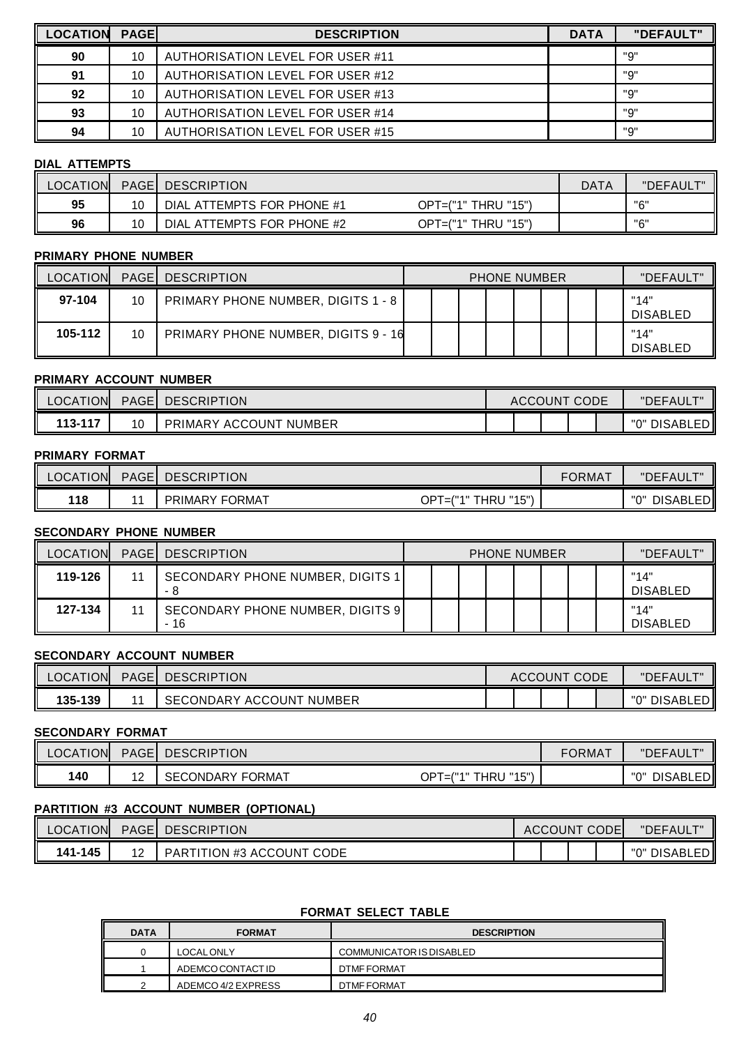| LOCATION | PAGE | DESCRIPTION | DATA | "DEFAULT" |
|---|---|---|---|---|
| **90** | 10 | AUTHORISATION LEVEL FOR USER #11 | | "9" |
| **91** | 10 | AUTHORISATION LEVEL FOR USER #12 | | "9" |
| **92** | 10 | AUTHORISATION LEVEL FOR USER #13 | | "9" |
| **93** | 10 | AUTHORISATION LEVEL FOR USER #14 | | "9" |
| **94** | 10 | AUTHORISATION LEVEL FOR USER #15 | | "9" |

**DIAL ATTEMPTS**

| LOCATION | PAGE | DESCRIPTION | | DATA | "DEFAULT" |
|---|---|---|---|---|---|
| **95** | 10 | DIAL ATTEMPTS FOR PHONE #1 | OPT=("1" THRU "15") | | "6" |
| **96** | 10 | DIAL ATTEMPTS FOR PHONE #2 | OPT=("1" THRU "15") | | "6" |

**PRIMARY PHONE NUMBER**

| LOCATION | PAGE | DESCRIPTION | PHONE NUMBER | | | | | | | | "DEFAULT" |
|---|---|---|---|---|---|---|---|---|---|---|---|
| **97-104** | 10 | PRIMARY PHONE NUMBER, DIGITS 1 - 8 | | | | | | | | | "14" DISABLED |
| **105-112** | 10 | PRIMARY PHONE NUMBER, DIGITS 9 - 16 | | | | | | | | | "14" DISABLED |

**PRIMARY ACCOUNT NUMBER**

| LOCATION | PAGE | DESCRIPTION | ACCOUNT CODE | | | | | "DEFAULT" |
|---|---|---|---|---|---|---|---|---|
| **113-117** | 10 | PRIMARY ACCOUNT NUMBER | | | | | | "0" DISABLED |

**PRIMARY FORMAT**

| LOCATION | PAGE | DESCRIPTION | | FORMAT | "DEFAULT" |
|---|---|---|---|---|---|
| **118** | 11 | PRIMARY FORMAT | OPT=("1" THRU "15") | | "0" DISABLED |

**SECONDARY PHONE NUMBER**

| LOCATION | PAGE | DESCRIPTION | PHONE NUMBER | | | | | | | | "DEFAULT" |
|---|---|---|---|---|---|---|---|---|---|---|---|
| **119-126** | 11 | SECONDARY PHONE NUMBER, DIGITS 1 - 8 | | | | | | | | | "14" DISABLED |
| **127-134** | 11 | SECONDARY PHONE NUMBER, DIGITS 9 - 16 | | | | | | | | | "14" DISABLED |

**SECONDARY ACCOUNT NUMBER**

| LOCATION | PAGE | DESCRIPTION | ACCOUNT CODE | | | | | "DEFAULT" |
|---|---|---|---|---|---|---|---|---|
| **135-139** | 11 | SECONDARY ACCOUNT NUMBER | | | | | | "0" DISABLED |

**SECONDARY FORMAT**

| LOCATION | PAGE | DESCRIPTION | | FORMAT | "DEFAULT" |
|---|---|---|---|---|---|
| **140** | 12 | SECONDARY FORMAT | OPT=("1" THRU "15") | | "0" DISABLED |

**PARTITION #3 ACCOUNT NUMBER (OPTIONAL)**

| LOCATION | PAGE | DESCRIPTION | ACCOUNT CODE | | | | "DEFAULT" |
|---|---|---|---|---|---|---|---|
| **141-145** | 12 | PARTITION #3 ACCOUNT CODE | | | | | "0" DISABLED |

**FORMAT SELECT TABLE**

| DATA | FORMAT | DESCRIPTION |
|---|---|---|
| 0 | LOCAL ONLY | COMMUNICATOR IS DISABLED |
| 1 | ADEMCO CONTACT ID | DTMF FORMAT |
| 2 | ADEMCO 4/2 EXPRESS | DTMF FORMAT |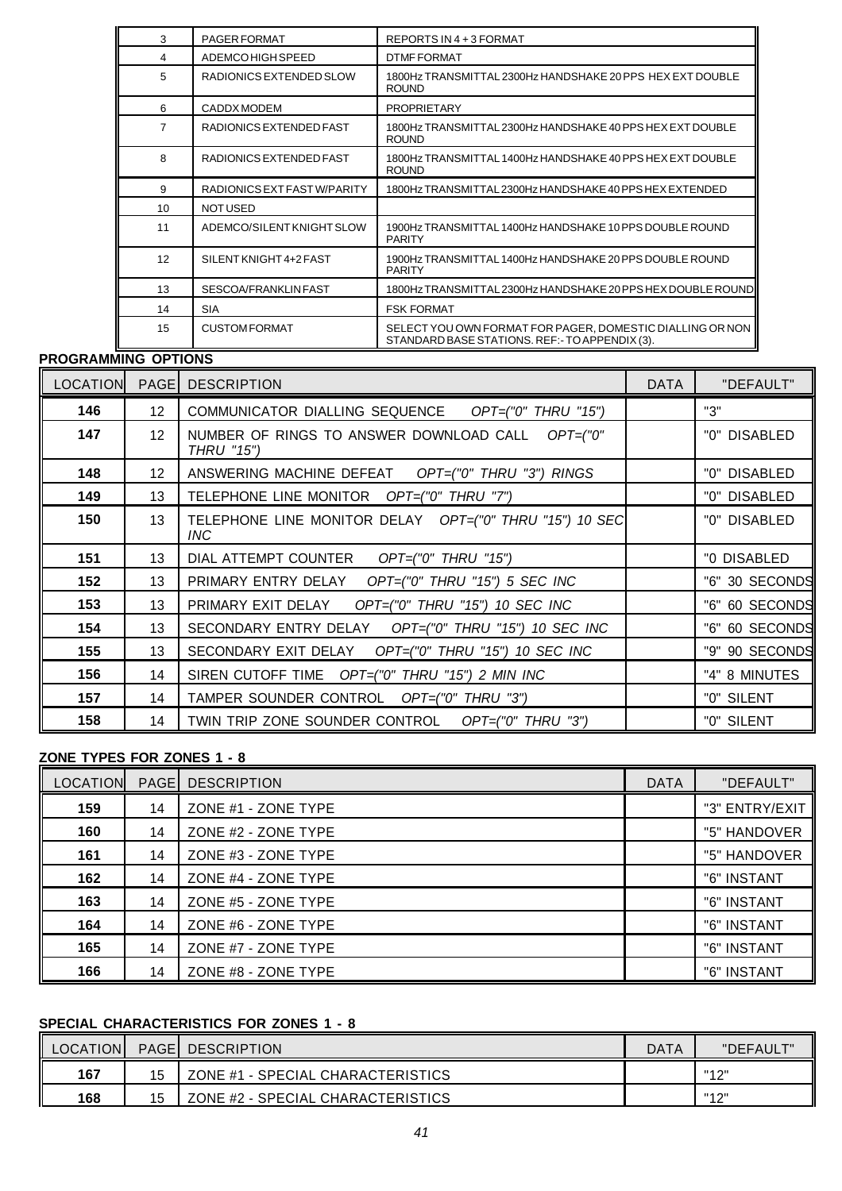| | | |
|---|---|---|
| 3 | PAGER FORMAT | REPORTS IN 4 + 3 FORMAT |
| 4 | ADEMCO HIGH SPEED | DTMF FORMAT |
| 5 | RADIONICS EXTENDED SLOW | 1800Hz TRANSMITTAL 2300Hz HANDSHAKE 20 PPS HEX EXT DOUBLE ROUND |
| 6 | CADDX MODEM | PROPRIETARY |
| 7 | RADIONICS EXTENDED FAST | 1800Hz TRANSMITTAL 2300Hz HANDSHAKE 40 PPS HEX EXT DOUBLE ROUND |
| 8 | RADIONICS EXTENDED FAST | 1800Hz TRANSMITTAL 1400Hz HANDSHAKE 40 PPS HEX EXT DOUBLE ROUND |
| 9 | RADIONICS EXT FAST W/PARITY | 1800Hz TRANSMITTAL 2300Hz HANDSHAKE 40 PPS HEX EXTENDED |
| 10 | NOT USED | |
| 11 | ADEMCO/SILENT KNIGHT SLOW | 1900Hz TRANSMITTAL 1400Hz HANDSHAKE 10 PPS DOUBLE ROUND PARITY |
| 12 | SILENT KNIGHT 4+2 FAST | 1900Hz TRANSMITTAL 1400Hz HANDSHAKE 20 PPS DOUBLE ROUND PARITY |
| 13 | SESCOA/FRANKLIN FAST | 1800Hz TRANSMITTAL 2300Hz HANDSHAKE 20 PPS HEX DOUBLE ROUND |
| 14 | SIA | FSK FORMAT |
| 15 | CUSTOM FORMAT | SELECT YOU OWN FORMAT FOR PAGER, DOMESTIC DIALLING OR NON STANDARD BASE STATIONS. REF:- TO APPENDIX (3). |

**PROGRAMMING OPTIONS**

| LOCATION | PAGE | DESCRIPTION | DATA | "DEFAULT" |
|---|---|---|---|---|
| **146** | 12 | COMMUNICATOR DIALLING SEQUENCE *OPT=("0" THRU "15")* | | "3" |
| **147** | 12 | NUMBER OF RINGS TO ANSWER DOWNLOAD CALL *OPT=("0" THRU "15")* | | "0" DISABLED |
| **148** | 12 | ANSWERING MACHINE DEFEAT *OPT=("0" THRU "3") RINGS* | | "0" DISABLED |
| **149** | 13 | TELEPHONE LINE MONITOR *OPT=("0" THRU "7")* | | "0" DISABLED |
| **150** | 13 | TELEPHONE LINE MONITOR DELAY *OPT=("0" THRU "15") 10 SEC INC* | | "0" DISABLED |
| **151** | 13 | DIAL ATTEMPT COUNTER *OPT=("0" THRU "15")* | | "0 DISABLED |
| **152** | 13 | PRIMARY ENTRY DELAY *OPT=("0" THRU "15") 5 SEC INC* | | "6" 30 SECONDS |
| **153** | 13 | PRIMARY EXIT DELAY *OPT=("0" THRU "15") 10 SEC INC* | | "6" 60 SECONDS |
| **154** | 13 | SECONDARY ENTRY DELAY *OPT=("0" THRU "15") 10 SEC INC* | | "6" 60 SECONDS |
| **155** | 13 | SECONDARY EXIT DELAY *OPT=("0" THRU "15") 10 SEC INC* | | "9" 90 SECONDS |
| **156** | 14 | SIREN CUTOFF TIME *OPT=("0" THRU "15") 2 MIN INC* | | "4" 8 MINUTES |
| **157** | 14 | TAMPER SOUNDER CONTROL *OPT=("0" THRU "3")* | | "0" SILENT |
| **158** | 14 | TWIN TRIP ZONE SOUNDER CONTROL *OPT=("0" THRU "3")* | | "0" SILENT |

**ZONE TYPES FOR ZONES 1 - 8**

| LOCATION | PAGE | DESCRIPTION | DATA | "DEFAULT" |
|---|---|---|---|---|
| **159** | 14 | ZONE #1 - ZONE TYPE | | "3" ENTRY/EXIT |
| **160** | 14 | ZONE #2 - ZONE TYPE | | "5" HANDOVER |
| **161** | 14 | ZONE #3 - ZONE TYPE | | "5" HANDOVER |
| **162** | 14 | ZONE #4 - ZONE TYPE | | "6" INSTANT |
| **163** | 14 | ZONE #5 - ZONE TYPE | | "6" INSTANT |
| **164** | 14 | ZONE #6 - ZONE TYPE | | "6" INSTANT |
| **165** | 14 | ZONE #7 - ZONE TYPE | | "6" INSTANT |
| **166** | 14 | ZONE #8 - ZONE TYPE | | "6" INSTANT |

**SPECIAL CHARACTERISTICS FOR ZONES 1 - 8**

| LOCATION | PAGE | DESCRIPTION | DATA | "DEFAULT" |
|---|---|---|---|---|
| **167** | 15 | ZONE #1 - SPECIAL CHARACTERISTICS | | "12" |
| **168** | 15 | ZONE #2 - SPECIAL CHARACTERISTICS | | "12" |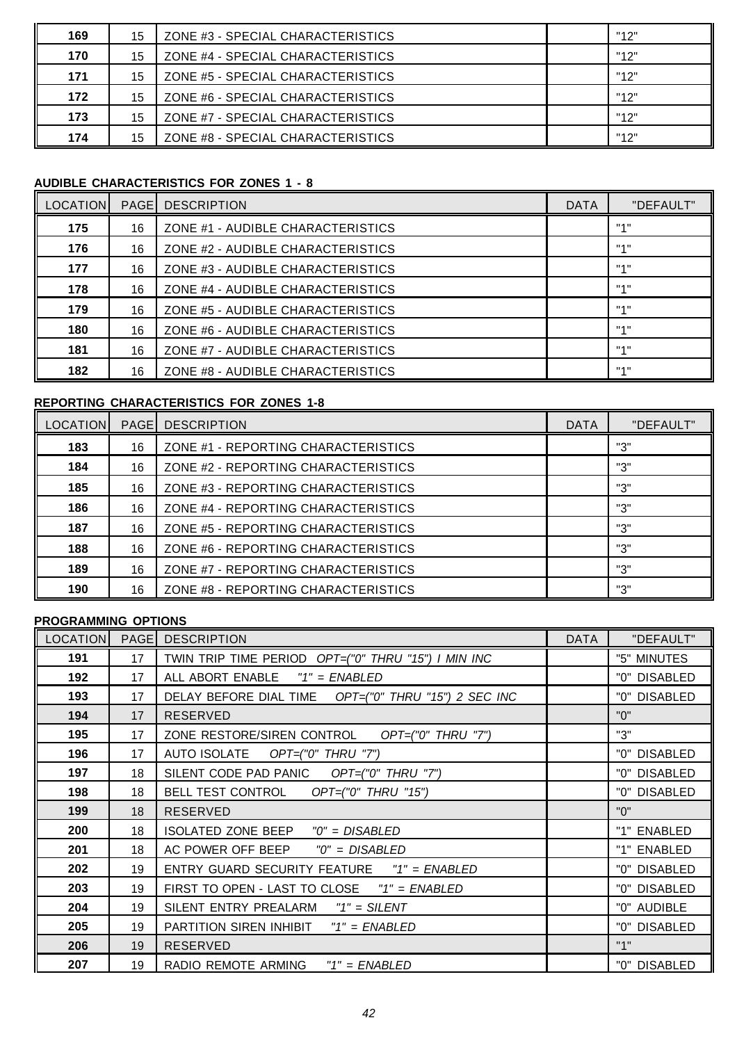| | | | | |
|---|---|---|---|---|
| **169** | 15 | ZONE #3 - SPECIAL CHARACTERISTICS | | "12" |
| **170** | 15 | ZONE #4 - SPECIAL CHARACTERISTICS | | "12" |
| **171** | 15 | ZONE #5 - SPECIAL CHARACTERISTICS | | "12" |
| **172** | 15 | ZONE #6 - SPECIAL CHARACTERISTICS | | "12" |
| **173** | 15 | ZONE #7 - SPECIAL CHARACTERISTICS | | "12" |
| **174** | 15 | ZONE #8 - SPECIAL CHARACTERISTICS | | "12" |

**AUDIBLE CHARACTERISTICS FOR ZONES 1 - 8**

| LOCATION | PAGE | DESCRIPTION | DATA | "DEFAULT" |
|---|---|---|---|---|
| **175** | 16 | ZONE #1 - AUDIBLE CHARACTERISTICS | | "1" |
| **176** | 16 | ZONE #2 - AUDIBLE CHARACTERISTICS | | "1" |
| **177** | 16 | ZONE #3 - AUDIBLE CHARACTERISTICS | | "1" |
| **178** | 16 | ZONE #4 - AUDIBLE CHARACTERISTICS | | "1" |
| **179** | 16 | ZONE #5 - AUDIBLE CHARACTERISTICS | | "1" |
| **180** | 16 | ZONE #6 - AUDIBLE CHARACTERISTICS | | "1" |
| **181** | 16 | ZONE #7 - AUDIBLE CHARACTERISTICS | | "1" |
| **182** | 16 | ZONE #8 - AUDIBLE CHARACTERISTICS | | "1" |

**REPORTING CHARACTERISTICS FOR ZONES 1-8**

| LOCATION | PAGE | DESCRIPTION | DATA | "DEFAULT" |
|---|---|---|---|---|
| **183** | 16 | ZONE #1 - REPORTING CHARACTERISTICS | | "3" |
| **184** | 16 | ZONE #2 - REPORTING CHARACTERISTICS | | "3" |
| **185** | 16 | ZONE #3 - REPORTING CHARACTERISTICS | | "3" |
| **186** | 16 | ZONE #4 - REPORTING CHARACTERISTICS | | "3" |
| **187** | 16 | ZONE #5 - REPORTING CHARACTERISTICS | | "3" |
| **188** | 16 | ZONE #6 - REPORTING CHARACTERISTICS | | "3" |
| **189** | 16 | ZONE #7 - REPORTING CHARACTERISTICS | | "3" |
| **190** | 16 | ZONE #8 - REPORTING CHARACTERISTICS | | "3" |

**PROGRAMMING OPTIONS**

| LOCATION | PAGE | DESCRIPTION | DATA | "DEFAULT" |
|---|---|---|---|---|
| **191** | 17 | TWIN TRIP TIME PERIOD *OPT=("0" THRU "15") I MIN INC* | | "5" MINUTES |
| **192** | 17 | ALL ABORT ENABLE *"1" = ENABLED* | | "0" DISABLED |
| **193** | 17 | DELAY BEFORE DIAL TIME *OPT=("0" THRU "15") 2 SEC INC* | | "0" DISABLED |
| **194** | 17 | RESERVED | | "0" |
| **195** | 17 | ZONE RESTORE/SIREN CONTROL *OPT=("0" THRU "7")* | | "3" |
| **196** | 17 | AUTO ISOLATE *OPT=("0" THRU "7")* | | "0" DISABLED |
| **197** | 18 | SILENT CODE PAD PANIC *OPT=("0" THRU "7")* | | "0" DISABLED |
| **198** | 18 | BELL TEST CONTROL *OPT=("0" THRU "15")* | | "0" DISABLED |
| **199** | 18 | RESERVED | | "0" |
| **200** | 18 | ISOLATED ZONE BEEP *"0" = DISABLED* | | "1" ENABLED |
| **201** | 18 | AC POWER OFF BEEP *"0" = DISABLED* | | "1" ENABLED |
| **202** | 19 | ENTRY GUARD SECURITY FEATURE *"1" = ENABLED* | | "0" DISABLED |
| **203** | 19 | FIRST TO OPEN - LAST TO CLOSE *"1" = ENABLED* | | "0" DISABLED |
| **204** | 19 | SILENT ENTRY PREALARM *"1" = SILENT* | | "0" AUDIBLE |
| **205** | 19 | PARTITION SIREN INHIBIT *"1" = ENABLED* | | "0" DISABLED |
| **206** | 19 | RESERVED | | "1" |
| **207** | 19 | RADIO REMOTE ARMING *"1" = ENABLED* | | "0" DISABLED |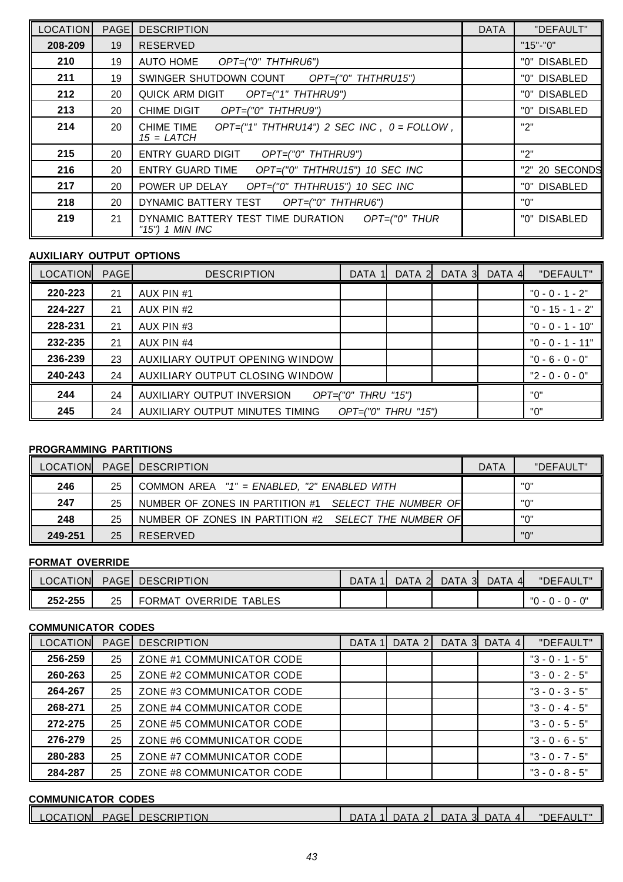| LOCATION | PAGE | DESCRIPTION | DATA | "DEFAULT" |
|---|---|---|---|---|
| **208-209** | 19 | RESERVED | | "15"-"0" |
| **210** | 19 | AUTO HOME *OPT=("0" THTHRU6")* | | "0" DISABLED |
| **211** | 19 | SWINGER SHUTDOWN COUNT *OPT=("0" THTHRU15")* | | "0" DISABLED |
| **212** | 20 | QUICK ARM DIGIT *OPT=("1" THTHRU9")* | | "0" DISABLED |
| **213** | 20 | CHIME DIGIT *OPT=("0" THTHRU9")* | | "0" DISABLED |
| **214** | 20 | CHIME TIME *OPT=("1" THTHRU14") 2 SEC INC , 0 = FOLLOW , 15 = LATCH* | | "2" |
| **215** | 20 | ENTRY GUARD DIGIT *OPT=("0" THTHRU9")* | | "2" |
| **216** | 20 | ENTRY GUARD TIME *OPT=("0" THTHRU15") 10 SEC INC* | | "2" 20 SECONDS |
| **217** | 20 | POWER UP DELAY *OPT=("0" THTHRU15") 10 SEC INC* | | "0" DISABLED |
| **218** | 20 | DYNAMIC BATTERY TEST *OPT=("0" THTHRU6")* | | "0" |
| **219** | 21 | DYNAMIC BATTERY TEST TIME DURATION *OPT=("0" THUR "15") 1 MIN INC* | | "0" DISABLED |

**AUXILIARY OUTPUT OPTIONS**

| LOCATION | PAGE | DESCRIPTION | DATA 1 | DATA 2 | DATA 3 | DATA 4 | "DEFAULT" |
|---|---|---|---|---|---|---|---|
| **220-223** | 21 | AUX PIN #1 | | | | | "0 - 0 - 1 - 2" |
| **224-227** | 21 | AUX PIN #2 | | | | | "0 - 15 - 1 - 2" |
| **228-231** | 21 | AUX PIN #3 | | | | | "0 - 0 - 1 - 10" |
| **232-235** | 21 | AUX PIN #4 | | | | | "0 - 0 - 1 - 11" |
| **236-239** | 23 | AUXILIARY OUTPUT OPENING WINDOW | | | | | "0 - 6 - 0 - 0" |
| **240-243** | 24 | AUXILIARY OUTPUT CLOSING WINDOW | | | | | "2 - 0 - 0 - 0" |
| **244** | 24 | AUXILIARY OUTPUT INVERSION *OPT=("0" THRU "15")* | | | | | "0" |
| **245** | 24 | AUXILIARY OUTPUT MINUTES TIMING *OPT=("0" THRU "15")* | | | | | "0" |

**PROGRAMMING PARTITIONS**

| LOCATION | PAGE | DESCRIPTION | DATA | "DEFAULT" |
|---|---|---|---|---|
| **246** | 25 | COMMON AREA *"1" = ENABLED, "2" ENABLED WITH* | | "0" |
| **247** | 25 | NUMBER OF ZONES IN PARTITION #1 *SELECT THE NUMBER OF* | | "0" |
| **248** | 25 | NUMBER OF ZONES IN PARTITION #2 *SELECT THE NUMBER OF* | | "0" |
| **249-251** | 25 | RESERVED | | "0" |

**FORMAT OVERRIDE**

| LOCATION | PAGE | DESCRIPTION | DATA 1 | DATA 2 | DATA 3 | DATA 4 | "DEFAULT" |
|---|---|---|---|---|---|---|---|
| **252-255** | 25 | FORMAT OVERRIDE TABLES | | | | | "0 - 0 - 0 - 0" |

**COMMUNICATOR CODES**

| LOCATION | PAGE | DESCRIPTION | DATA 1 | DATA 2 | DATA 3 | DATA 4 | "DEFAULT" |
|---|---|---|---|---|---|---|---|
| **256-259** | 25 | ZONE #1 COMMUNICATOR CODE | | | | | "3 - 0 - 1 - 5" |
| **260-263** | 25 | ZONE #2 COMMUNICATOR CODE | | | | | "3 - 0 - 2 - 5" |
| **264-267** | 25 | ZONE #3 COMMUNICATOR CODE | | | | | "3 - 0 - 3 - 5" |
| **268-271** | 25 | ZONE #4 COMMUNICATOR CODE | | | | | "3 - 0 - 4 - 5" |
| **272-275** | 25 | ZONE #5 COMMUNICATOR CODE | | | | | "3 - 0 - 5 - 5" |
| **276-279** | 25 | ZONE #6 COMMUNICATOR CODE | | | | | "3 - 0 - 6 - 5" |
| **280-283** | 25 | ZONE #7 COMMUNICATOR CODE | | | | | "3 - 0 - 7 - 5" |
| **284-287** | 25 | ZONE #8 COMMUNICATOR CODE | | | | | "3 - 0 - 8 - 5" |

**COMMUNICATOR CODES**

| LOCATION | PAGE | DESCRIPTION | DATA 1 | DATA 2 | DATA 3 | DATA 4 | "DEFAULT" |
|---|---|---|---|---|---|---|---|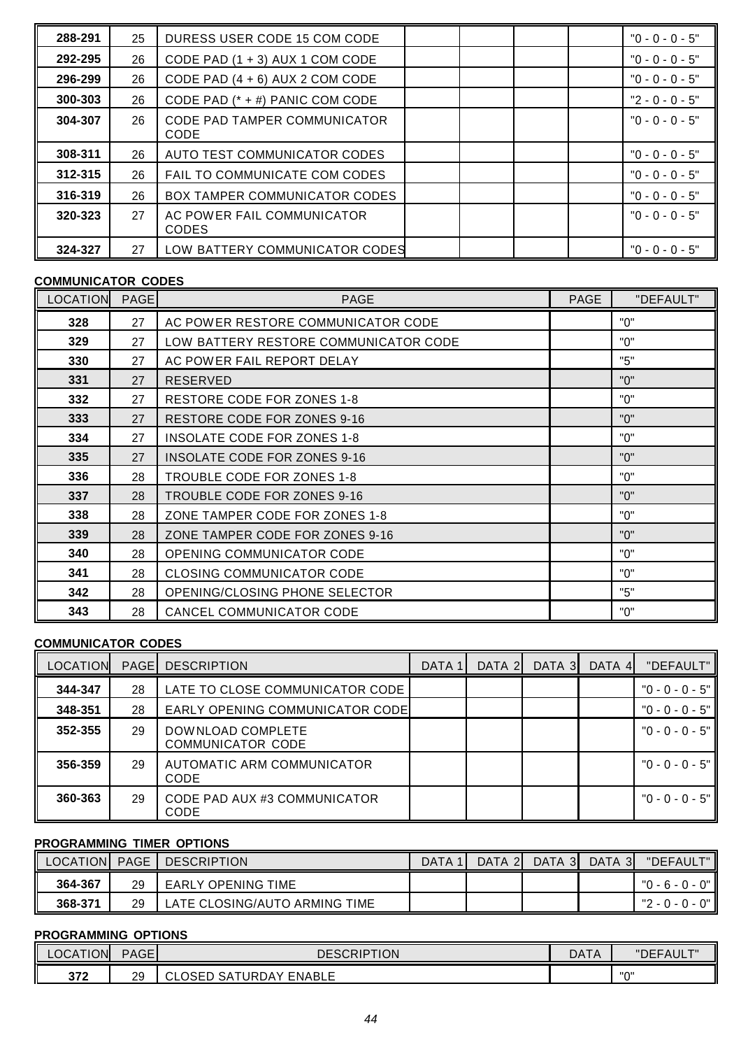| | | | | | | | |
|---|---|---|---|---|---|---|---|
| 288-291 | 25 | DURESS USER CODE 15 COM CODE | | | | | "0 - 0 - 0 - 5" |
| 292-295 | 26 | CODE PAD (1 + 3) AUX 1 COM CODE | | | | | "0 - 0 - 0 - 5" |
| 296-299 | 26 | CODE PAD (4 + 6) AUX 2 COM CODE | | | | | "0 - 0 - 0 - 5" |
| 300-303 | 26 | CODE PAD (* + #) PANIC COM CODE | | | | | "2 - 0 - 0 - 5" |
| 304-307 | 26 | CODE PAD TAMPER COMMUNICATOR CODE | | | | | "0 - 0 - 0 - 5" |
| 308-311 | 26 | AUTO TEST COMMUNICATOR CODES | | | | | "0 - 0 - 0 - 5" |
| 312-315 | 26 | FAIL TO COMMUNICATE COM CODES | | | | | "0 - 0 - 0 - 5" |
| 316-319 | 26 | BOX TAMPER COMMUNICATOR CODES | | | | | "0 - 0 - 0 - 5" |
| 320-323 | 27 | AC POWER FAIL COMMUNICATOR CODES | | | | | "0 - 0 - 0 - 5" |
| 324-327 | 27 | LOW BATTERY COMMUNICATOR CODES | | | | | "0 - 0 - 0 - 5" |

**COMMUNICATOR CODES**

| LOCATION | PAGE | PAGE | PAGE | "DEFAULT" |
|---|---|---|---|---|
| 328 | 27 | AC POWER RESTORE COMMUNICATOR CODE | | "0" |
| 329 | 27 | LOW BATTERY RESTORE COMMUNICATOR CODE | | "0" |
| 330 | 27 | AC POWER FAIL REPORT DELAY | | "5" |
| 331 | 27 | RESERVED | | "0" |
| 332 | 27 | RESTORE CODE FOR ZONES 1-8 | | "0" |
| 333 | 27 | RESTORE CODE FOR ZONES 9-16 | | "0" |
| 334 | 27 | INSOLATE CODE FOR ZONES 1-8 | | "0" |
| 335 | 27 | INSOLATE CODE FOR ZONES 9-16 | | "0" |
| 336 | 28 | TROUBLE CODE FOR ZONES 1-8 | | "0" |
| 337 | 28 | TROUBLE CODE FOR ZONES 9-16 | | "0" |
| 338 | 28 | ZONE TAMPER CODE FOR ZONES 1-8 | | "0" |
| 339 | 28 | ZONE TAMPER CODE FOR ZONES 9-16 | | "0" |
| 340 | 28 | OPENING COMMUNICATOR CODE | | "0" |
| 341 | 28 | CLOSING COMMUNICATOR CODE | | "0" |
| 342 | 28 | OPENING/CLOSING PHONE SELECTOR | | "5" |
| 343 | 28 | CANCEL COMMUNICATOR CODE | | "0" |

**COMMUNICATOR CODES**

| LOCATION | PAGE | DESCRIPTION | DATA 1 | DATA 2 | DATA 3 | DATA 4 | "DEFAULT" |
|---|---|---|---|---|---|---|---|
| 344-347 | 28 | LATE TO CLOSE COMMUNICATOR CODE | | | | | "0 - 0 - 0 - 5" |
| 348-351 | 28 | EARLY OPENING COMMUNICATOR CODE | | | | | "0 - 0 - 0 - 5" |
| 352-355 | 29 | DOWNLOAD COMPLETE COMMUNICATOR CODE | | | | | "0 - 0 - 0 - 5" |
| 356-359 | 29 | AUTOMATIC ARM COMMUNICATOR CODE | | | | | "0 - 0 - 0 - 5" |
| 360-363 | 29 | CODE PAD AUX #3 COMMUNICATOR CODE | | | | | "0 - 0 - 0 - 5" |

**PROGRAMMING TIMER OPTIONS**

| LOCATION | PAGE | DESCRIPTION | DATA 1 | DATA 2 | DATA 3 | DATA 3 | "DEFAULT" |
|---|---|---|---|---|---|---|---|
| 364-367 | 29 | EARLY OPENING TIME | | | | | "0 - 6 - 0 - 0" |
| 368-371 | 29 | LATE CLOSING/AUTO ARMING TIME | | | | | "2 - 0 - 0 - 0" |

**PROGRAMMING OPTIONS**

| LOCATION | PAGE | DESCRIPTION | DATA | "DEFAULT" |
|---|---|---|---|---|
| 372 | 29 | CLOSED SATURDAY ENABLE | | "0" |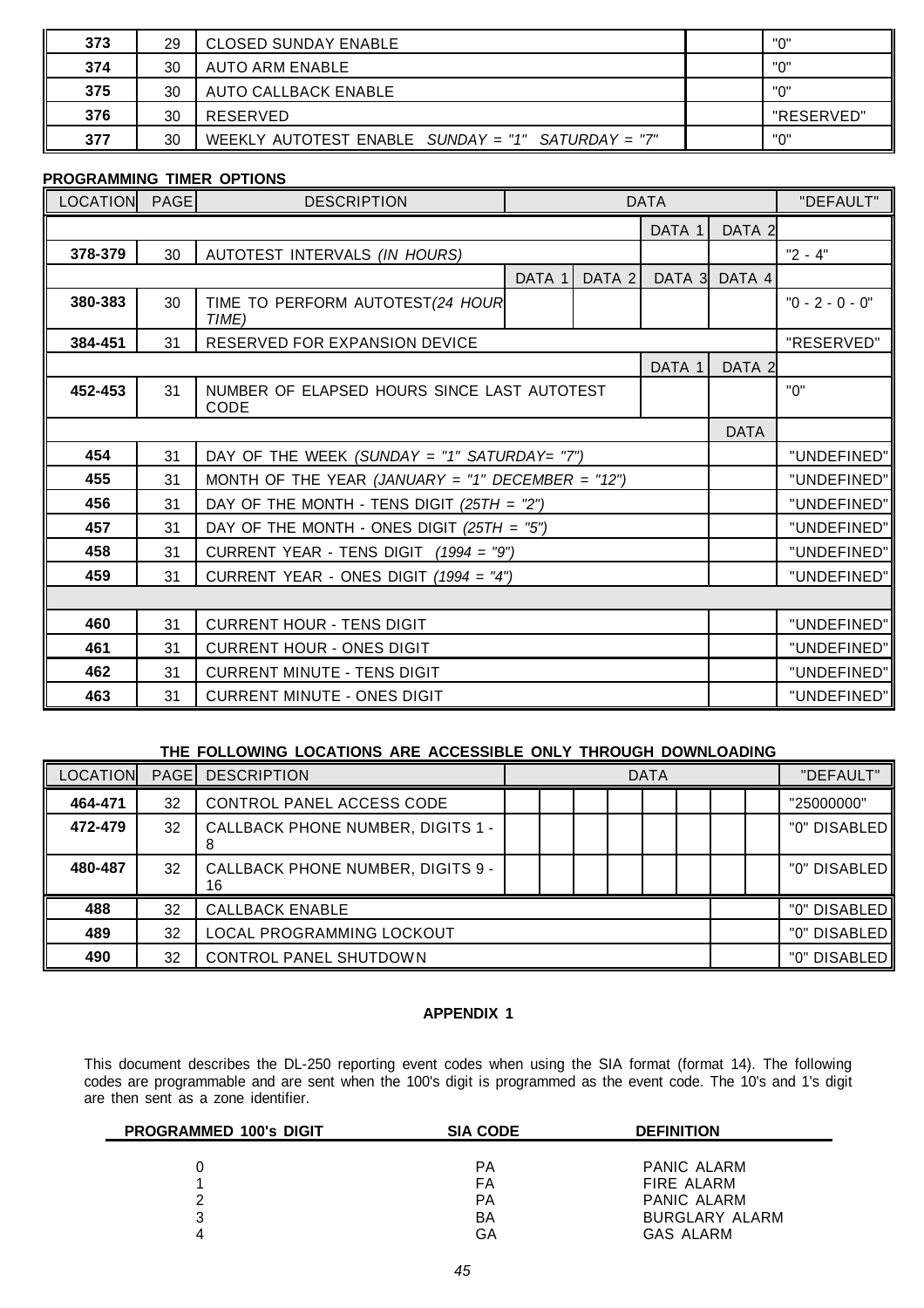| | | | | |
|---|---|---|---|---|
| **373** | 29 | CLOSED SUNDAY ENABLE | | "0" |
| **374** | 30 | AUTO ARM ENABLE | | "0" |
| **375** | 30 | AUTO CALLBACK ENABLE | | "0" |
| **376** | 30 | RESERVED | | "RESERVED" |
| **377** | 30 | WEEKLY AUTOTEST ENABLE *SUNDAY = "1" SATURDAY = "7"* | | "0" |

**PROGRAMMING TIMER OPTIONS**

| LOCATION | PAGE | DESCRIPTION | DATA | | | | "DEFAULT" |
|---|---|---|---|---|---|---|---|
| | | | | | DATA 1 | DATA 2 | |
| **378-379** | 30 | AUTOTEST INTERVALS *(IN HOURS)* | | | | | "2 - 4" |
| | | | DATA 1 | DATA 2 | DATA 3 | DATA 4 | |
| **380-383** | 30 | TIME TO PERFORM AUTOTEST*(24 HOUR TIME)* | | | | | "0 - 2 - 0 - 0" |
| **384-451** | 31 | RESERVED FOR EXPANSION DEVICE | | | | | "RESERVED" |
| | | | | | DATA 1 | DATA 2 | |
| **452-453** | 31 | NUMBER OF ELAPSED HOURS SINCE LAST AUTOTEST CODE | | | | | "0" |
| | | | | | | DATA | |
| **454** | 31 | DAY OF THE WEEK *(SUNDAY = "1" SATURDAY= "7")* | | | | | "UNDEFINED" |
| **455** | 31 | MONTH OF THE YEAR *(JANUARY = "1" DECEMBER = "12")* | | | | | "UNDEFINED" |
| **456** | 31 | DAY OF THE MONTH - TENS DIGIT *(25TH = "2")* | | | | | "UNDEFINED" |
| **457** | 31 | DAY OF THE MONTH - ONES DIGIT *(25TH = "5")* | | | | | "UNDEFINED" |
| **458** | 31 | CURRENT YEAR - TENS DIGIT *(1994 = "9")* | | | | | "UNDEFINED" |
| **459** | 31 | CURRENT YEAR - ONES DIGIT *(1994 = "4")* | | | | | "UNDEFINED" |
| | | | | | | | |
| **460** | 31 | CURRENT HOUR - TENS DIGIT | | | | | "UNDEFINED" |
| **461** | 31 | CURRENT HOUR - ONES DIGIT | | | | | "UNDEFINED" |
| **462** | 31 | CURRENT MINUTE - TENS DIGIT | | | | | "UNDEFINED" |
| **463** | 31 | CURRENT MINUTE - ONES DIGIT | | | | | "UNDEFINED" |

**THE FOLLOWING LOCATIONS ARE ACCESSIBLE ONLY THROUGH DOWNLOADING**

| LOCATION | PAGE | DESCRIPTION | DATA | | | | | | | | "DEFAULT" |
|---|---|---|---|---|---|---|---|---|---|---|---|
| **464-471** | 32 | CONTROL PANEL ACCESS CODE | | | | | | | | | "25000000" |
| **472-479** | 32 | CALLBACK PHONE NUMBER, DIGITS 1 - 8 | | | | | | | | | "0" DISABLED |
| **480-487** | 32 | CALLBACK PHONE NUMBER, DIGITS 9 - 16 | | | | | | | | | "0" DISABLED |
| **488** | 32 | CALLBACK ENABLE | | | | | | | | | "0" DISABLED |
| **489** | 32 | LOCAL PROGRAMMING LOCKOUT | | | | | | | | | "0" DISABLED |
| **490** | 32 | CONTROL PANEL SHUTDOWN | | | | | | | | | "0" DISABLED |

## APPENDIX 1

This document describes the DL-250 reporting event codes when using the SIA format (format 14). The following codes are programmable and are sent when the 100's digit is programmed as the event code. The 10's and 1's digit are then sent as a zone identifier.

| PROGRAMMED 100's DIGIT | SIA CODE | DEFINITION |
|---|---|---|
| 0 | PA | PANIC ALARM |
| 1 | FA | FIRE ALARM |
| 2 | PA | PANIC ALARM |
| 3 | BA | BURGLARY ALARM |
| 4 | GA | GAS ALARM |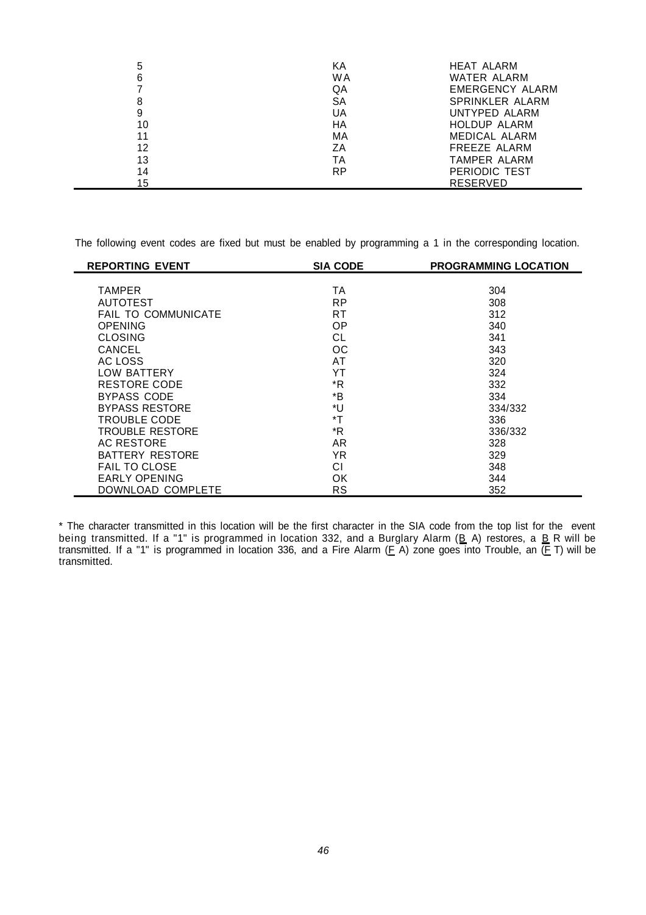| | | |
|---|---|---|
| 5 | KA | HEAT ALARM |
| 6 | WA | WATER ALARM |
| 7 | QA | EMERGENCY ALARM |
| 8 | SA | SPRINKLER ALARM |
| 9 | UA | UNTYPED ALARM |
| 10 | HA | HOLDUP ALARM |
| 11 | MA | MEDICAL ALARM |
| 12 | ZA | FREEZE ALARM |
| 13 | TA | TAMPER ALARM |
| 14 | RP | PERIODIC TEST |
| 15 | | RESERVED |

The following event codes are fixed but must be enabled by programming a 1 in the corresponding location.

| REPORTING EVENT | SIA CODE | PROGRAMMING LOCATION |
|---|---|---|
| TAMPER | TA | 304 |
| AUTOTEST | RP | 308 |
| FAIL TO COMMUNICATE | RT | 312 |
| OPENING | OP | 340 |
| CLOSING | CL | 341 |
| CANCEL | OC | 343 |
| AC LOSS | AT | 320 |
| LOW BATTERY | YT | 324 |
| RESTORE CODE | *R | 332 |
| BYPASS CODE | *B | 334 |
| BYPASS RESTORE | *U | 334/332 |
| TROUBLE CODE | *T | 336 |
| TROUBLE RESTORE | *R | 336/332 |
| AC RESTORE | AR | 328 |
| BATTERY RESTORE | YR | 329 |
| FAIL TO CLOSE | CI | 348 |
| EARLY OPENING | OK | 344 |
| DOWNLOAD COMPLETE | RS | 352 |

* The character transmitted in this location will be the first character in the SIA code from the top list for the event being transmitted. If a "1" is programmed in location 332, and a Burglary Alarm (B A) restores, a B R will be transmitted. If a "1" is programmed in location 336, and a Fire Alarm (F A) zone goes into Trouble, an (F T) will be transmitted.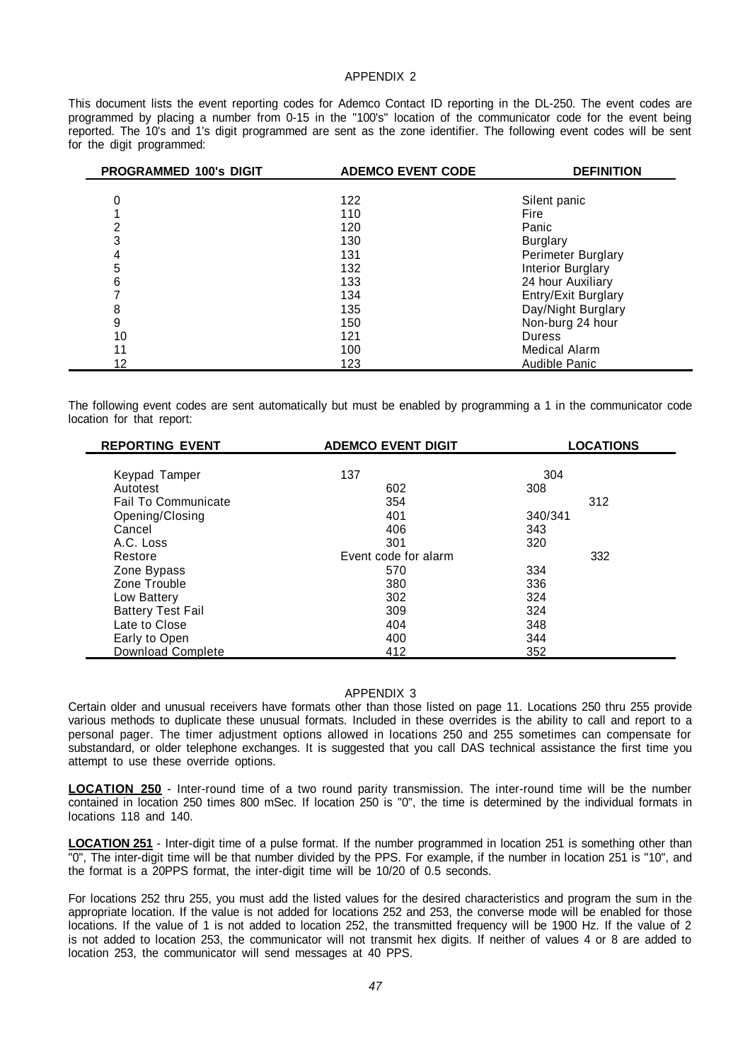# APPENDIX 2

This document lists the event reporting codes for Ademco Contact ID reporting in the DL-250. The event codes are programmed by placing a number from 0-15 in the "100's" location of the communicator code for the event being reported. The 10's and 1's digit programmed are sent as the zone identifier. The following event codes will be sent for the digit programmed:

| PROGRAMMED 100's DIGIT | ADEMCO EVENT CODE | DEFINITION |
|---|---|---|
| 0 | 122 | Silent panic |
| 1 | 110 | Fire |
| 2 | 120 | Panic |
| 3 | 130 | Burglary |
| 4 | 131 | Perimeter Burglary |
| 5 | 132 | Interior Burglary |
| 6 | 133 | 24 hour Auxiliary |
| 7 | 134 | Entry/Exit Burglary |
| 8 | 135 | Day/Night Burglary |
| 9 | 150 | Non-burg 24 hour |
| 10 | 121 | Duress |
| 11 | 100 | Medical Alarm |
| 12 | 123 | Audible Panic |

The following event codes are sent automatically but must be enabled by programming a 1 in the communicator code location for that report:

| REPORTING EVENT | ADEMCO EVENT DIGIT | LOCATIONS |
|---|---|---|
| Keypad Tamper | 137 | 304 |
| Autotest | 602 | 308 |
| Fail To Communicate | 354 | 312 |
| Opening/Closing | 401 | 340/341 |
| Cancel | 406 | 343 |
| A.C. Loss | 301 | 320 |
| Restore | Event code for alarm | 332 |
| Zone Bypass | 570 | 334 |
| Zone Trouble | 380 | 336 |
| Low Battery | 302 | 324 |
| Battery Test Fail | 309 | 324 |
| Late to Close | 404 | 348 |
| Early to Open | 400 | 344 |
| Download Complete | 412 | 352 |

# APPENDIX 3

Certain older and unusual receivers have formats other than those listed on page 11. Locations 250 thru 255 provide various methods to duplicate these unusual formats. Included in these overrides is the ability to call and report to a personal pager. The timer adjustment options allowed in locations 250 and 255 sometimes can compensate for substandard, or older telephone exchanges. It is suggested that you call DAS technical assistance the first time you attempt to use these override options.

**LOCATION 250** - Inter-round time of a two round parity transmission. The inter-round time will be the number contained in location 250 times 800 mSec. If location 250 is "0", the time is determined by the individual formats in locations 118 and 140.

**LOCATION 251** - Inter-digit time of a pulse format. If the number programmed in location 251 is something other than "0", The inter-digit time will be that number divided by the PPS. For example, if the number in location 251 is "10", and the format is a 20PPS format, the inter-digit time will be 10/20 of 0.5 seconds.

For locations 252 thru 255, you must add the listed values for the desired characteristics and program the sum in the appropriate location. If the value is not added for locations 252 and 253, the converse mode will be enabled for those locations. If the value of 1 is not added to location 252, the transmitted frequency will be 1900 Hz. If the value of 2 is not added to location 253, the communicator will not transmit hex digits. If neither of values 4 or 8 are added to location 253, the communicator will send messages at 40 PPS.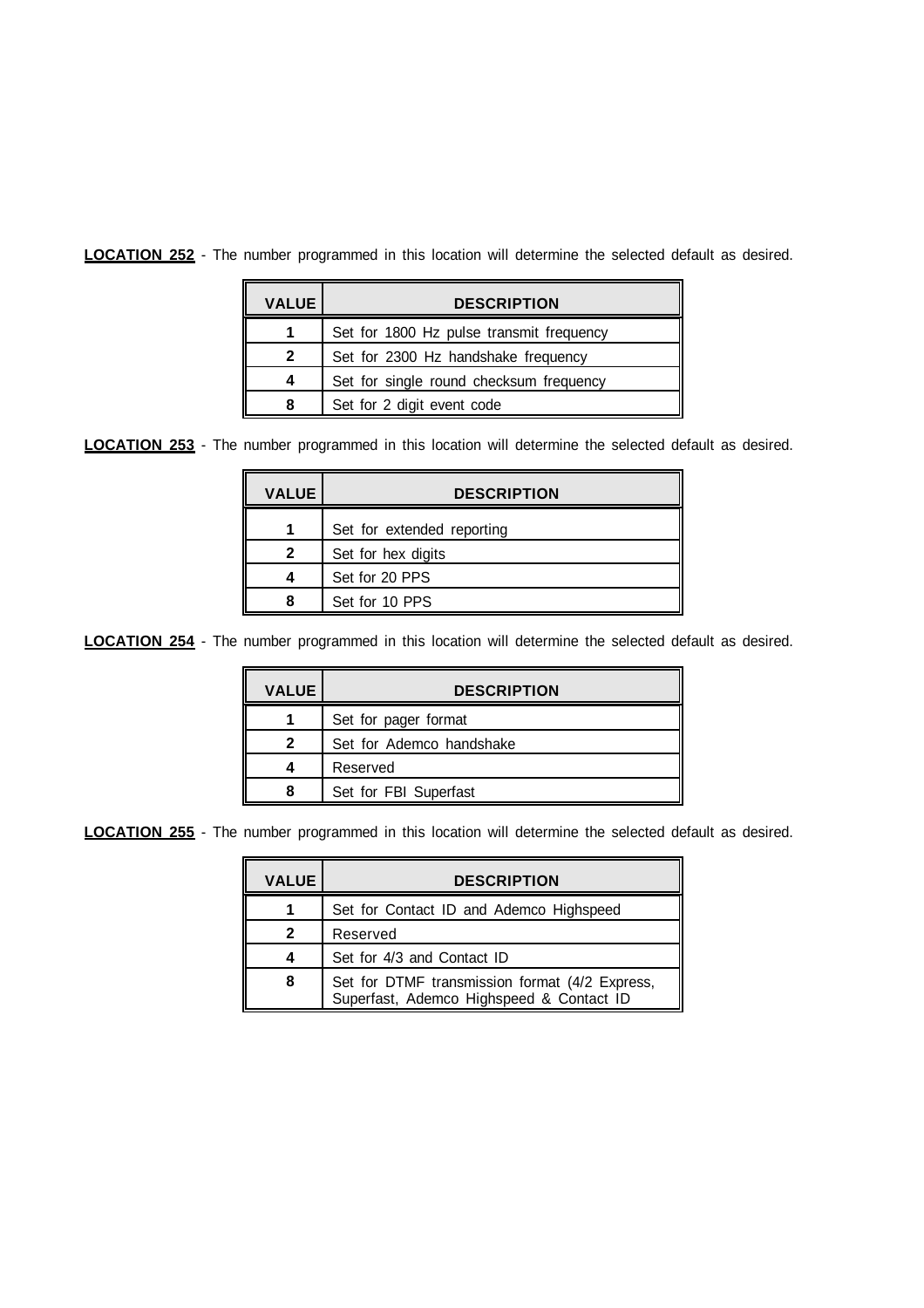**LOCATION 252** - The number programmed in this location will determine the selected default as desired.

| VALUE | DESCRIPTION |
|---|---|
| 1 | Set for 1800 Hz pulse transmit frequency |
| 2 | Set for 2300 Hz handshake frequency |
| 4 | Set for single round checksum frequency |
| 8 | Set for 2 digit event code |

**LOCATION 253** - The number programmed in this location will determine the selected default as desired.

| VALUE | DESCRIPTION |
|---|---|
| 1 | Set for extended reporting |
| 2 | Set for hex digits |
| 4 | Set for 20 PPS |
| 8 | Set for 10 PPS |

**LOCATION 254** - The number programmed in this location will determine the selected default as desired.

| VALUE | DESCRIPTION |
|---|---|
| 1 | Set for pager format |
| 2 | Set for Ademco handshake |
| 4 | Reserved |
| 8 | Set for FBI Superfast |

**LOCATION 255** - The number programmed in this location will determine the selected default as desired.

| VALUE | DESCRIPTION |
|---|---|
| 1 | Set for Contact ID and Ademco Highspeed |
| 2 | Reserved |
| 4 | Set for 4/3 and Contact ID |
| 8 | Set for DTMF transmission format (4/2 Express, Superfast, Ademco Highspeed & Contact ID |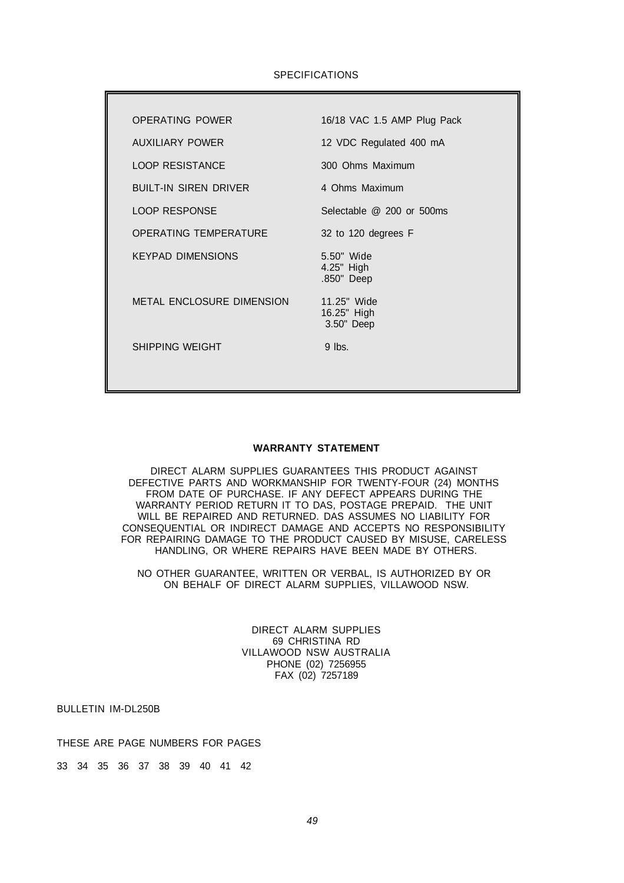## SPECIFICATIONS

| | |
|---|---|
| OPERATING POWER | 16/18 VAC 1.5 AMP Plug Pack |
| AUXILIARY POWER | 12 VDC Regulated 400 mA |
| LOOP RESISTANCE | 300 Ohms Maximum |
| BUILT-IN SIREN DRIVER | 4 Ohms Maximum |
| LOOP RESPONSE | Selectable @ 200 or 500ms |
| OPERATING TEMPERATURE | 32 to 120 degrees F |
| KEYPAD DIMENSIONS | 5.50" Wide<br>4.25" High<br>.850" Deep |
| METAL ENCLOSURE DIMENSION | 11.25" Wide<br>16.25" High<br>3.50" Deep |
| SHIPPING WEIGHT | 9 lbs. |

## WARRANTY STATEMENT

DIRECT ALARM SUPPLIES GUARANTEES THIS PRODUCT AGAINST DEFECTIVE PARTS AND WORKMANSHIP FOR TWENTY-FOUR (24) MONTHS FROM DATE OF PURCHASE. IF ANY DEFECT APPEARS DURING THE WARRANTY PERIOD RETURN IT TO DAS, POSTAGE PREPAID. THE UNIT WILL BE REPAIRED AND RETURNED. DAS ASSUMES NO LIABILITY FOR CONSEQUENTIAL OR INDIRECT DAMAGE AND ACCEPTS NO RESPONSIBILITY FOR REPAIRING DAMAGE TO THE PRODUCT CAUSED BY MISUSE, CARELESS HANDLING, OR WHERE REPAIRS HAVE BEEN MADE BY OTHERS.

NO OTHER GUARANTEE, WRITTEN OR VERBAL, IS AUTHORIZED BY OR ON BEHALF OF DIRECT ALARM SUPPLIES, VILLAWOOD NSW.

DIRECT ALARM SUPPLIES
69 CHRISTINA RD
VILLAWOOD NSW AUSTRALIA
PHONE (02) 7256955
FAX (02) 7257189

BULLETIN IM-DL250B

THESE ARE PAGE NUMBERS FOR PAGES

33 34 35 36 37 38 39 40 41 42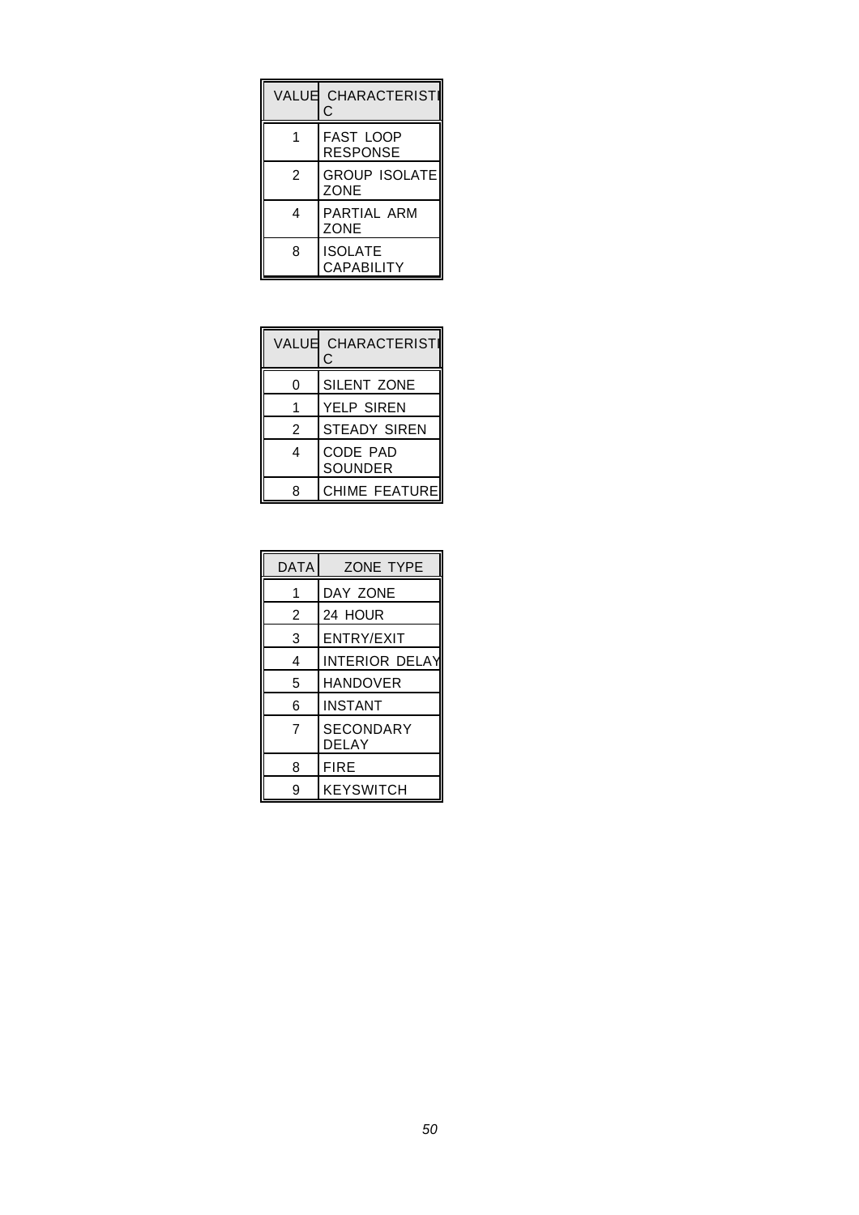| VALUE | CHARACTERISTIC |
|---|---|
| 1 | FAST LOOP RESPONSE |
| 2 | GROUP ISOLATE ZONE |
| 4 | PARTIAL ARM ZONE |
| 8 | ISOLATE CAPABILITY |

| VALUE | CHARACTERISTIC |
|---|---|
| 0 | SILENT ZONE |
| 1 | YELP SIREN |
| 2 | STEADY SIREN |
| 4 | CODE PAD SOUNDER |
| 8 | CHIME FEATURE |

| DATA | ZONE TYPE |
|---|---|
| 1 | DAY ZONE |
| 2 | 24 HOUR |
| 3 | ENTRY/EXIT |
| 4 | INTERIOR DELAY |
| 5 | HANDOVER |
| 6 | INSTANT |
| 7 | SECONDARY DELAY |
| 8 | FIRE |
| 9 | KEYSWITCH |